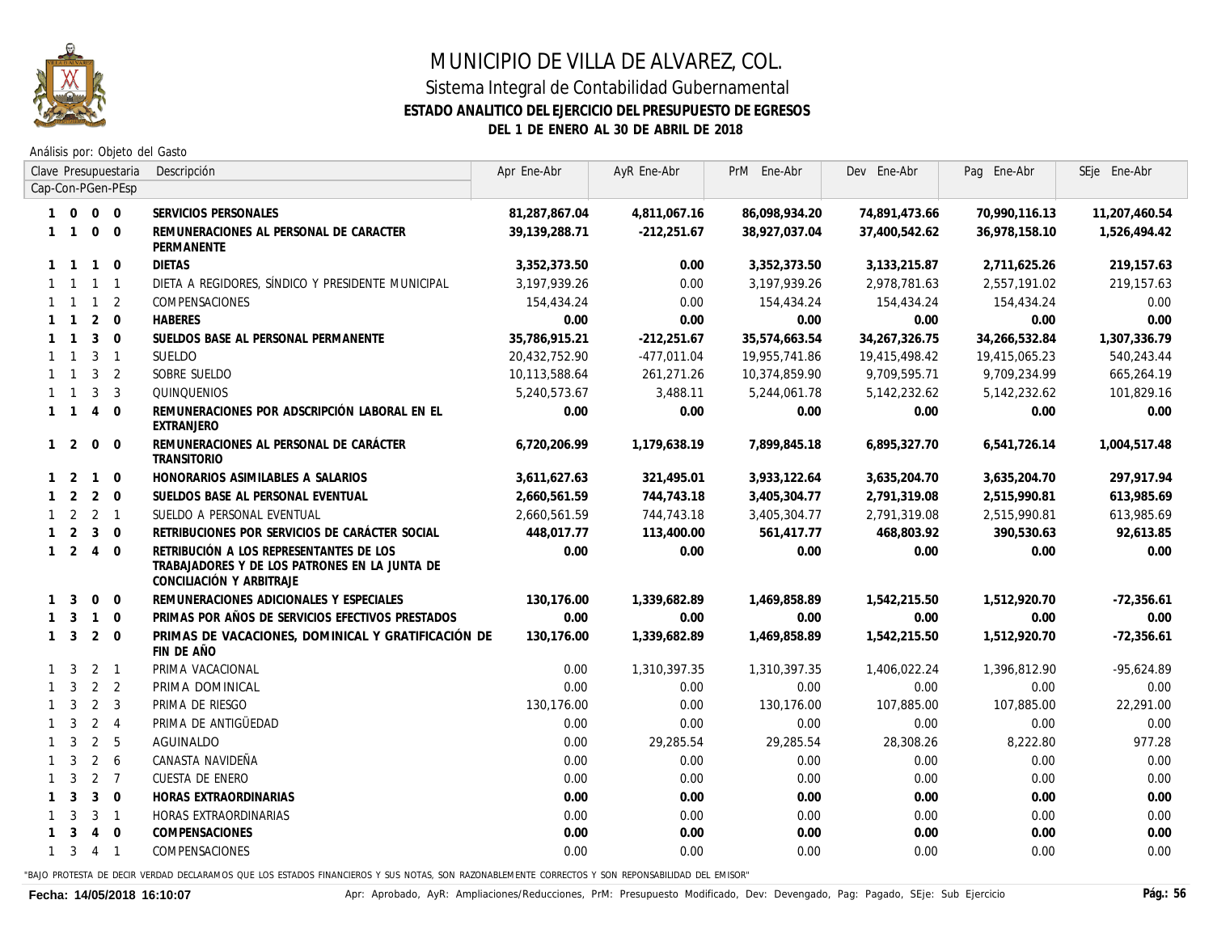# MUNICIPIO DE VILLA DE ALVAREZ, COL.

## Sistema Integral de Contabilidad Gubernamental

### ESTADO ANALITICO DEL EJERCICIO DEL PRESUPUESTO DE EGRESOS

### DEL 1 DE ENERO AL 30 DE ABRIL DE 2018

Análisis por: Objeto del Gasto

| Clave Presupuestaria Cap-Con-PGen-PEsp | Descripción | Apr Ene-Abr | AyR Ene-Abr | PrM Ene-Abr | Dev Ene-Abr | Pag Ene-Abr | SEje Ene-Abr |
|---|---|---|---|---|---|---|---|
| **1 0 0 0** | **SERVICIOS PERSONALES** | **81,287,867.04** | **4,811,067.16** | **86,098,934.20** | **74,891,473.66** | **70,990,116.13** | **11,207,460.54** |
| **1 1 0 0** | **REMUNERACIONES AL PERSONAL DE CARACTER PERMANENTE** | **39,139,288.71** | **-212,251.67** | **38,927,037.04** | **37,400,542.62** | **36,978,158.10** | **1,526,494.42** |
| **1 1 1 0** | **DIETAS** | **3,352,373.50** | **0.00** | **3,352,373.50** | **3,133,215.87** | **2,711,625.26** | **219,157.63** |
| 1 1 1 1 | DIETA A REGIDORES, SÍNDICO Y PRESIDENTE MUNICIPAL | 3,197,939.26 | 0.00 | 3,197,939.26 | 2,978,781.63 | 2,557,191.02 | 219,157.63 |
| 1 1 1 2 | COMPENSACIONES | 154,434.24 | 0.00 | 154,434.24 | 154,434.24 | 154,434.24 | 0.00 |
| **1 1 2 0** | **HABERES** | **0.00** | **0.00** | **0.00** | **0.00** | **0.00** | **0.00** |
| **1 1 3 0** | **SUELDOS BASE AL PERSONAL PERMANENTE** | **35,786,915.21** | **-212,251.67** | **35,574,663.54** | **34,267,326.75** | **34,266,532.84** | **1,307,336.79** |
| 1 1 3 1 | SUELDO | 20,432,752.90 | -477,011.04 | 19,955,741.86 | 19,415,498.42 | 19,415,065.23 | 540,243.44 |
| 1 1 3 2 | SOBRE SUELDO | 10,113,588.64 | 261,271.26 | 10,374,859.90 | 9,709,595.71 | 9,709,234.99 | 665,264.19 |
| 1 1 3 3 | QUINQUENIOS | 5,240,573.67 | 3,488.11 | 5,244,061.78 | 5,142,232.62 | 5,142,232.62 | 101,829.16 |
| **1 1 4 0** | **REMUNERACIONES POR ADSCRIPCIÓN LABORAL EN EL EXTRANJERO** | **0.00** | **0.00** | **0.00** | **0.00** | **0.00** | **0.00** |
| **1 2 0 0** | **REMUNERACIONES AL PERSONAL DE CARÁCTER TRANSITORIO** | **6,720,206.99** | **1,179,638.19** | **7,899,845.18** | **6,895,327.70** | **6,541,726.14** | **1,004,517.48** |
| **1 2 1 0** | **HONORARIOS ASIMILABLES A SALARIOS** | **3,611,627.63** | **321,495.01** | **3,933,122.64** | **3,635,204.70** | **3,635,204.70** | **297,917.94** |
| **1 2 2 0** | **SUELDOS BASE AL PERSONAL EVENTUAL** | **2,660,561.59** | **744,743.18** | **3,405,304.77** | **2,791,319.08** | **2,515,990.81** | **613,985.69** |
| 1 2 2 1 | SUELDO A PERSONAL EVENTUAL | 2,660,561.59 | 744,743.18 | 3,405,304.77 | 2,791,319.08 | 2,515,990.81 | 613,985.69 |
| **1 2 3 0** | **RETRIBUCIONES POR SERVICIOS DE CARÁCTER SOCIAL** | **448,017.77** | **113,400.00** | **561,417.77** | **468,803.92** | **390,530.63** | **92,613.85** |
| **1 2 4 0** | **RETRIBUCIÓN A LOS REPRESENTANTES DE LOS TRABAJADORES Y DE LOS PATRONES EN LA JUNTA DE CONCILIACIÓN Y ARBITRAJE** | **0.00** | **0.00** | **0.00** | **0.00** | **0.00** | **0.00** |
| **1 3 0 0** | **REMUNERACIONES ADICIONALES Y ESPECIALES** | **130,176.00** | **1,339,682.89** | **1,469,858.89** | **1,542,215.50** | **1,512,920.70** | **-72,356.61** |
| **1 3 1 0** | **PRIMAS POR AÑOS DE SERVICIOS EFECTIVOS PRESTADOS** | **0.00** | **0.00** | **0.00** | **0.00** | **0.00** | **0.00** |
| **1 3 2 0** | **PRIMAS DE VACACIONES, DOMINICAL Y GRATIFICACIÓN DE FIN DE AÑO** | **130,176.00** | **1,339,682.89** | **1,469,858.89** | **1,542,215.50** | **1,512,920.70** | **-72,356.61** |
| 1 3 2 1 | PRIMA VACACIONAL | 0.00 | 1,310,397.35 | 1,310,397.35 | 1,406,022.24 | 1,396,812.90 | -95,624.89 |
| 1 3 2 2 | PRIMA DOMINICAL | 0.00 | 0.00 | 0.00 | 0.00 | 0.00 | 0.00 |
| 1 3 2 3 | PRIMA DE RIESGO | 130,176.00 | 0.00 | 130,176.00 | 107,885.00 | 107,885.00 | 22,291.00 |
| 1 3 2 4 | PRIMA DE ANTIGÜEDAD | 0.00 | 0.00 | 0.00 | 0.00 | 0.00 | 0.00 |
| 1 3 2 5 | AGUINALDO | 0.00 | 29,285.54 | 29,285.54 | 28,308.26 | 8,222.80 | 977.28 |
| 1 3 2 6 | CANASTA NAVIDEÑA | 0.00 | 0.00 | 0.00 | 0.00 | 0.00 | 0.00 |
| 1 3 2 7 | CUESTA DE ENERO | 0.00 | 0.00 | 0.00 | 0.00 | 0.00 | 0.00 |
| **1 3 3 0** | **HORAS EXTRAORDINARIAS** | **0.00** | **0.00** | **0.00** | **0.00** | **0.00** | **0.00** |
| 1 3 3 1 | HORAS EXTRAORDINARIAS | 0.00 | 0.00 | 0.00 | 0.00 | 0.00 | 0.00 |
| **1 3 4 0** | **COMPENSACIONES** | **0.00** | **0.00** | **0.00** | **0.00** | **0.00** | **0.00** |
| 1 3 4 1 | COMPENSACIONES | 0.00 | 0.00 | 0.00 | 0.00 | 0.00 | 0.00 |

"BAJO PROTESTA DE DECIR VERDAD DECLARAMOS QUE LOS ESTADOS FINANCIEROS Y SUS NOTAS, SON RAZONABLEMENTE CORRECTOS Y SON REPONSABILIDAD DEL EMISOR"

Fecha: 14/05/2018 16:10:07

Apr: Aprobado, AyR: Ampliaciones/Reducciones, PrM: Presupuesto Modificado, Dev: Devengado, Pag: Pagado, SEje: Sub Ejercicio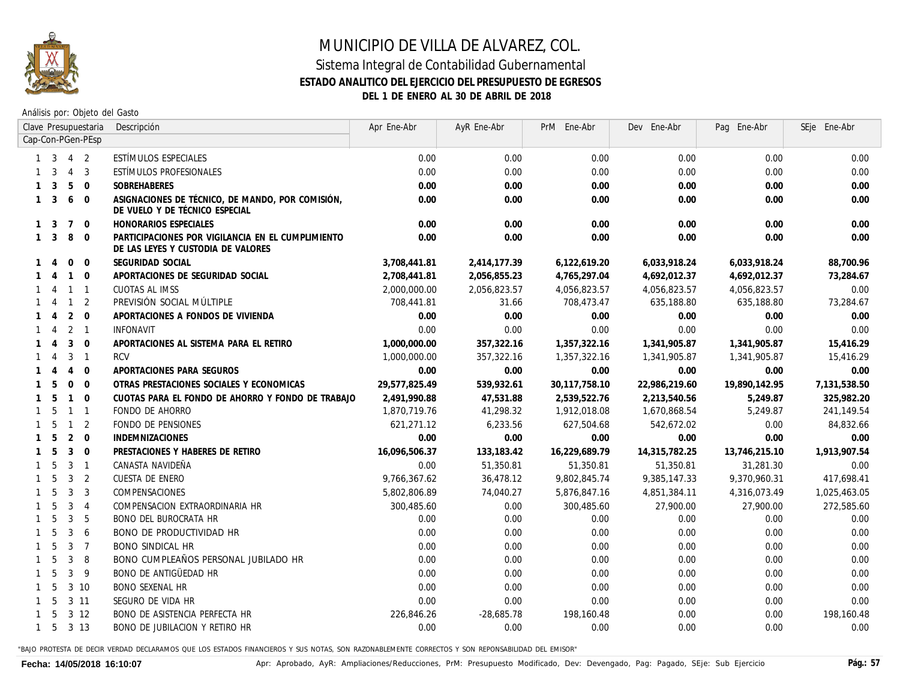# MUNICIPIO DE VILLA DE ALVAREZ, COL.

## Sistema Integral de Contabilidad Gubernamental

### ESTADO ANALITICO DEL EJERCICIO DEL PRESUPUESTO DE EGRESOS

### DEL 1 DE ENERO AL 30 DE ABRIL DE 2018

Análisis por: Objeto del Gasto

| Clave Presupuestaria Cap-Con-PGen-PEsp | Descripción | Apr Ene-Abr | AyR Ene-Abr | PrM Ene-Abr | Dev Ene-Abr | Pag Ene-Abr | SEje Ene-Abr |
|---|---|---|---|---|---|---|---|
| 1 3 4 2 | ESTÍMULOS ESPECIALES | 0.00 | 0.00 | 0.00 | 0.00 | 0.00 | 0.00 |
| 1 3 4 3 | ESTÍMULOS PROFESIONALES | 0.00 | 0.00 | 0.00 | 0.00 | 0.00 | 0.00 |
| **1 3 5 0** | **SOBREHABERES** | **0.00** | **0.00** | **0.00** | **0.00** | **0.00** | **0.00** |
| **1 3 6 0** | **ASIGNACIONES DE TÉCNICO, DE MANDO, POR COMISIÓN, DE VUELO Y DE TÉCNICO ESPECIAL** | **0.00** | **0.00** | **0.00** | **0.00** | **0.00** | **0.00** |
| **1 3 7 0** | **HONORARIOS ESPECIALES** | **0.00** | **0.00** | **0.00** | **0.00** | **0.00** | **0.00** |
| **1 3 8 0** | **PARTICIPACIONES POR VIGILANCIA EN EL CUMPLIMIENTO DE LAS LEYES Y CUSTODIA DE VALORES** | **0.00** | **0.00** | **0.00** | **0.00** | **0.00** | **0.00** |
| **1 4 0 0** | **SEGURIDAD SOCIAL** | **3,708,441.81** | **2,414,177.39** | **6,122,619.20** | **6,033,918.24** | **6,033,918.24** | **88,700.96** |
| **1 4 1 0** | **APORTACIONES DE SEGURIDAD SOCIAL** | **2,708,441.81** | **2,056,855.23** | **4,765,297.04** | **4,692,012.37** | **4,692,012.37** | **73,284.67** |
| 1 4 1 1 | CUOTAS AL IMSS | 2,000,000.00 | 2,056,823.57 | 4,056,823.57 | 4,056,823.57 | 4,056,823.57 | 0.00 |
| 1 4 1 2 | PREVISIÓN SOCIAL MÚLTIPLE | 708,441.81 | 31.66 | 708,473.47 | 635,188.80 | 635,188.80 | 73,284.67 |
| **1 4 2 0** | **APORTACIONES A FONDOS DE VIVIENDA** | **0.00** | **0.00** | **0.00** | **0.00** | **0.00** | **0.00** |
| 1 4 2 1 | INFONAVIT | 0.00 | 0.00 | 0.00 | 0.00 | 0.00 | 0.00 |
| **1 4 3 0** | **APORTACIONES AL SISTEMA PARA EL RETIRO** | **1,000,000.00** | **357,322.16** | **1,357,322.16** | **1,341,905.87** | **1,341,905.87** | **15,416.29** |
| 1 4 3 1 | RCV | 1,000,000.00 | 357,322.16 | 1,357,322.16 | 1,341,905.87 | 1,341,905.87 | 15,416.29 |
| **1 4 4 0** | **APORTACIONES PARA SEGUROS** | **0.00** | **0.00** | **0.00** | **0.00** | **0.00** | **0.00** |
| **1 5 0 0** | **OTRAS PRESTACIONES SOCIALES Y ECONOMICAS** | **29,577,825.49** | **539,932.61** | **30,117,758.10** | **22,986,219.60** | **19,890,142.95** | **7,131,538.50** |
| **1 5 1 0** | **CUOTAS PARA EL FONDO DE AHORRO Y FONDO DE TRABAJO** | **2,491,990.88** | **47,531.88** | **2,539,522.76** | **2,213,540.56** | **5,249.87** | **325,982.20** |
| 1 5 1 1 | FONDO DE AHORRO | 1,870,719.76 | 41,298.32 | 1,912,018.08 | 1,670,868.54 | 5,249.87 | 241,149.54 |
| 1 5 1 2 | FONDO DE PENSIONES | 621,271.12 | 6,233.56 | 627,504.68 | 542,672.02 | 0.00 | 84,832.66 |
| **1 5 2 0** | **INDEMNIZACIONES** | **0.00** | **0.00** | **0.00** | **0.00** | **0.00** | **0.00** |
| **1 5 3 0** | **PRESTACIONES Y HABERES DE RETIRO** | **16,096,506.37** | **133,183.42** | **16,229,689.79** | **14,315,782.25** | **13,746,215.10** | **1,913,907.54** |
| 1 5 3 1 | CANASTA NAVIDEÑA | 0.00 | 51,350.81 | 51,350.81 | 51,350.81 | 31,281.30 | 0.00 |
| 1 5 3 2 | CUESTA DE ENERO | 9,766,367.62 | 36,478.12 | 9,802,845.74 | 9,385,147.33 | 9,370,960.31 | 417,698.41 |
| 1 5 3 3 | COMPENSACIONES | 5,802,806.89 | 74,040.27 | 5,876,847.16 | 4,851,384.11 | 4,316,073.49 | 1,025,463.05 |
| 1 5 3 4 | COMPENSACION EXTRAORDINARIA HR | 300,485.60 | 0.00 | 300,485.60 | 27,900.00 | 27,900.00 | 272,585.60 |
| 1 5 3 5 | BONO DEL BUROCRATA HR | 0.00 | 0.00 | 0.00 | 0.00 | 0.00 | 0.00 |
| 1 5 3 6 | BONO DE PRODUCTIVIDAD HR | 0.00 | 0.00 | 0.00 | 0.00 | 0.00 | 0.00 |
| 1 5 3 7 | BONO SINDICAL HR | 0.00 | 0.00 | 0.00 | 0.00 | 0.00 | 0.00 |
| 1 5 3 8 | BONO CUMPLEAÑOS PERSONAL JUBILADO HR | 0.00 | 0.00 | 0.00 | 0.00 | 0.00 | 0.00 |
| 1 5 3 9 | BONO DE ANTIGÜEDAD HR | 0.00 | 0.00 | 0.00 | 0.00 | 0.00 | 0.00 |
| 1 5 3 10 | BONO SEXENAL HR | 0.00 | 0.00 | 0.00 | 0.00 | 0.00 | 0.00 |
| 1 5 3 11 | SEGURO DE VIDA HR | 0.00 | 0.00 | 0.00 | 0.00 | 0.00 | 0.00 |
| 1 5 3 12 | BONO DE ASISTENCIA PERFECTA HR | 226,846.26 | -28,685.78 | 198,160.48 | 0.00 | 0.00 | 198,160.48 |
| 1 5 3 13 | BONO DE JUBILACION Y RETIRO HR | 0.00 | 0.00 | 0.00 | 0.00 | 0.00 | 0.00 |

"BAJO PROTESTA DE DECIR VERDAD DECLARAMOS QUE LOS ESTADOS FINANCIEROS Y SUS NOTAS, SON RAZONABLEMENTE CORRECTOS Y SON REPONSABILIDAD DEL EMISOR"

Fecha: 14/05/2018 16:10:07

Apr: Aprobado, AyR: Ampliaciones/Reducciones, PrM: Presupuesto Modificado, Dev: Devengado, Pag: Pagado, SEje: Sub Ejercicio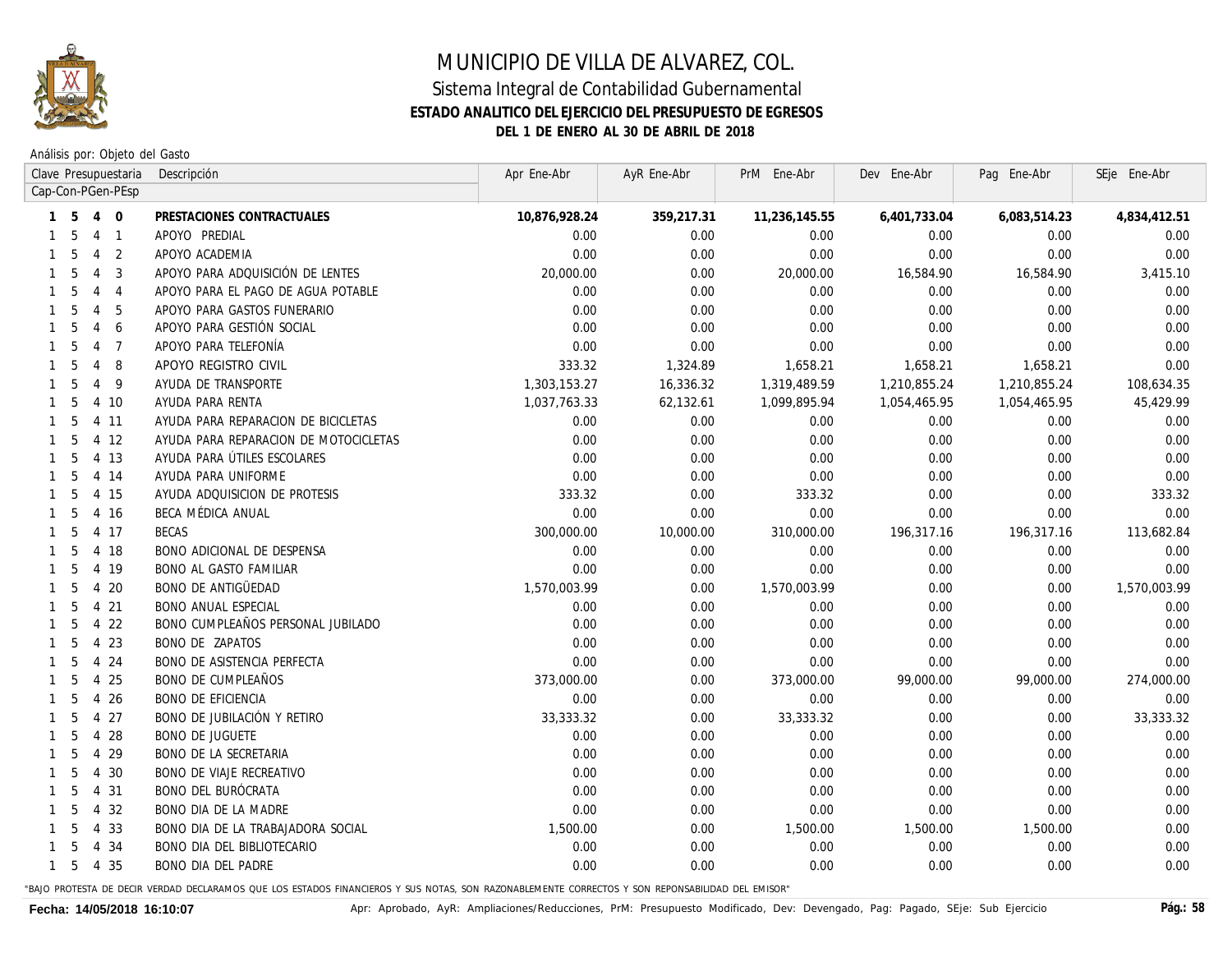# MUNICIPIO DE VILLA DE ALVAREZ, COL.

## Sistema Integral de Contabilidad Gubernamental

### ESTADO ANALITICO DEL EJERCICIO DEL PRESUPUESTO DE EGRESOS

### DEL 1 DE ENERO AL 30 DE ABRIL DE 2018

Análisis por: Objeto del Gasto

| Clave Presupuestaria Cap-Con-PGen-PEsp | Descripción | Apr Ene-Abr | AyR Ene-Abr | PrM Ene-Abr | Dev Ene-Abr | Pag Ene-Abr | SEje Ene-Abr |
|---|---|---|---|---|---|---|---|
| **1 5 4 0** | **PRESTACIONES CONTRACTUALES** | **10,876,928.24** | **359,217.31** | **11,236,145.55** | **6,401,733.04** | **6,083,514.23** | **4,834,412.51** |
| 1 5 4 1 | APOYO PREDIAL | 0.00 | 0.00 | 0.00 | 0.00 | 0.00 | 0.00 |
| 1 5 4 2 | APOYO ACADEMIA | 0.00 | 0.00 | 0.00 | 0.00 | 0.00 | 0.00 |
| 1 5 4 3 | APOYO PARA ADQUISICIÓN DE LENTES | 20,000.00 | 0.00 | 20,000.00 | 16,584.90 | 16,584.90 | 3,415.10 |
| 1 5 4 4 | APOYO PARA EL PAGO DE AGUA POTABLE | 0.00 | 0.00 | 0.00 | 0.00 | 0.00 | 0.00 |
| 1 5 4 5 | APOYO PARA GASTOS FUNERARIO | 0.00 | 0.00 | 0.00 | 0.00 | 0.00 | 0.00 |
| 1 5 4 6 | APOYO PARA GESTIÓN SOCIAL | 0.00 | 0.00 | 0.00 | 0.00 | 0.00 | 0.00 |
| 1 5 4 7 | APOYO PARA TELEFONÍA | 0.00 | 0.00 | 0.00 | 0.00 | 0.00 | 0.00 |
| 1 5 4 8 | APOYO REGISTRO CIVIL | 333.32 | 1,324.89 | 1,658.21 | 1,658.21 | 1,658.21 | 0.00 |
| 1 5 4 9 | AYUDA DE TRANSPORTE | 1,303,153.27 | 16,336.32 | 1,319,489.59 | 1,210,855.24 | 1,210,855.24 | 108,634.35 |
| 1 5 4 10 | AYUDA PARA RENTA | 1,037,763.33 | 62,132.61 | 1,099,895.94 | 1,054,465.95 | 1,054,465.95 | 45,429.99 |
| 1 5 4 11 | AYUDA PARA REPARACION DE BICICLETAS | 0.00 | 0.00 | 0.00 | 0.00 | 0.00 | 0.00 |
| 1 5 4 12 | AYUDA PARA REPARACION DE MOTOCICLETAS | 0.00 | 0.00 | 0.00 | 0.00 | 0.00 | 0.00 |
| 1 5 4 13 | AYUDA PARA ÚTILES ESCOLARES | 0.00 | 0.00 | 0.00 | 0.00 | 0.00 | 0.00 |
| 1 5 4 14 | AYUDA PARA UNIFORME | 0.00 | 0.00 | 0.00 | 0.00 | 0.00 | 0.00 |
| 1 5 4 15 | AYUDA ADQUISICION DE PROTESIS | 333.32 | 0.00 | 333.32 | 0.00 | 0.00 | 333.32 |
| 1 5 4 16 | BECA MÉDICA ANUAL | 0.00 | 0.00 | 0.00 | 0.00 | 0.00 | 0.00 |
| 1 5 4 17 | BECAS | 300,000.00 | 10,000.00 | 310,000.00 | 196,317.16 | 196,317.16 | 113,682.84 |
| 1 5 4 18 | BONO ADICIONAL DE DESPENSA | 0.00 | 0.00 | 0.00 | 0.00 | 0.00 | 0.00 |
| 1 5 4 19 | BONO AL GASTO FAMILIAR | 0.00 | 0.00 | 0.00 | 0.00 | 0.00 | 0.00 |
| 1 5 4 20 | BONO DE ANTIGÜEDAD | 1,570,003.99 | 0.00 | 1,570,003.99 | 0.00 | 0.00 | 1,570,003.99 |
| 1 5 4 21 | BONO ANUAL ESPECIAL | 0.00 | 0.00 | 0.00 | 0.00 | 0.00 | 0.00 |
| 1 5 4 22 | BONO CUMPLEAÑOS PERSONAL JUBILADO | 0.00 | 0.00 | 0.00 | 0.00 | 0.00 | 0.00 |
| 1 5 4 23 | BONO DE ZAPATOS | 0.00 | 0.00 | 0.00 | 0.00 | 0.00 | 0.00 |
| 1 5 4 24 | BONO DE ASISTENCIA PERFECTA | 0.00 | 0.00 | 0.00 | 0.00 | 0.00 | 0.00 |
| 1 5 4 25 | BONO DE CUMPLEAÑOS | 373,000.00 | 0.00 | 373,000.00 | 99,000.00 | 99,000.00 | 274,000.00 |
| 1 5 4 26 | BONO DE EFICIENCIA | 0.00 | 0.00 | 0.00 | 0.00 | 0.00 | 0.00 |
| 1 5 4 27 | BONO DE JUBILACIÓN Y RETIRO | 33,333.32 | 0.00 | 33,333.32 | 0.00 | 0.00 | 33,333.32 |
| 1 5 4 28 | BONO DE JUGUETE | 0.00 | 0.00 | 0.00 | 0.00 | 0.00 | 0.00 |
| 1 5 4 29 | BONO DE LA SECRETARIA | 0.00 | 0.00 | 0.00 | 0.00 | 0.00 | 0.00 |
| 1 5 4 30 | BONO DE VIAJE RECREATIVO | 0.00 | 0.00 | 0.00 | 0.00 | 0.00 | 0.00 |
| 1 5 4 31 | BONO DEL BURÓCRATA | 0.00 | 0.00 | 0.00 | 0.00 | 0.00 | 0.00 |
| 1 5 4 32 | BONO DIA DE LA MADRE | 0.00 | 0.00 | 0.00 | 0.00 | 0.00 | 0.00 |
| 1 5 4 33 | BONO DIA DE LA TRABAJADORA SOCIAL | 1,500.00 | 0.00 | 1,500.00 | 1,500.00 | 1,500.00 | 0.00 |
| 1 5 4 34 | BONO DIA DEL BIBLIOTECARIO | 0.00 | 0.00 | 0.00 | 0.00 | 0.00 | 0.00 |
| 1 5 4 35 | BONO DIA DEL PADRE | 0.00 | 0.00 | 0.00 | 0.00 | 0.00 | 0.00 |

"BAJO PROTESTA DE DECIR VERDAD DECLARAMOS QUE LOS ESTADOS FINANCIEROS Y SUS NOTAS, SON RAZONABLEMENTE CORRECTOS Y SON REPONSABILIDAD DEL EMISOR"

Fecha: 14/05/2018 16:10:07

Apr: Aprobado, AyR: Ampliaciones/Reducciones, PrM: Presupuesto Modificado, Dev: Devengado, Pag: Pagado, SEje: Sub Ejercicio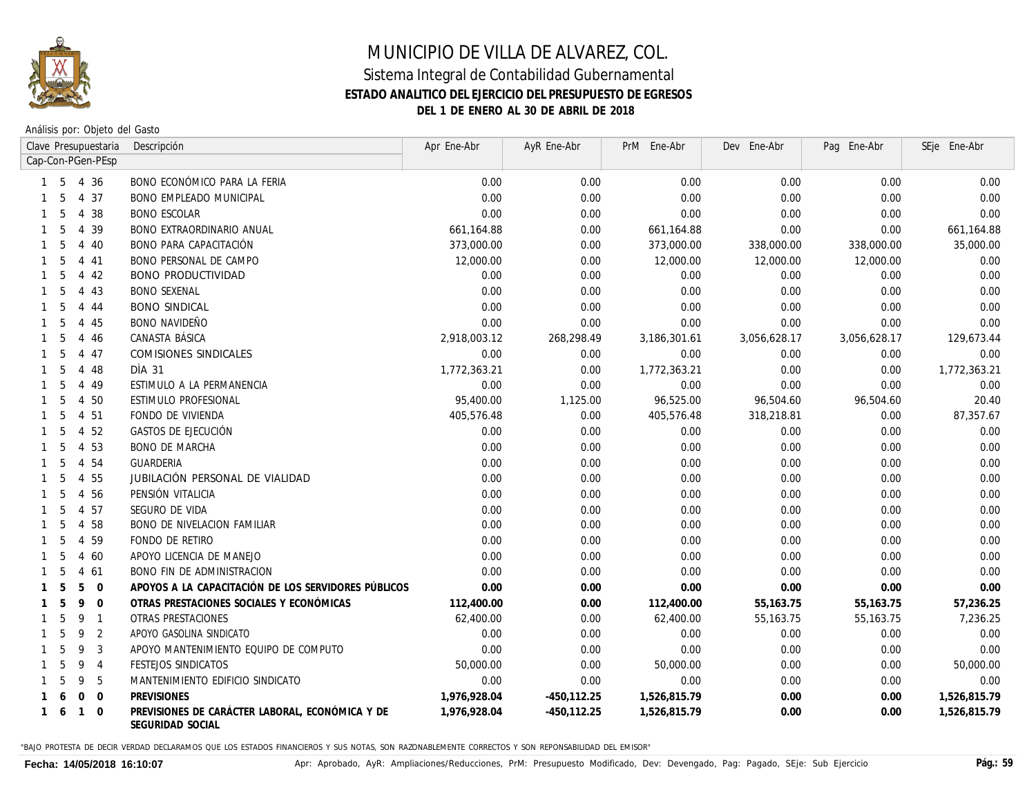# MUNICIPIO DE VILLA DE ALVAREZ, COL.

## Sistema Integral de Contabilidad Gubernamental

### ESTADO ANALITICO DEL EJERCICIO DEL PRESUPUESTO DE EGRESOS

### DEL 1 DE ENERO AL 30 DE ABRIL DE 2018

Análisis por: Objeto del Gasto

| Clave Presupuestaria Cap-Con-PGen-PEsp | Descripción | Apr Ene-Abr | AyR Ene-Abr | PrM Ene-Abr | Dev Ene-Abr | Pag Ene-Abr | SEje Ene-Abr |
|---|---|---|---|---|---|---|---|
| 1 5 4 36 | BONO ECONÓMICO PARA LA FERIA | 0.00 | 0.00 | 0.00 | 0.00 | 0.00 | 0.00 |
| 1 5 4 37 | BONO EMPLEADO MUNICIPAL | 0.00 | 0.00 | 0.00 | 0.00 | 0.00 | 0.00 |
| 1 5 4 38 | BONO ESCOLAR | 0.00 | 0.00 | 0.00 | 0.00 | 0.00 | 0.00 |
| 1 5 4 39 | BONO EXTRAORDINARIO ANUAL | 661,164.88 | 0.00 | 661,164.88 | 0.00 | 0.00 | 661,164.88 |
| 1 5 4 40 | BONO PARA CAPACITACIÓN | 373,000.00 | 0.00 | 373,000.00 | 338,000.00 | 338,000.00 | 35,000.00 |
| 1 5 4 41 | BONO PERSONAL DE CAMPO | 12,000.00 | 0.00 | 12,000.00 | 12,000.00 | 12,000.00 | 0.00 |
| 1 5 4 42 | BONO PRODUCTIVIDAD | 0.00 | 0.00 | 0.00 | 0.00 | 0.00 | 0.00 |
| 1 5 4 43 | BONO SEXENAL | 0.00 | 0.00 | 0.00 | 0.00 | 0.00 | 0.00 |
| 1 5 4 44 | BONO SINDICAL | 0.00 | 0.00 | 0.00 | 0.00 | 0.00 | 0.00 |
| 1 5 4 45 | BONO NAVIDEÑO | 0.00 | 0.00 | 0.00 | 0.00 | 0.00 | 0.00 |
| 1 5 4 46 | CANASTA BÁSICA | 2,918,003.12 | 268,298.49 | 3,186,301.61 | 3,056,628.17 | 3,056,628.17 | 129,673.44 |
| 1 5 4 47 | COMISIONES SINDICALES | 0.00 | 0.00 | 0.00 | 0.00 | 0.00 | 0.00 |
| 1 5 4 48 | DÌA 31 | 1,772,363.21 | 0.00 | 1,772,363.21 | 0.00 | 0.00 | 1,772,363.21 |
| 1 5 4 49 | ESTIMULO A LA PERMANENCIA | 0.00 | 0.00 | 0.00 | 0.00 | 0.00 | 0.00 |
| 1 5 4 50 | ESTIMULO PROFESIONAL | 95,400.00 | 1,125.00 | 96,525.00 | 96,504.60 | 96,504.60 | 20.40 |
| 1 5 4 51 | FONDO DE VIVIENDA | 405,576.48 | 0.00 | 405,576.48 | 318,218.81 | 0.00 | 87,357.67 |
| 1 5 4 52 | GASTOS DE EJECUCIÓN | 0.00 | 0.00 | 0.00 | 0.00 | 0.00 | 0.00 |
| 1 5 4 53 | BONO DE MARCHA | 0.00 | 0.00 | 0.00 | 0.00 | 0.00 | 0.00 |
| 1 5 4 54 | GUARDERIA | 0.00 | 0.00 | 0.00 | 0.00 | 0.00 | 0.00 |
| 1 5 4 55 | JUBILACIÓN PERSONAL DE VIALIDAD | 0.00 | 0.00 | 0.00 | 0.00 | 0.00 | 0.00 |
| 1 5 4 56 | PENSIÓN VITALICIA | 0.00 | 0.00 | 0.00 | 0.00 | 0.00 | 0.00 |
| 1 5 4 57 | SEGURO DE VIDA | 0.00 | 0.00 | 0.00 | 0.00 | 0.00 | 0.00 |
| 1 5 4 58 | BONO DE NIVELACION FAMILIAR | 0.00 | 0.00 | 0.00 | 0.00 | 0.00 | 0.00 |
| 1 5 4 59 | FONDO DE RETIRO | 0.00 | 0.00 | 0.00 | 0.00 | 0.00 | 0.00 |
| 1 5 4 60 | APOYO LICENCIA DE MANEJO | 0.00 | 0.00 | 0.00 | 0.00 | 0.00 | 0.00 |
| 1 5 4 61 | BONO FIN DE ADMINISTRACION | 0.00 | 0.00 | 0.00 | 0.00 | 0.00 | 0.00 |
| **1 5 5 0** | **APOYOS A LA CAPACITACIÓN DE LOS SERVIDORES PÚBLICOS** | **0.00** | **0.00** | **0.00** | **0.00** | **0.00** | **0.00** |
| **1 5 9 0** | **OTRAS PRESTACIONES SOCIALES Y ECONÓMICAS** | **112,400.00** | **0.00** | **112,400.00** | **55,163.75** | **55,163.75** | **57,236.25** |
| 1 5 9 1 | OTRAS PRESTACIONES | 62,400.00 | 0.00 | 62,400.00 | 55,163.75 | 55,163.75 | 7,236.25 |
| 1 5 9 2 | APOYO GASOLINA SINDICATO | 0.00 | 0.00 | 0.00 | 0.00 | 0.00 | 0.00 |
| 1 5 9 3 | APOYO MANTENIMIENTO EQUIPO DE COMPUTO | 0.00 | 0.00 | 0.00 | 0.00 | 0.00 | 0.00 |
| 1 5 9 4 | FESTEJOS SINDICATOS | 50,000.00 | 0.00 | 50,000.00 | 0.00 | 0.00 | 50,000.00 |
| 1 5 9 5 | MANTENIMIENTO EDIFICIO SINDICATO | 0.00 | 0.00 | 0.00 | 0.00 | 0.00 | 0.00 |
| **1 6 0 0** | **PREVISIONES** | **1,976,928.04** | **-450,112.25** | **1,526,815.79** | **0.00** | **0.00** | **1,526,815.79** |
| **1 6 1 0** | **PREVISIONES DE CARÁCTER LABORAL, ECONÓMICA Y DE SEGURIDAD SOCIAL** | **1,976,928.04** | **-450,112.25** | **1,526,815.79** | **0.00** | **0.00** | **1,526,815.79** |

"BAJO PROTESTA DE DECIR VERDAD DECLARAMOS QUE LOS ESTADOS FINANCIEROS Y SUS NOTAS, SON RAZONABLEMENTE CORRECTOS Y SON REPONSABILIDAD DEL EMISOR"

**Fecha: 14/05/2018 16:10:07**

Apr: Aprobado, AyR: Ampliaciones/Reducciones, PrM: Presupuesto Modificado, Dev: Devengado, Pag: Pagado, SEje: Sub Ejercicio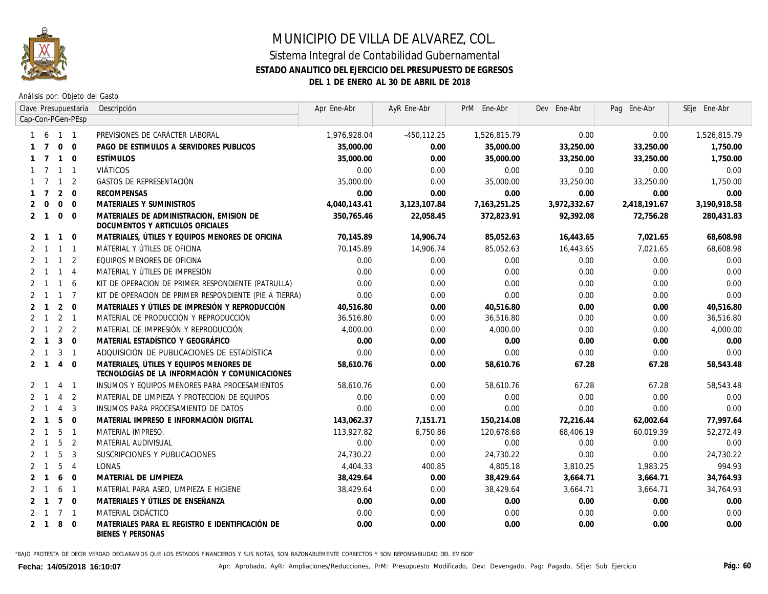# MUNICIPIO DE VILLA DE ALVAREZ, COL.

## Sistema Integral de Contabilidad Gubernamental

### ESTADO ANALITICO DEL EJERCICIO DEL PRESUPUESTO DE EGRESOS

### DEL 1 DE ENERO AL 30 DE ABRIL DE 2018

Análisis por: Objeto del Gasto

| Clave Presupuestaria Cap-Con-PGen-PEsp | Descripción | Apr Ene-Abr | AyR Ene-Abr | PrM Ene-Abr | Dev Ene-Abr | Pag Ene-Abr | SEje Ene-Abr |
|---|---|---|---|---|---|---|---|
| 1 6 1 1 | PREVISIONES DE CARÁCTER LABORAL | 1,976,928.04 | -450,112.25 | 1,526,815.79 | 0.00 | 0.00 | 1,526,815.79 |
| **1 7 0 0** | **PAGO DE ESTIMULOS A SERVIDORES PUBLICOS** | **35,000.00** | **0.00** | **35,000.00** | **33,250.00** | **33,250.00** | **1,750.00** |
| **1 7 1 0** | **ESTÍMULOS** | **35,000.00** | **0.00** | **35,000.00** | **33,250.00** | **33,250.00** | **1,750.00** |
| 1 7 1 1 | VIÁTICOS | 0.00 | 0.00 | 0.00 | 0.00 | 0.00 | 0.00 |
| 1 7 1 2 | GASTOS DE REPRESENTACIÓN | 35,000.00 | 0.00 | 35,000.00 | 33,250.00 | 33,250.00 | 1,750.00 |
| **1 7 2 0** | **RECOMPENSAS** | **0.00** | **0.00** | **0.00** | **0.00** | **0.00** | **0.00** |
| **2 0 0 0** | **MATERIALES Y SUMINISTROS** | **4,040,143.41** | **3,123,107.84** | **7,163,251.25** | **3,972,332.67** | **2,418,191.67** | **3,190,918.58** |
| **2 1 0 0** | **MATERIALES DE ADMINISTRACION, EMISION DE DOCUMENTOS Y ARTICULOS OFICIALES** | **350,765.46** | **22,058.45** | **372,823.91** | **92,392.08** | **72,756.28** | **280,431.83** |
| **2 1 1 0** | **MATERIALES, ÚTILES Y EQUIPOS MENORES DE OFICINA** | **70,145.89** | **14,906.74** | **85,052.63** | **16,443.65** | **7,021.65** | **68,608.98** |
| 2 1 1 1 | MATERIAL Y ÚTILES DE OFICINA | 70,145.89 | 14,906.74 | 85,052.63 | 16,443.65 | 7,021.65 | 68,608.98 |
| 2 1 1 2 | EQUIPOS MENORES DE OFICINA | 0.00 | 0.00 | 0.00 | 0.00 | 0.00 | 0.00 |
| 2 1 1 4 | MATERIAL Y ÚTILES DE IMPRESIÓN | 0.00 | 0.00 | 0.00 | 0.00 | 0.00 | 0.00 |
| 2 1 1 6 | KIT DE OPERACION DE PRIMER RESPONDIENTE (PATRULLA) | 0.00 | 0.00 | 0.00 | 0.00 | 0.00 | 0.00 |
| 2 1 1 7 | KIT DE OPERACION DE PRIMER RESPONDIENTE (PIE A TIERRA) | 0.00 | 0.00 | 0.00 | 0.00 | 0.00 | 0.00 |
| **2 1 2 0** | **MATERIALES Y ÚTILES DE IMPRESIÓN Y REPRODUCCIÓN** | **40,516.80** | **0.00** | **40,516.80** | **0.00** | **0.00** | **40,516.80** |
| 2 1 2 1 | MATERIAL DE PRODUCCIÓN Y REPRODUCCIÓN | 36,516.80 | 0.00 | 36,516.80 | 0.00 | 0.00 | 36,516.80 |
| 2 1 2 2 | MATERIAL DE IMPRESIÓN Y REPRODUCCIÓN | 4,000.00 | 0.00 | 4,000.00 | 0.00 | 0.00 | 4,000.00 |
| **2 1 3 0** | **MATERIAL ESTADÍSTICO Y GEOGRÁFICO** | **0.00** | **0.00** | **0.00** | **0.00** | **0.00** | **0.00** |
| 2 1 3 1 | ADQUISICIÓN DE PUBLICACIONES DE ESTADÍSTICA | 0.00 | 0.00 | 0.00 | 0.00 | 0.00 | 0.00 |
| **2 1 4 0** | **MATERIALES, ÚTILES Y EQUIPOS MENORES DE TECNOLOGÍAS DE LA INFORMACIÓN Y COMUNICACIONES** | **58,610.76** | **0.00** | **58,610.76** | **67.28** | **67.28** | **58,543.48** |
| 2 1 4 1 | INSUMOS Y EQUIPOS MENORES PARA PROCESAMIENTOS | 58,610.76 | 0.00 | 58,610.76 | 67.28 | 67.28 | 58,543.48 |
| 2 1 4 2 | MATERIAL DE LIMPIEZA Y PROTECCION DE EQUIPOS | 0.00 | 0.00 | 0.00 | 0.00 | 0.00 | 0.00 |
| 2 1 4 3 | INSUMOS PARA PROCESAMIENTO DE DATOS | 0.00 | 0.00 | 0.00 | 0.00 | 0.00 | 0.00 |
| **2 1 5 0** | **MATERIAL IMPRESO E INFORMACIÓN DIGITAL** | **143,062.37** | **7,151.71** | **150,214.08** | **72,216.44** | **62,002.64** | **77,997.64** |
| 2 1 5 1 | MATERIAL IMPRESO. | 113,927.82 | 6,750.86 | 120,678.68 | 68,406.19 | 60,019.39 | 52,272.49 |
| 2 1 5 2 | MATERIAL AUDIVISUAL | 0.00 | 0.00 | 0.00 | 0.00 | 0.00 | 0.00 |
| 2 1 5 3 | SUSCRIPCIONES Y PUBLICACIONES | 24,730.22 | 0.00 | 24,730.22 | 0.00 | 0.00 | 24,730.22 |
| 2 1 5 4 | LONAS | 4,404.33 | 400.85 | 4,805.18 | 3,810.25 | 1,983.25 | 994.93 |
| **2 1 6 0** | **MATERIAL DE LIMPIEZA** | **38,429.64** | **0.00** | **38,429.64** | **3,664.71** | **3,664.71** | **34,764.93** |
| 2 1 6 1 | MATERIAL PARA ASEO, LIMPIEZA E HIGIENE | 38,429.64 | 0.00 | 38,429.64 | 3,664.71 | 3,664.71 | 34,764.93 |
| **2 1 7 0** | **MATERIALES Y ÚTILES DE ENSEÑANZA** | **0.00** | **0.00** | **0.00** | **0.00** | **0.00** | **0.00** |
| 2 1 7 1 | MATERIAL DIDÁCTICO | 0.00 | 0.00 | 0.00 | 0.00 | 0.00 | 0.00 |
| **2 1 8 0** | **MATERIALES PARA EL REGISTRO E IDENTIFICACIÓN DE BIENES Y PERSONAS** | **0.00** | **0.00** | **0.00** | **0.00** | **0.00** | **0.00** |

"BAJO PROTESTA DE DECIR VERDAD DECLARAMOS QUE LOS ESTADOS FINANCIEROS Y SUS NOTAS, SON RAZONABLEMENTE CORRECTOS Y SON REPONSABILIDAD DEL EMISOR"

Fecha: 14/05/2018 16:10:07 — Apr: Aprobado, AyR: Ampliaciones/Reducciones, PrM: Presupuesto Modificado, Dev: Devengado, Pag: Pagado, SEje: Sub Ejercicio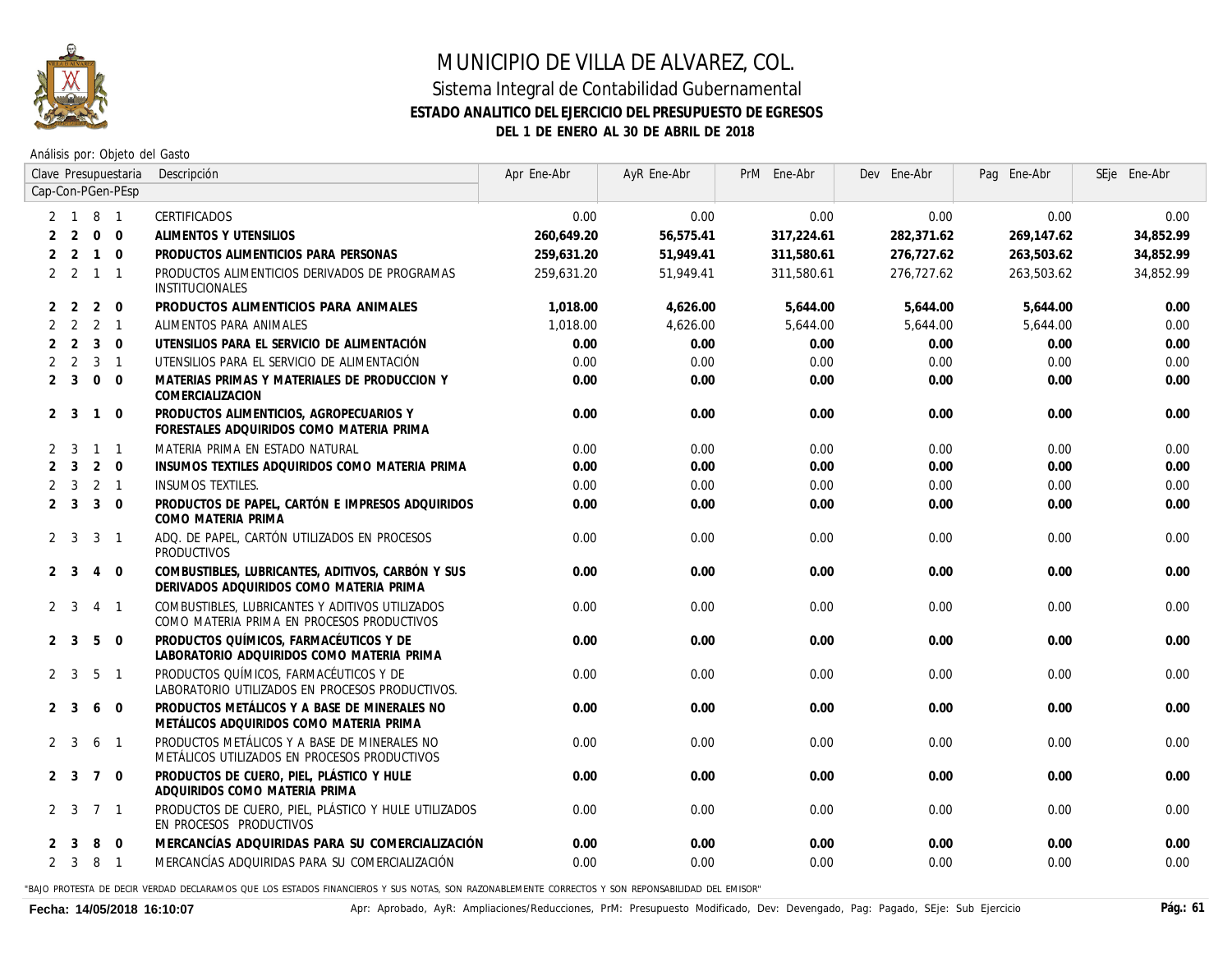# MUNICIPIO DE VILLA DE ALVAREZ, COL.

## Sistema Integral de Contabilidad Gubernamental

### ESTADO ANALITICO DEL EJERCICIO DEL PRESUPUESTO DE EGRESOS

### DEL 1 DE ENERO AL 30 DE ABRIL DE 2018

Análisis por: Objeto del Gasto

| Clave Presupuestaria Cap-Con-PGen-PEsp | Descripción | Apr Ene-Abr | AyR Ene-Abr | PrM Ene-Abr | Dev Ene-Abr | Pag Ene-Abr | SEje Ene-Abr |
|---|---|---|---|---|---|---|---|
| 2 1 8 1 | CERTIFICADOS | 0.00 | 0.00 | 0.00 | 0.00 | 0.00 | 0.00 |
| **2 2 0 0** | **ALIMENTOS Y UTENSILIOS** | **260,649.20** | **56,575.41** | **317,224.61** | **282,371.62** | **269,147.62** | **34,852.99** |
| **2 2 1 0** | **PRODUCTOS ALIMENTICIOS PARA PERSONAS** | **259,631.20** | **51,949.41** | **311,580.61** | **276,727.62** | **263,503.62** | **34,852.99** |
| 2 2 1 1 | PRODUCTOS ALIMENTICIOS DERIVADOS DE PROGRAMAS INSTITUCIONALES | 259,631.20 | 51,949.41 | 311,580.61 | 276,727.62 | 263,503.62 | 34,852.99 |
| **2 2 2 0** | **PRODUCTOS ALIMENTICIOS PARA ANIMALES** | **1,018.00** | **4,626.00** | **5,644.00** | **5,644.00** | **5,644.00** | **0.00** |
| 2 2 2 1 | ALIMENTOS PARA ANIMALES | 1,018.00 | 4,626.00 | 5,644.00 | 5,644.00 | 5,644.00 | 0.00 |
| **2 2 3 0** | **UTENSILIOS PARA EL SERVICIO DE ALIMENTACIÓN** | **0.00** | **0.00** | **0.00** | **0.00** | **0.00** | **0.00** |
| 2 2 3 1 | UTENSILIOS PARA EL SERVICIO DE ALIMENTACIÓN | 0.00 | 0.00 | 0.00 | 0.00 | 0.00 | 0.00 |
| **2 3 0 0** | **MATERIAS PRIMAS Y MATERIALES DE PRODUCCION Y COMERCIALIZACION** | **0.00** | **0.00** | **0.00** | **0.00** | **0.00** | **0.00** |
| **2 3 1 0** | **PRODUCTOS ALIMENTICIOS, AGROPECUARIOS Y FORESTALES ADQUIRIDOS COMO MATERIA PRIMA** | **0.00** | **0.00** | **0.00** | **0.00** | **0.00** | **0.00** |
| 2 3 1 1 | MATERIA PRIMA EN ESTADO NATURAL | 0.00 | 0.00 | 0.00 | 0.00 | 0.00 | 0.00 |
| **2 3 2 0** | **INSUMOS TEXTILES ADQUIRIDOS COMO MATERIA PRIMA** | **0.00** | **0.00** | **0.00** | **0.00** | **0.00** | **0.00** |
| 2 3 2 1 | INSUMOS TEXTILES. | 0.00 | 0.00 | 0.00 | 0.00 | 0.00 | 0.00 |
| **2 3 3 0** | **PRODUCTOS DE PAPEL, CARTÓN E IMPRESOS ADQUIRIDOS COMO MATERIA PRIMA** | **0.00** | **0.00** | **0.00** | **0.00** | **0.00** | **0.00** |
| 2 3 3 1 | ADQ. DE PAPEL, CARTÓN UTILIZADOS EN PROCESOS PRODUCTIVOS | 0.00 | 0.00 | 0.00 | 0.00 | 0.00 | 0.00 |
| **2 3 4 0** | **COMBUSTIBLES, LUBRICANTES, ADITIVOS, CARBÓN Y SUS DERIVADOS ADQUIRIDOS COMO MATERIA PRIMA** | **0.00** | **0.00** | **0.00** | **0.00** | **0.00** | **0.00** |
| 2 3 4 1 | COMBUSTIBLES, LUBRICANTES Y ADITIVOS UTILIZADOS COMO MATERIA PRIMA EN PROCESOS PRODUCTIVOS | 0.00 | 0.00 | 0.00 | 0.00 | 0.00 | 0.00 |
| **2 3 5 0** | **PRODUCTOS QUÍMICOS, FARMACÉUTICOS Y DE LABORATORIO ADQUIRIDOS COMO MATERIA PRIMA** | **0.00** | **0.00** | **0.00** | **0.00** | **0.00** | **0.00** |
| 2 3 5 1 | PRODUCTOS QUÍMICOS, FARMACÉUTICOS Y DE LABORATORIO UTILIZADOS EN PROCESOS PRODUCTIVOS. | 0.00 | 0.00 | 0.00 | 0.00 | 0.00 | 0.00 |
| **2 3 6 0** | **PRODUCTOS METÁLICOS Y A BASE DE MINERALES NO METÁLICOS ADQUIRIDOS COMO MATERIA PRIMA** | **0.00** | **0.00** | **0.00** | **0.00** | **0.00** | **0.00** |
| 2 3 6 1 | PRODUCTOS METÁLICOS Y A BASE DE MINERALES NO METÁLICOS UTILIZADOS EN PROCESOS PRODUCTIVOS | 0.00 | 0.00 | 0.00 | 0.00 | 0.00 | 0.00 |
| **2 3 7 0** | **PRODUCTOS DE CUERO, PIEL, PLÁSTICO Y HULE ADQUIRIDOS COMO MATERIA PRIMA** | **0.00** | **0.00** | **0.00** | **0.00** | **0.00** | **0.00** |
| 2 3 7 1 | PRODUCTOS DE CUERO, PIEL, PLÁSTICO Y HULE UTILIZADOS EN PROCESOS PRODUCTIVOS | 0.00 | 0.00 | 0.00 | 0.00 | 0.00 | 0.00 |
| **2 3 8 0** | **MERCANCÍAS ADQUIRIDAS PARA SU COMERCIALIZACIÓN** | **0.00** | **0.00** | **0.00** | **0.00** | **0.00** | **0.00** |
| 2 3 8 1 | MERCANCÍAS ADQUIRIDAS PARA SU COMERCIALIZACIÓN | 0.00 | 0.00 | 0.00 | 0.00 | 0.00 | 0.00 |

"BAJO PROTESTA DE DECIR VERDAD DECLARAMOS QUE LOS ESTADOS FINANCIEROS Y SUS NOTAS, SON RAZONABLEMENTE CORRECTOS Y SON REPONSABILIDAD DEL EMISOR"

**Fecha: 14/05/2018 16:10:07** Apr: Aprobado, AyR: Ampliaciones/Reducciones, PrM: Presupuesto Modificado, Dev: Devengado, Pag: Pagado, SEje: Sub Ejercicio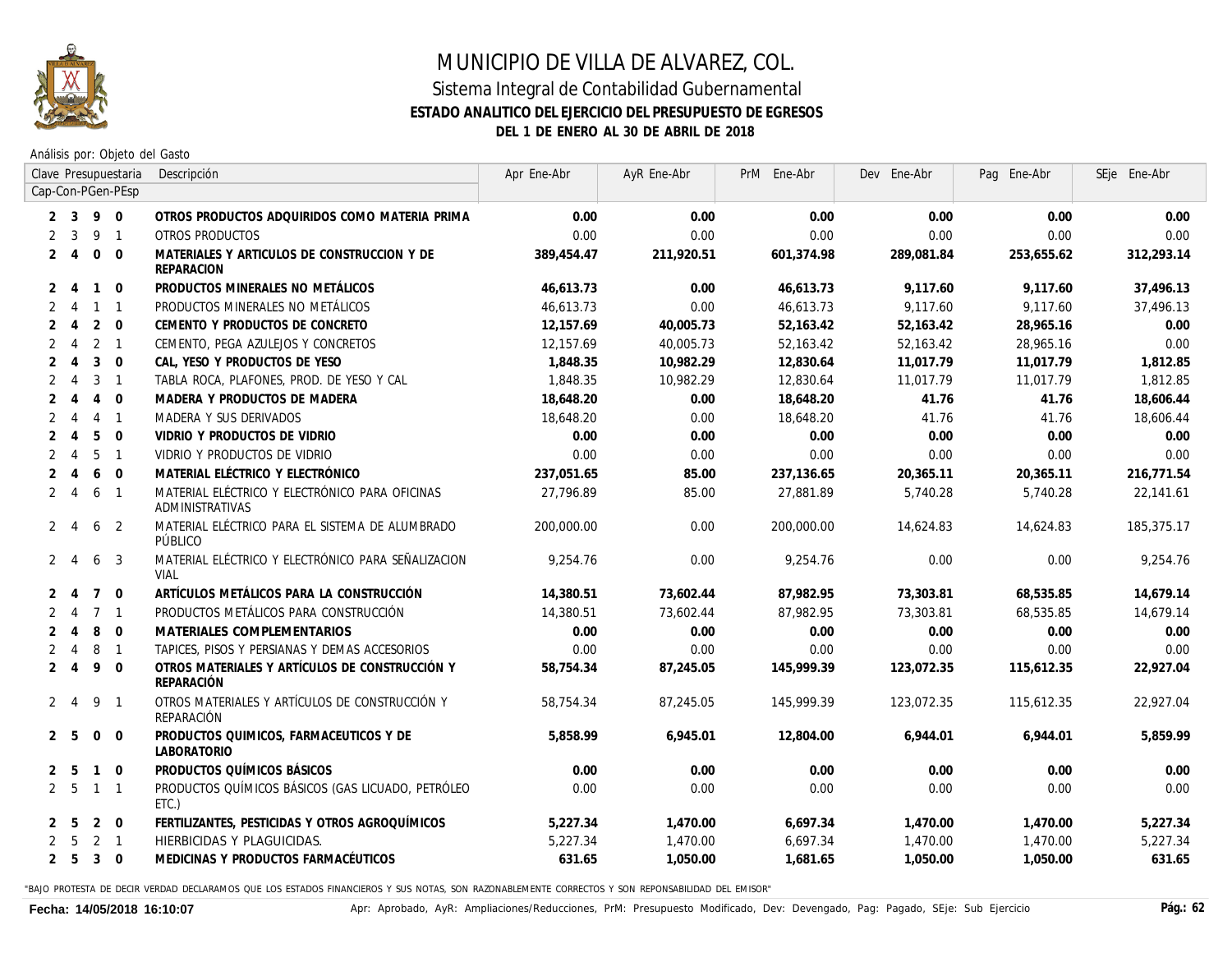# MUNICIPIO DE VILLA DE ALVAREZ, COL.

## Sistema Integral de Contabilidad Gubernamental

### ESTADO ANALITICO DEL EJERCICIO DEL PRESUPUESTO DE EGRESOS

### DEL 1 DE ENERO AL 30 DE ABRIL DE 2018

Análisis por: Objeto del Gasto

| Clave Presupuestaria Cap-Con-PGen-PEsp | Descripción | Apr Ene-Abr | AyR Ene-Abr | PrM Ene-Abr | Dev Ene-Abr | Pag Ene-Abr | SEje Ene-Abr |
|---|---|---|---|---|---|---|---|
| **2 3 9 0** | **OTROS PRODUCTOS ADQUIRIDOS COMO MATERIA PRIMA** | **0.00** | **0.00** | **0.00** | **0.00** | **0.00** | **0.00** |
| 2 3 9 1 | OTROS PRODUCTOS | 0.00 | 0.00 | 0.00 | 0.00 | 0.00 | 0.00 |
| **2 4 0 0** | **MATERIALES Y ARTICULOS DE CONSTRUCCION Y DE REPARACION** | **389,454.47** | **211,920.51** | **601,374.98** | **289,081.84** | **253,655.62** | **312,293.14** |
| **2 4 1 0** | **PRODUCTOS MINERALES NO METÁLICOS** | **46,613.73** | **0.00** | **46,613.73** | **9,117.60** | **9,117.60** | **37,496.13** |
| 2 4 1 1 | PRODUCTOS MINERALES NO METÁLICOS | 46,613.73 | 0.00 | 46,613.73 | 9,117.60 | 9,117.60 | 37,496.13 |
| **2 4 2 0** | **CEMENTO Y PRODUCTOS DE CONCRETO** | **12,157.69** | **40,005.73** | **52,163.42** | **52,163.42** | **28,965.16** | **0.00** |
| 2 4 2 1 | CEMENTO, PEGA AZULEJOS Y CONCRETOS | 12,157.69 | 40,005.73 | 52,163.42 | 52,163.42 | 28,965.16 | 0.00 |
| **2 4 3 0** | **CAL, YESO Y PRODUCTOS DE YESO** | **1,848.35** | **10,982.29** | **12,830.64** | **11,017.79** | **11,017.79** | **1,812.85** |
| 2 4 3 1 | TABLA ROCA, PLAFONES, PROD. DE YESO Y CAL | 1,848.35 | 10,982.29 | 12,830.64 | 11,017.79 | 11,017.79 | 1,812.85 |
| **2 4 4 0** | **MADERA Y PRODUCTOS DE MADERA** | **18,648.20** | **0.00** | **18,648.20** | **41.76** | **41.76** | **18,606.44** |
| 2 4 4 1 | MADERA Y SUS DERIVADOS | 18,648.20 | 0.00 | 18,648.20 | 41.76 | 41.76 | 18,606.44 |
| **2 4 5 0** | **VIDRIO Y PRODUCTOS DE VIDRIO** | **0.00** | **0.00** | **0.00** | **0.00** | **0.00** | **0.00** |
| 2 4 5 1 | VIDRIO Y PRODUCTOS DE VIDRIO | 0.00 | 0.00 | 0.00 | 0.00 | 0.00 | 0.00 |
| **2 4 6 0** | **MATERIAL ELÉCTRICO Y ELECTRÓNICO** | **237,051.65** | **85.00** | **237,136.65** | **20,365.11** | **20,365.11** | **216,771.54** |
| 2 4 6 1 | MATERIAL ELÉCTRICO Y ELECTRÓNICO PARA OFICINAS ADMINISTRATIVAS | 27,796.89 | 85.00 | 27,881.89 | 5,740.28 | 5,740.28 | 22,141.61 |
| 2 4 6 2 | MATERIAL ELÉCTRICO PARA EL SISTEMA DE ALUMBRADO PÚBLICO | 200,000.00 | 0.00 | 200,000.00 | 14,624.83 | 14,624.83 | 185,375.17 |
| 2 4 6 3 | MATERIAL ELÉCTRICO Y ELECTRÓNICO PARA SEÑALIZACION VIAL | 9,254.76 | 0.00 | 9,254.76 | 0.00 | 0.00 | 9,254.76 |
| **2 4 7 0** | **ARTÍCULOS METÁLICOS PARA LA CONSTRUCCIÓN** | **14,380.51** | **73,602.44** | **87,982.95** | **73,303.81** | **68,535.85** | **14,679.14** |
| 2 4 7 1 | PRODUCTOS METÁLICOS PARA CONSTRUCCIÓN | 14,380.51 | 73,602.44 | 87,982.95 | 73,303.81 | 68,535.85 | 14,679.14 |
| **2 4 8 0** | **MATERIALES COMPLEMENTARIOS** | **0.00** | **0.00** | **0.00** | **0.00** | **0.00** | **0.00** |
| 2 4 8 1 | TAPICES, PISOS Y PERSIANAS Y DEMAS ACCESORIOS | 0.00 | 0.00 | 0.00 | 0.00 | 0.00 | 0.00 |
| **2 4 9 0** | **OTROS MATERIALES Y ARTÍCULOS DE CONSTRUCCIÓN Y REPARACIÓN** | **58,754.34** | **87,245.05** | **145,999.39** | **123,072.35** | **115,612.35** | **22,927.04** |
| 2 4 9 1 | OTROS MATERIALES Y ARTÍCULOS DE CONSTRUCCIÓN Y REPARACIÓN | 58,754.34 | 87,245.05 | 145,999.39 | 123,072.35 | 115,612.35 | 22,927.04 |
| **2 5 0 0** | **PRODUCTOS QUIMICOS, FARMACEUTICOS Y DE LABORATORIO** | **5,858.99** | **6,945.01** | **12,804.00** | **6,944.01** | **6,944.01** | **5,859.99** |
| **2 5 1 0** | **PRODUCTOS QUÍMICOS BÁSICOS** | **0.00** | **0.00** | **0.00** | **0.00** | **0.00** | **0.00** |
| 2 5 1 1 | PRODUCTOS QUÍMICOS BÁSICOS (GAS LICUADO, PETRÓLEO ETC.) | 0.00 | 0.00 | 0.00 | 0.00 | 0.00 | 0.00 |
| **2 5 2 0** | **FERTILIZANTES, PESTICIDAS Y OTROS AGROQUÍMICOS** | **5,227.34** | **1,470.00** | **6,697.34** | **1,470.00** | **1,470.00** | **5,227.34** |
| 2 5 2 1 | HIERBICIDAS Y PLAGUICIDAS. | 5,227.34 | 1,470.00 | 6,697.34 | 1,470.00 | 1,470.00 | 5,227.34 |
| **2 5 3 0** | **MEDICINAS Y PRODUCTOS FARMACÉUTICOS** | **631.65** | **1,050.00** | **1,681.65** | **1,050.00** | **1,050.00** | **631.65** |

"BAJO PROTESTA DE DECIR VERDAD DECLARAMOS QUE LOS ESTADOS FINANCIEROS Y SUS NOTAS, SON RAZONABLEMENTE CORRECTOS Y SON REPONSABILIDAD DEL EMISOR"

**Fecha: 14/05/2018 16:10:07**

Apr: Aprobado, AyR: Ampliaciones/Reducciones, PrM: Presupuesto Modificado, Dev: Devengado, Pag: Pagado, SEje: Sub Ejercicio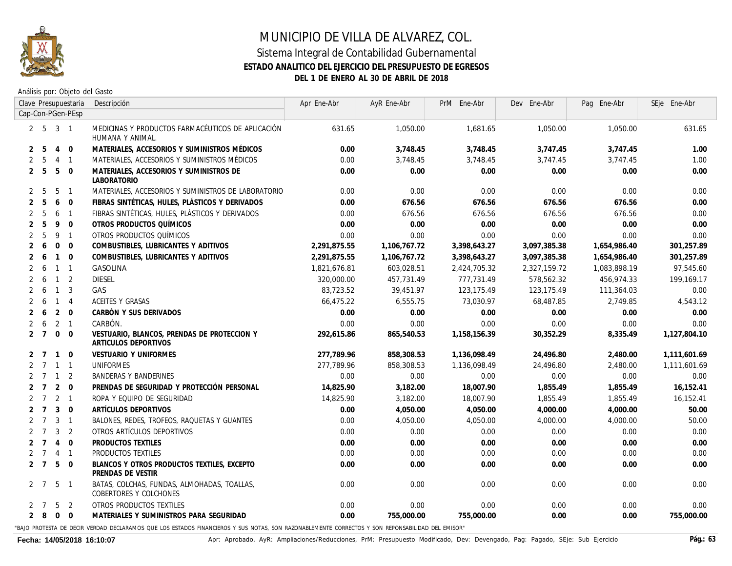# MUNICIPIO DE VILLA DE ALVAREZ, COL.

## Sistema Integral de Contabilidad Gubernamental

### ESTADO ANALITICO DEL EJERCICIO DEL PRESUPUESTO DE EGRESOS

### DEL 1 DE ENERO AL 30 DE ABRIL DE 2018

Análisis por: Objeto del Gasto

| Clave Presupuestaria Cap-Con-PGen-PEsp | Descripción | Apr Ene-Abr | AyR Ene-Abr | PrM Ene-Abr | Dev Ene-Abr | Pag Ene-Abr | SEje Ene-Abr |
|---|---|---|---|---|---|---|---|
| 2 5 3 1 | MEDICINAS Y PRODUCTOS FARMACÉUTICOS DE APLICACIÓN HUMANA Y ANIMAL. | 631.65 | 1,050.00 | 1,681.65 | 1,050.00 | 1,050.00 | 631.65 |
| **2 5 4 0** | **MATERIALES, ACCESORIOS Y SUMINISTROS MÉDICOS** | **0.00** | **3,748.45** | **3,748.45** | **3,747.45** | **3,747.45** | **1.00** |
| 2 5 4 1 | MATERIALES, ACCESORIOS Y SUMINISTROS MÉDICOS | 0.00 | 3,748.45 | 3,748.45 | 3,747.45 | 3,747.45 | 1.00 |
| **2 5 5 0** | **MATERIALES, ACCESORIOS Y SUMINISTROS DE LABORATORIO** | **0.00** | **0.00** | **0.00** | **0.00** | **0.00** | **0.00** |
| 2 5 5 1 | MATERIALES, ACCESORIOS Y SUMINISTROS DE LABORATORIO | 0.00 | 0.00 | 0.00 | 0.00 | 0.00 | 0.00 |
| **2 5 6 0** | **FIBRAS SINTÉTICAS, HULES, PLÁSTICOS Y DERIVADOS** | **0.00** | **676.56** | **676.56** | **676.56** | **676.56** | **0.00** |
| 2 5 6 1 | FIBRAS SINTÉTICAS, HULES, PLÁSTICOS Y DERIVADOS | 0.00 | 676.56 | 676.56 | 676.56 | 676.56 | 0.00 |
| **2 5 9 0** | **OTROS PRODUCTOS QUÍMICOS** | **0.00** | **0.00** | **0.00** | **0.00** | **0.00** | **0.00** |
| 2 5 9 1 | OTROS PRODUCTOS QUÍMICOS | 0.00 | 0.00 | 0.00 | 0.00 | 0.00 | 0.00 |
| **2 6 0 0** | **COMBUSTIBLES, LUBRICANTES Y ADITIVOS** | **2,291,875.55** | **1,106,767.72** | **3,398,643.27** | **3,097,385.38** | **1,654,986.40** | **301,257.89** |
| **2 6 1 0** | **COMBUSTIBLES, LUBRICANTES Y ADITIVOS** | **2,291,875.55** | **1,106,767.72** | **3,398,643.27** | **3,097,385.38** | **1,654,986.40** | **301,257.89** |
| 2 6 1 1 | GASOLINA | 1,821,676.81 | 603,028.51 | 2,424,705.32 | 2,327,159.72 | 1,083,898.19 | 97,545.60 |
| 2 6 1 2 | DIESEL | 320,000.00 | 457,731.49 | 777,731.49 | 578,562.32 | 456,974.33 | 199,169.17 |
| 2 6 1 3 | GAS | 83,723.52 | 39,451.97 | 123,175.49 | 123,175.49 | 111,364.03 | 0.00 |
| 2 6 1 4 | ACEITES Y GRASAS | 66,475.22 | 6,555.75 | 73,030.97 | 68,487.85 | 2,749.85 | 4,543.12 |
| **2 6 2 0** | **CARBÓN Y SUS DERIVADOS** | **0.00** | **0.00** | **0.00** | **0.00** | **0.00** | **0.00** |
| 2 6 2 1 | CARBÓN. | 0.00 | 0.00 | 0.00 | 0.00 | 0.00 | 0.00 |
| **2 7 0 0** | **VESTUARIO, BLANCOS, PRENDAS DE PROTECCION Y ARTICULOS DEPORTIVOS** | **292,615.86** | **865,540.53** | **1,158,156.39** | **30,352.29** | **8,335.49** | **1,127,804.10** |
| **2 7 1 0** | **VESTUARIO Y UNIFORMES** | **277,789.96** | **858,308.53** | **1,136,098.49** | **24,496.80** | **2,480.00** | **1,111,601.69** |
| 2 7 1 1 | UNIFORMES | 277,789.96 | 858,308.53 | 1,136,098.49 | 24,496.80 | 2,480.00 | 1,111,601.69 |
| 2 7 1 2 | BANDERAS Y BANDERINES | 0.00 | 0.00 | 0.00 | 0.00 | 0.00 | 0.00 |
| **2 7 2 0** | **PRENDAS DE SEGURIDAD Y PROTECCIÓN PERSONAL** | **14,825.90** | **3,182.00** | **18,007.90** | **1,855.49** | **1,855.49** | **16,152.41** |
| 2 7 2 1 | ROPA Y EQUIPO DE SEGURIDAD | 14,825.90 | 3,182.00 | 18,007.90 | 1,855.49 | 1,855.49 | 16,152.41 |
| **2 7 3 0** | **ARTÍCULOS DEPORTIVOS** | **0.00** | **4,050.00** | **4,050.00** | **4,000.00** | **4,000.00** | **50.00** |
| 2 7 3 1 | BALONES, REDES, TROFEOS, RAQUETAS Y GUANTES | 0.00 | 4,050.00 | 4,050.00 | 4,000.00 | 4,000.00 | 50.00 |
| 2 7 3 2 | OTROS ARTÍCULOS DEPORTIVOS | 0.00 | 0.00 | 0.00 | 0.00 | 0.00 | 0.00 |
| **2 7 4 0** | **PRODUCTOS TEXTILES** | **0.00** | **0.00** | **0.00** | **0.00** | **0.00** | **0.00** |
| 2 7 4 1 | PRODUCTOS TEXTILES | 0.00 | 0.00 | 0.00 | 0.00 | 0.00 | 0.00 |
| **2 7 5 0** | **BLANCOS Y OTROS PRODUCTOS TEXTILES, EXCEPTO PRENDAS DE VESTIR** | **0.00** | **0.00** | **0.00** | **0.00** | **0.00** | **0.00** |
| 2 7 5 1 | BATAS, COLCHAS, FUNDAS, ALMOHADAS, TOALLAS, COBERTORES Y COLCHONES | 0.00 | 0.00 | 0.00 | 0.00 | 0.00 | 0.00 |
| 2 7 5 2 | OTROS PRODUCTOS TEXTILES | 0.00 | 0.00 | 0.00 | 0.00 | 0.00 | 0.00 |
| **2 8 0 0** | **MATERIALES Y SUMINISTROS PARA SEGURIDAD** | **0.00** | **755,000.00** | **755,000.00** | **0.00** | **0.00** | **755,000.00** |

"BAJO PROTESTA DE DECIR VERDAD DECLARAMOS QUE LOS ESTADOS FINANCIEROS Y SUS NOTAS, SON RAZONABLEMENTE CORRECTOS Y SON REPONSABILIDAD DEL EMISOR"

**Fecha: 14/05/2018 16:10:07**

Apr: Aprobado, AyR: Ampliaciones/Reducciones, PrM: Presupuesto Modificado, Dev: Devengado, Pag: Pagado, SEje: Sub Ejercicio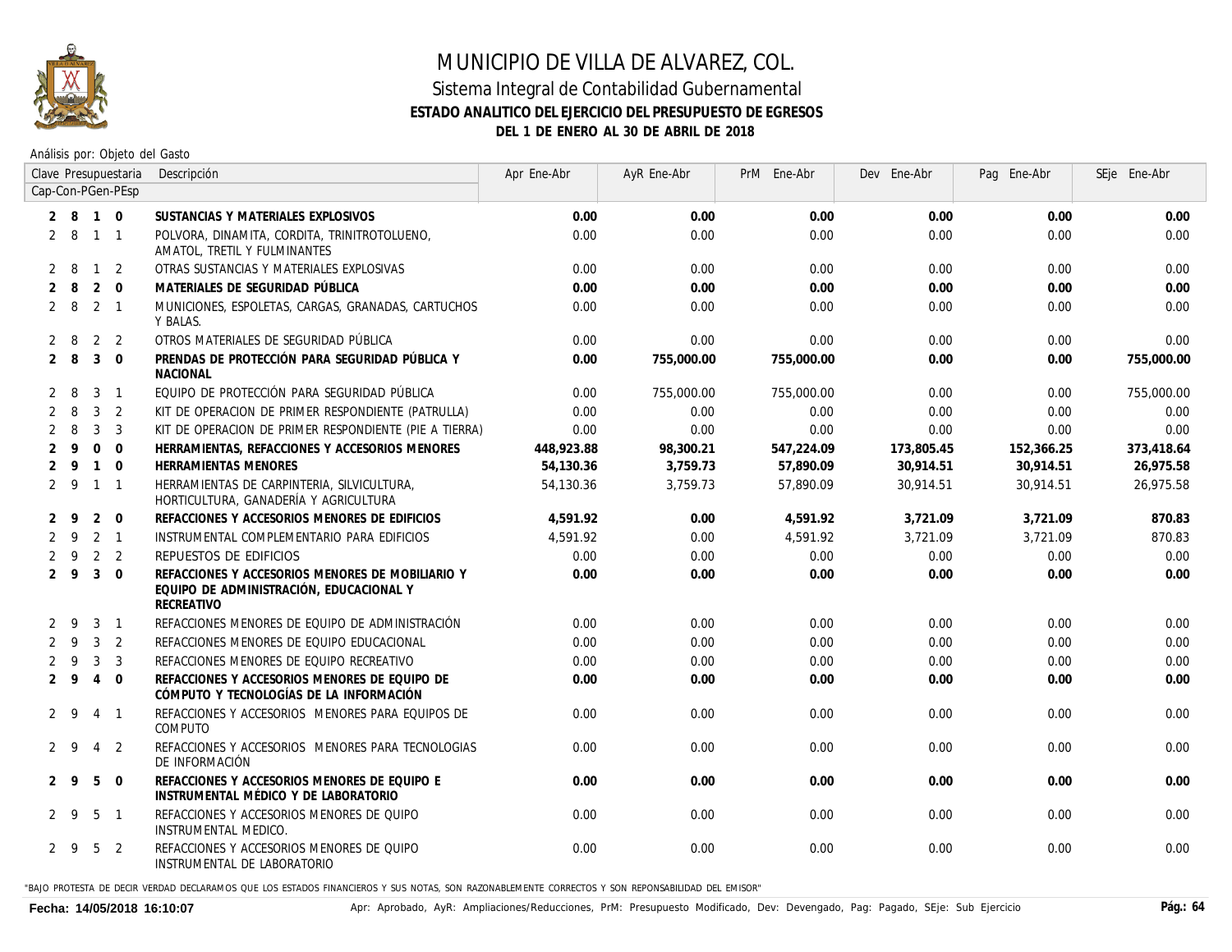# MUNICIPIO DE VILLA DE ALVAREZ, COL.

## Sistema Integral de Contabilidad Gubernamental

### ESTADO ANALITICO DEL EJERCICIO DEL PRESUPUESTO DE EGRESOS

### DEL 1 DE ENERO AL 30 DE ABRIL DE 2018

Análisis por: Objeto del Gasto

| Clave Presupuestaria Cap-Con-PGen-PEsp | Descripción | Apr Ene-Abr | AyR Ene-Abr | PrM Ene-Abr | Dev Ene-Abr | Pag Ene-Abr | SEje Ene-Abr |
|---|---|---|---|---|---|---|---|
| **2 8 1 0** | **SUSTANCIAS Y MATERIALES EXPLOSIVOS** | **0.00** | **0.00** | **0.00** | **0.00** | **0.00** | **0.00** |
| 2 8 1 1 | POLVORA, DINAMITA, CORDITA, TRINITROTOLUENO, AMATOL, TRETIL Y FULMINANTES | 0.00 | 0.00 | 0.00 | 0.00 | 0.00 | 0.00 |
| 2 8 1 2 | OTRAS SUSTANCIAS Y MATERIALES EXPLOSIVAS | 0.00 | 0.00 | 0.00 | 0.00 | 0.00 | 0.00 |
| **2 8 2 0** | **MATERIALES DE SEGURIDAD PÚBLICA** | **0.00** | **0.00** | **0.00** | **0.00** | **0.00** | **0.00** |
| 2 8 2 1 | MUNICIONES, ESPOLETAS, CARGAS, GRANADAS, CARTUCHOS Y BALAS. | 0.00 | 0.00 | 0.00 | 0.00 | 0.00 | 0.00 |
| 2 8 2 2 | OTROS MATERIALES DE SEGURIDAD PÚBLICA | 0.00 | 0.00 | 0.00 | 0.00 | 0.00 | 0.00 |
| **2 8 3 0** | **PRENDAS DE PROTECCIÓN PARA SEGURIDAD PÚBLICA Y NACIONAL** | **0.00** | **755,000.00** | **755,000.00** | **0.00** | **0.00** | **755,000.00** |
| 2 8 3 1 | EQUIPO DE PROTECCIÓN PARA SEGURIDAD PÚBLICA | 0.00 | 755,000.00 | 755,000.00 | 0.00 | 0.00 | 755,000.00 |
| 2 8 3 2 | KIT DE OPERACION DE PRIMER RESPONDIENTE (PATRULLA) | 0.00 | 0.00 | 0.00 | 0.00 | 0.00 | 0.00 |
| 2 8 3 3 | KIT DE OPERACION DE PRIMER RESPONDIENTE (PIE A TIERRA) | 0.00 | 0.00 | 0.00 | 0.00 | 0.00 | 0.00 |
| **2 9 0 0** | **HERRAMIENTAS, REFACCIONES Y ACCESORIOS MENORES** | **448,923.88** | **98,300.21** | **547,224.09** | **173,805.45** | **152,366.25** | **373,418.64** |
| **2 9 1 0** | **HERRAMIENTAS MENORES** | **54,130.36** | **3,759.73** | **57,890.09** | **30,914.51** | **30,914.51** | **26,975.58** |
| 2 9 1 1 | HERRAMIENTAS DE CARPINTERIA, SILVICULTURA, HORTICULTURA, GANADERÍA Y AGRICULTURA | 54,130.36 | 3,759.73 | 57,890.09 | 30,914.51 | 30,914.51 | 26,975.58 |
| **2 9 2 0** | **REFACCIONES Y ACCESORIOS MENORES DE EDIFICIOS** | **4,591.92** | **0.00** | **4,591.92** | **3,721.09** | **3,721.09** | **870.83** |
| 2 9 2 1 | INSTRUMENTAL COMPLEMENTARIO PARA EDIFICIOS | 4,591.92 | 0.00 | 4,591.92 | 3,721.09 | 3,721.09 | 870.83 |
| 2 9 2 2 | REPUESTOS DE EDIFICIOS | 0.00 | 0.00 | 0.00 | 0.00 | 0.00 | 0.00 |
| **2 9 3 0** | **REFACCIONES Y ACCESORIOS MENORES DE MOBILIARIO Y EQUIPO DE ADMINISTRACIÓN, EDUCACIONAL Y RECREATIVO** | **0.00** | **0.00** | **0.00** | **0.00** | **0.00** | **0.00** |
| 2 9 3 1 | REFACCIONES MENORES DE EQUIPO DE ADMINISTRACIÓN | 0.00 | 0.00 | 0.00 | 0.00 | 0.00 | 0.00 |
| 2 9 3 2 | REFACCIONES MENORES DE EQUIPO EDUCACIONAL | 0.00 | 0.00 | 0.00 | 0.00 | 0.00 | 0.00 |
| 2 9 3 3 | REFACCIONES MENORES DE EQUIPO RECREATIVO | 0.00 | 0.00 | 0.00 | 0.00 | 0.00 | 0.00 |
| **2 9 4 0** | **REFACCIONES Y ACCESORIOS MENORES DE EQUIPO DE CÓMPUTO Y TECNOLOGÍAS DE LA INFORMACIÓN** | **0.00** | **0.00** | **0.00** | **0.00** | **0.00** | **0.00** |
| 2 9 4 1 | REFACCIONES Y ACCESORIOS MENORES PARA EQUIPOS DE COMPUTO | 0.00 | 0.00 | 0.00 | 0.00 | 0.00 | 0.00 |
| 2 9 4 2 | REFACCIONES Y ACCESORIOS MENORES PARA TECNOLOGIAS DE INFORMACIÓN | 0.00 | 0.00 | 0.00 | 0.00 | 0.00 | 0.00 |
| **2 9 5 0** | **REFACCIONES Y ACCESORIOS MENORES DE EQUIPO E INSTRUMENTAL MÉDICO Y DE LABORATORIO** | **0.00** | **0.00** | **0.00** | **0.00** | **0.00** | **0.00** |
| 2 9 5 1 | REFACCIONES Y ACCESORIOS MENORES DE QUIPO INSTRUMENTAL MEDICO. | 0.00 | 0.00 | 0.00 | 0.00 | 0.00 | 0.00 |
| 2 9 5 2 | REFACCIONES Y ACCESORIOS MENORES DE QUIPO INSTRUMENTAL DE LABORATORIO | 0.00 | 0.00 | 0.00 | 0.00 | 0.00 | 0.00 |

"BAJO PROTESTA DE DECIR VERDAD DECLARAMOS QUE LOS ESTADOS FINANCIEROS Y SUS NOTAS, SON RAZONABLEMENTE CORRECTOS Y SON REPONSABILIDAD DEL EMISOR"

Fecha: 14/05/2018 16:10:07

Apr: Aprobado, AyR: Ampliaciones/Reducciones, PrM: Presupuesto Modificado, Dev: Devengado, Pag: Pagado, SEje: Sub Ejercicio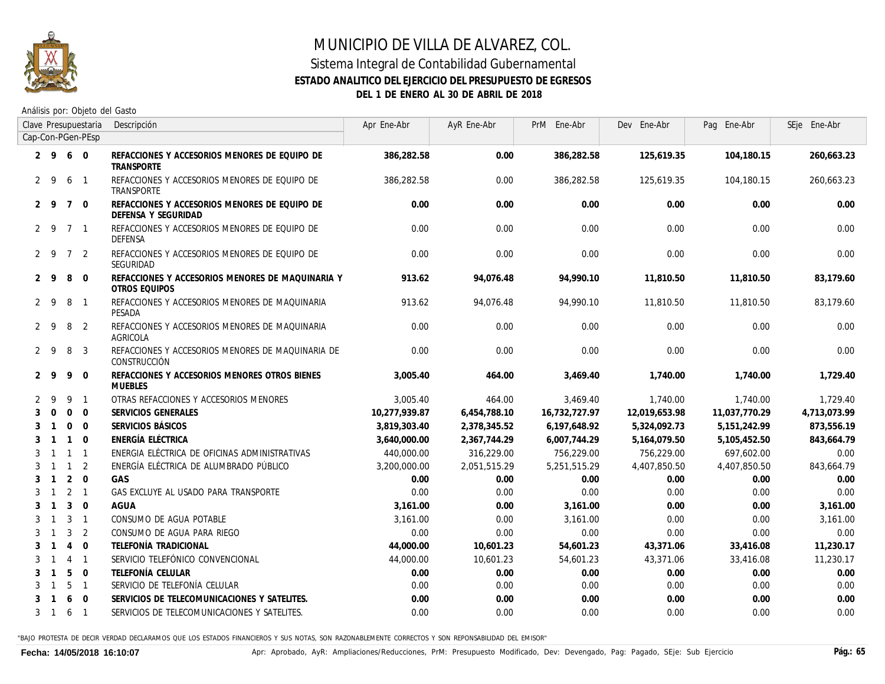# MUNICIPIO DE VILLA DE ALVAREZ, COL.

## Sistema Integral de Contabilidad Gubernamental

### ESTADO ANALITICO DEL EJERCICIO DEL PRESUPUESTO DE EGRESOS

### DEL 1 DE ENERO AL 30 DE ABRIL DE 2018

Análisis por: Objeto del Gasto

| Clave Presupuestaria Cap-Con-PGen-PEsp | Descripción | Apr Ene-Abr | AyR Ene-Abr | PrM Ene-Abr | Dev Ene-Abr | Pag Ene-Abr | SEje Ene-Abr |
|---|---|---|---|---|---|---|---|
| **2 9 6 0** | **REFACCIONES Y ACCESORIOS MENORES DE EQUIPO DE TRANSPORTE** | **386,282.58** | **0.00** | **386,282.58** | **125,619.35** | **104,180.15** | **260,663.23** |
| 2 9 6 1 | REFACCIONES Y ACCESORIOS MENORES DE EQUIPO DE TRANSPORTE | 386,282.58 | 0.00 | 386,282.58 | 125,619.35 | 104,180.15 | 260,663.23 |
| **2 9 7 0** | **REFACCIONES Y ACCESORIOS MENORES DE EQUIPO DE DEFENSA Y SEGURIDAD** | **0.00** | **0.00** | **0.00** | **0.00** | **0.00** | **0.00** |
| 2 9 7 1 | REFACCIONES Y ACCESORIOS MENORES DE EQUIPO DE DEFENSA | 0.00 | 0.00 | 0.00 | 0.00 | 0.00 | 0.00 |
| 2 9 7 2 | REFACCIONES Y ACCESORIOS MENORES DE EQUIPO DE SEGURIDAD | 0.00 | 0.00 | 0.00 | 0.00 | 0.00 | 0.00 |
| **2 9 8 0** | **REFACCIONES Y ACCESORIOS MENORES DE MAQUINARIA Y OTROS EQUIPOS** | **913.62** | **94,076.48** | **94,990.10** | **11,810.50** | **11,810.50** | **83,179.60** |
| 2 9 8 1 | REFACCIONES Y ACCESORIOS MENORES DE MAQUINARIA PESADA | 913.62 | 94,076.48 | 94,990.10 | 11,810.50 | 11,810.50 | 83,179.60 |
| 2 9 8 2 | REFACCIONES Y ACCESORIOS MENORES DE MAQUINARIA AGRICOLA | 0.00 | 0.00 | 0.00 | 0.00 | 0.00 | 0.00 |
| 2 9 8 3 | REFACCIONES Y ACCESORIOS MENORES DE MAQUINARIA DE CONSTRUCCIÓN | 0.00 | 0.00 | 0.00 | 0.00 | 0.00 | 0.00 |
| **2 9 9 0** | **REFACCIONES Y ACCESORIOS MENORES OTROS BIENES MUEBLES** | **3,005.40** | **464.00** | **3,469.40** | **1,740.00** | **1,740.00** | **1,729.40** |
| 2 9 9 1 | OTRAS REFACCIONES Y ACCESORIOS MENORES | 3,005.40 | 464.00 | 3,469.40 | 1,740.00 | 1,740.00 | 1,729.40 |
| **3 0 0 0** | **SERVICIOS GENERALES** | **10,277,939.87** | **6,454,788.10** | **16,732,727.97** | **12,019,653.98** | **11,037,770.29** | **4,713,073.99** |
| **3 1 0 0** | **SERVICIOS BÁSICOS** | **3,819,303.40** | **2,378,345.52** | **6,197,648.92** | **5,324,092.73** | **5,151,242.99** | **873,556.19** |
| **3 1 1 0** | **ENERGÍA ELÉCTRICA** | **3,640,000.00** | **2,367,744.29** | **6,007,744.29** | **5,164,079.50** | **5,105,452.50** | **843,664.79** |
| 3 1 1 1 | ENERGIA ELÉCTRICA DE OFICINAS ADMINISTRATIVAS | 440,000.00 | 316,229.00 | 756,229.00 | 756,229.00 | 697,602.00 | 0.00 |
| 3 1 1 2 | ENERGÍA ELÉCTRICA DE ALUMBRADO PÚBLICO | 3,200,000.00 | 2,051,515.29 | 5,251,515.29 | 4,407,850.50 | 4,407,850.50 | 843,664.79 |
| **3 1 2 0** | **GAS** | **0.00** | **0.00** | **0.00** | **0.00** | **0.00** | **0.00** |
| 3 1 2 1 | GAS EXCLUYE AL USADO PARA TRANSPORTE | 0.00 | 0.00 | 0.00 | 0.00 | 0.00 | 0.00 |
| **3 1 3 0** | **AGUA** | **3,161.00** | **0.00** | **3,161.00** | **0.00** | **0.00** | **3,161.00** |
| 3 1 3 1 | CONSUMO DE AGUA POTABLE | 3,161.00 | 0.00 | 3,161.00 | 0.00 | 0.00 | 3,161.00 |
| 3 1 3 2 | CONSUMO DE AGUA PARA RIEGO | 0.00 | 0.00 | 0.00 | 0.00 | 0.00 | 0.00 |
| **3 1 4 0** | **TELEFONÍA TRADICIONAL** | **44,000.00** | **10,601.23** | **54,601.23** | **43,371.06** | **33,416.08** | **11,230.17** |
| 3 1 4 1 | SERVICIO TELEFÓNICO CONVENCIONAL | 44,000.00 | 10,601.23 | 54,601.23 | 43,371.06 | 33,416.08 | 11,230.17 |
| **3 1 5 0** | **TELEFONÍA CELULAR** | **0.00** | **0.00** | **0.00** | **0.00** | **0.00** | **0.00** |
| 3 1 5 1 | SERVICIO DE TELEFONÍA CELULAR | 0.00 | 0.00 | 0.00 | 0.00 | 0.00 | 0.00 |
| **3 1 6 0** | **SERVICIOS DE TELECOMUNICACIONES Y SATELITES.** | **0.00** | **0.00** | **0.00** | **0.00** | **0.00** | **0.00** |
| 3 1 6 1 | SERVICIOS DE TELECOMUNICACIONES Y SATELITES. | 0.00 | 0.00 | 0.00 | 0.00 | 0.00 | 0.00 |

"BAJO PROTESTA DE DECIR VERDAD DECLARAMOS QUE LOS ESTADOS FINANCIEROS Y SUS NOTAS, SON RAZONABLEMENTE CORRECTOS Y SON REPONSABILIDAD DEL EMISOR"

Fecha: 14/05/2018 16:10:07

Apr: Aprobado, AyR: Ampliaciones/Reducciones, PrM: Presupuesto Modificado, Dev: Devengado, Pag: Pagado, SEje: Sub Ejercicio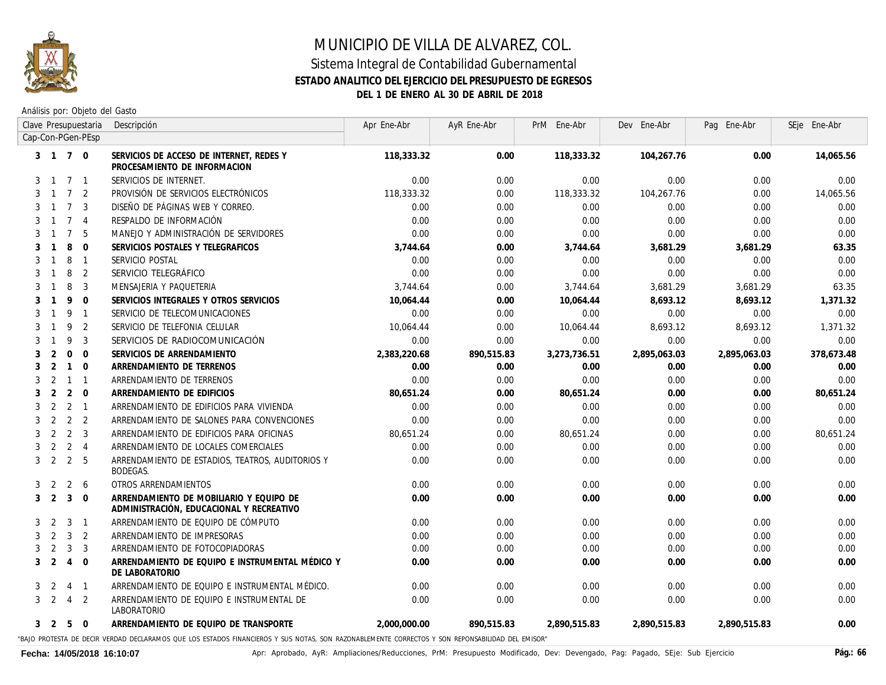# MUNICIPIO DE VILLA DE ALVAREZ, COL.

## Sistema Integral de Contabilidad Gubernamental

### ESTADO ANALITICO DEL EJERCICIO DEL PRESUPUESTO DE EGRESOS

### DEL 1 DE ENERO AL 30 DE ABRIL DE 2018

Análisis por: Objeto del Gasto

| Clave Presupuestaria Cap-Con-PGen-PEsp | Descripción | Apr Ene-Abr | AyR Ene-Abr | PrM Ene-Abr | Dev Ene-Abr | Pag Ene-Abr | SEje Ene-Abr |
|---|---|---|---|---|---|---|---|
| **3 1 7 0** | **SERVICIOS DE ACCESO DE INTERNET, REDES Y PROCESAMIENTO DE INFORMACION** | **118,333.32** | **0.00** | **118,333.32** | **104,267.76** | **0.00** | **14,065.56** |
| 3 1 7 1 | SERVICIOS DE INTERNET. | 0.00 | 0.00 | 0.00 | 0.00 | 0.00 | 0.00 |
| 3 1 7 2 | PROVISIÓN DE SERVICIOS ELECTRÓNICOS | 118,333.32 | 0.00 | 118,333.32 | 104,267.76 | 0.00 | 14,065.56 |
| 3 1 7 3 | DISEÑO DE PÁGINAS WEB Y CORREO. | 0.00 | 0.00 | 0.00 | 0.00 | 0.00 | 0.00 |
| 3 1 7 4 | RESPALDO DE INFORMACIÓN | 0.00 | 0.00 | 0.00 | 0.00 | 0.00 | 0.00 |
| 3 1 7 5 | MANEJO Y ADMINISTRACIÓN DE SERVIDORES | 0.00 | 0.00 | 0.00 | 0.00 | 0.00 | 0.00 |
| **3 1 8 0** | **SERVICIOS POSTALES Y TELEGRAFICOS** | **3,744.64** | **0.00** | **3,744.64** | **3,681.29** | **3,681.29** | **63.35** |
| 3 1 8 1 | SERVICIO POSTAL | 0.00 | 0.00 | 0.00 | 0.00 | 0.00 | 0.00 |
| 3 1 8 2 | SERVICIO TELEGRÁFICO | 0.00 | 0.00 | 0.00 | 0.00 | 0.00 | 0.00 |
| 3 1 8 3 | MENSAJERIA Y PAQUETERIA | 3,744.64 | 0.00 | 3,744.64 | 3,681.29 | 3,681.29 | 63.35 |
| **3 1 9 0** | **SERVICIOS INTEGRALES Y OTROS SERVICIOS** | **10,064.44** | **0.00** | **10,064.44** | **8,693.12** | **8,693.12** | **1,371.32** |
| 3 1 9 1 | SERVICIO DE TELECOMUNICACIONES | 0.00 | 0.00 | 0.00 | 0.00 | 0.00 | 0.00 |
| 3 1 9 2 | SERVICIO DE TELEFONIA CELULAR | 10,064.44 | 0.00 | 10,064.44 | 8,693.12 | 8,693.12 | 1,371.32 |
| 3 1 9 3 | SERVICIOS DE RADIOCOMUNICACIÓN | 0.00 | 0.00 | 0.00 | 0.00 | 0.00 | 0.00 |
| **3 2 0 0** | **SERVICIOS DE ARRENDAMIENTO** | **2,383,220.68** | **890,515.83** | **3,273,736.51** | **2,895,063.03** | **2,895,063.03** | **378,673.48** |
| **3 2 1 0** | **ARRENDAMIENTO DE TERRENOS** | **0.00** | **0.00** | **0.00** | **0.00** | **0.00** | **0.00** |
| 3 2 1 1 | ARRENDAMIENTO DE TERRENOS | 0.00 | 0.00 | 0.00 | 0.00 | 0.00 | 0.00 |
| **3 2 2 0** | **ARRENDAMIENTO DE EDIFICIOS** | **80,651.24** | **0.00** | **80,651.24** | **0.00** | **0.00** | **80,651.24** |
| 3 2 2 1 | ARRENDAMIENTO DE EDIFICIOS PARA VIVIENDA | 0.00 | 0.00 | 0.00 | 0.00 | 0.00 | 0.00 |
| 3 2 2 2 | ARRENDAMIENTO DE SALONES PARA CONVENCIONES | 0.00 | 0.00 | 0.00 | 0.00 | 0.00 | 0.00 |
| 3 2 2 3 | ARRENDAMIENTO DE EDIFICIOS PARA OFICINAS | 80,651.24 | 0.00 | 80,651.24 | 0.00 | 0.00 | 80,651.24 |
| 3 2 2 4 | ARRENDAMIENTO DE LOCALES COMERCIALES | 0.00 | 0.00 | 0.00 | 0.00 | 0.00 | 0.00 |
| 3 2 2 5 | ARRENDAMIENTO DE ESTADIOS, TEATROS, AUDITORIOS Y BODEGAS. | 0.00 | 0.00 | 0.00 | 0.00 | 0.00 | 0.00 |
| 3 2 2 6 | OTROS ARRENDAMIENTOS | 0.00 | 0.00 | 0.00 | 0.00 | 0.00 | 0.00 |
| **3 2 3 0** | **ARRENDAMIENTO DE MOBILIARIO Y EQUIPO DE ADMINISTRACIÓN, EDUCACIONAL Y RECREATIVO** | **0.00** | **0.00** | **0.00** | **0.00** | **0.00** | **0.00** |
| 3 2 3 1 | ARRENDAMIENTO DE EQUIPO DE CÓMPUTO | 0.00 | 0.00 | 0.00 | 0.00 | 0.00 | 0.00 |
| 3 2 3 2 | ARRENDAMIENTO DE IMPRESORAS | 0.00 | 0.00 | 0.00 | 0.00 | 0.00 | 0.00 |
| 3 2 3 3 | ARRENDAMIENTO DE FOTOCOPIADORAS | 0.00 | 0.00 | 0.00 | 0.00 | 0.00 | 0.00 |
| **3 2 4 0** | **ARRENDAMIENTO DE EQUIPO E INSTRUMENTAL MÉDICO Y DE LABORATORIO** | **0.00** | **0.00** | **0.00** | **0.00** | **0.00** | **0.00** |
| 3 2 4 1 | ARRENDAMIENTO DE EQUIPO E INSTRUMENTAL MÉDICO. | 0.00 | 0.00 | 0.00 | 0.00 | 0.00 | 0.00 |
| 3 2 4 2 | ARRENDAMIENTO DE EQUIPO E INSTRUMENTAL DE LABORATORIO | 0.00 | 0.00 | 0.00 | 0.00 | 0.00 | 0.00 |
| **3 2 5 0** | **ARRENDAMIENTO DE EQUIPO DE TRANSPORTE** | **2,000,000.00** | **890,515.83** | **2,890,515.83** | **2,890,515.83** | **2,890,515.83** | **0.00** |

"BAJO PROTESTA DE DECIR VERDAD DECLARAMOS QUE LOS ESTADOS FINANCIEROS Y SUS NOTAS, SON RAZONABLEMENTE CORRECTOS Y SON REPONSABILIDAD DEL EMISOR"

**Fecha: 14/05/2018 16:10:07**

Apr: Aprobado, AyR: Ampliaciones/Reducciones, PrM: Presupuesto Modificado, Dev: Devengado, Pag: Pagado, SEje: Sub Ejercicio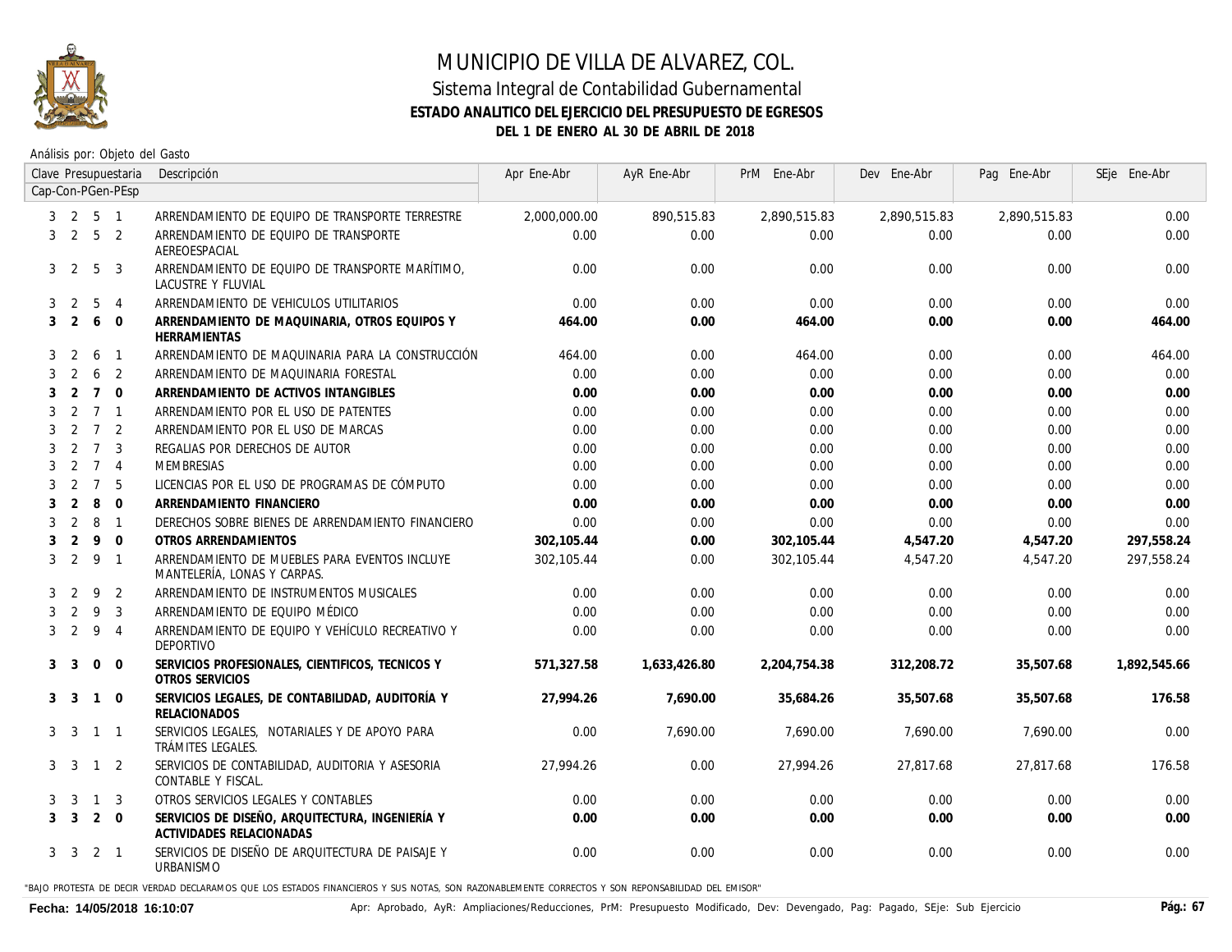# MUNICIPIO DE VILLA DE ALVAREZ, COL.

## Sistema Integral de Contabilidad Gubernamental

### ESTADO ANALITICO DEL EJERCICIO DEL PRESUPUESTO DE EGRESOS

### DEL 1 DE ENERO AL 30 DE ABRIL DE 2018

Análisis por: Objeto del Gasto

| Clave Presupuestaria Cap-Con-PGen-PEsp | Descripción | Apr Ene-Abr | AyR Ene-Abr | PrM Ene-Abr | Dev Ene-Abr | Pag Ene-Abr | SEje Ene-Abr |
|---|---|---|---|---|---|---|---|
| 3 2 5 1 | ARRENDAMIENTO DE EQUIPO DE TRANSPORTE TERRESTRE | 2,000,000.00 | 890,515.83 | 2,890,515.83 | 2,890,515.83 | 2,890,515.83 | 0.00 |
| 3 2 5 2 | ARRENDAMIENTO DE EQUIPO DE TRANSPORTE AEREOESPACIAL | 0.00 | 0.00 | 0.00 | 0.00 | 0.00 | 0.00 |
| 3 2 5 3 | ARRENDAMIENTO DE EQUIPO DE TRANSPORTE MARÍTIMO, LACUSTRE Y FLUVIAL | 0.00 | 0.00 | 0.00 | 0.00 | 0.00 | 0.00 |
| 3 2 5 4 | ARRENDAMIENTO DE VEHICULOS UTILITARIOS | 0.00 | 0.00 | 0.00 | 0.00 | 0.00 | 0.00 |
| **3 2 6 0** | **ARRENDAMIENTO DE MAQUINARIA, OTROS EQUIPOS Y HERRAMIENTAS** | **464.00** | **0.00** | **464.00** | **0.00** | **0.00** | **464.00** |
| 3 2 6 1 | ARRENDAMIENTO DE MAQUINARIA PARA LA CONSTRUCCIÓN | 464.00 | 0.00 | 464.00 | 0.00 | 0.00 | 464.00 |
| 3 2 6 2 | ARRENDAMIENTO DE MAQUINARIA FORESTAL | 0.00 | 0.00 | 0.00 | 0.00 | 0.00 | 0.00 |
| **3 2 7 0** | **ARRENDAMIENTO DE ACTIVOS INTANGIBLES** | **0.00** | **0.00** | **0.00** | **0.00** | **0.00** | **0.00** |
| 3 2 7 1 | ARRENDAMIENTO POR EL USO DE PATENTES | 0.00 | 0.00 | 0.00 | 0.00 | 0.00 | 0.00 |
| 3 2 7 2 | ARRENDAMIENTO POR EL USO DE MARCAS | 0.00 | 0.00 | 0.00 | 0.00 | 0.00 | 0.00 |
| 3 2 7 3 | REGALIAS POR DERECHOS DE AUTOR | 0.00 | 0.00 | 0.00 | 0.00 | 0.00 | 0.00 |
| 3 2 7 4 | MEMBRESIAS | 0.00 | 0.00 | 0.00 | 0.00 | 0.00 | 0.00 |
| 3 2 7 5 | LICENCIAS POR EL USO DE PROGRAMAS DE CÓMPUTO | 0.00 | 0.00 | 0.00 | 0.00 | 0.00 | 0.00 |
| **3 2 8 0** | **ARRENDAMIENTO FINANCIERO** | **0.00** | **0.00** | **0.00** | **0.00** | **0.00** | **0.00** |
| 3 2 8 1 | DERECHOS SOBRE BIENES DE ARRENDAMIENTO FINANCIERO | 0.00 | 0.00 | 0.00 | 0.00 | 0.00 | 0.00 |
| **3 2 9 0** | **OTROS ARRENDAMIENTOS** | **302,105.44** | **0.00** | **302,105.44** | **4,547.20** | **4,547.20** | **297,558.24** |
| 3 2 9 1 | ARRENDAMIENTO DE MUEBLES PARA EVENTOS INCLUYE MANTELERÍA, LONAS Y CARPAS. | 302,105.44 | 0.00 | 302,105.44 | 4,547.20 | 4,547.20 | 297,558.24 |
| 3 2 9 2 | ARRENDAMIENTO DE INSTRUMENTOS MUSICALES | 0.00 | 0.00 | 0.00 | 0.00 | 0.00 | 0.00 |
| 3 2 9 3 | ARRENDAMIENTO DE EQUIPO MÉDICO | 0.00 | 0.00 | 0.00 | 0.00 | 0.00 | 0.00 |
| 3 2 9 4 | ARRENDAMIENTO DE EQUIPO Y VEHÍCULO RECREATIVO Y DEPORTIVO | 0.00 | 0.00 | 0.00 | 0.00 | 0.00 | 0.00 |
| **3 3 0 0** | **SERVICIOS PROFESIONALES, CIENTIFICOS, TECNICOS Y OTROS SERVICIOS** | **571,327.58** | **1,633,426.80** | **2,204,754.38** | **312,208.72** | **35,507.68** | **1,892,545.66** |
| **3 3 1 0** | **SERVICIOS LEGALES, DE CONTABILIDAD, AUDITORÍA Y RELACIONADOS** | **27,994.26** | **7,690.00** | **35,684.26** | **35,507.68** | **35,507.68** | **176.58** |
| 3 3 1 1 | SERVICIOS LEGALES, NOTARIALES Y DE APOYO PARA TRÁMITES LEGALES. | 0.00 | 7,690.00 | 7,690.00 | 7,690.00 | 7,690.00 | 0.00 |
| 3 3 1 2 | SERVICIOS DE CONTABILIDAD, AUDITORIA Y ASESORIA CONTABLE Y FISCAL. | 27,994.26 | 0.00 | 27,994.26 | 27,817.68 | 27,817.68 | 176.58 |
| 3 3 1 3 | OTROS SERVICIOS LEGALES Y CONTABLES | 0.00 | 0.00 | 0.00 | 0.00 | 0.00 | 0.00 |
| **3 3 2 0** | **SERVICIOS DE DISEÑO, ARQUITECTURA, INGENIERÍA Y ACTIVIDADES RELACIONADAS** | **0.00** | **0.00** | **0.00** | **0.00** | **0.00** | **0.00** |
| 3 3 2 1 | SERVICIOS DE DISEÑO DE ARQUITECTURA DE PAISAJE Y URBANISMO | 0.00 | 0.00 | 0.00 | 0.00 | 0.00 | 0.00 |

"BAJO PROTESTA DE DECIR VERDAD DECLARAMOS QUE LOS ESTADOS FINANCIEROS Y SUS NOTAS, SON RAZONABLEMENTE CORRECTOS Y SON REPONSABILIDAD DEL EMISOR"

Fecha: 14/05/2018 16:10:07

Apr: Aprobado, AyR: Ampliaciones/Reducciones, PrM: Presupuesto Modificado, Dev: Devengado, Pag: Pagado, SEje: Sub Ejercicio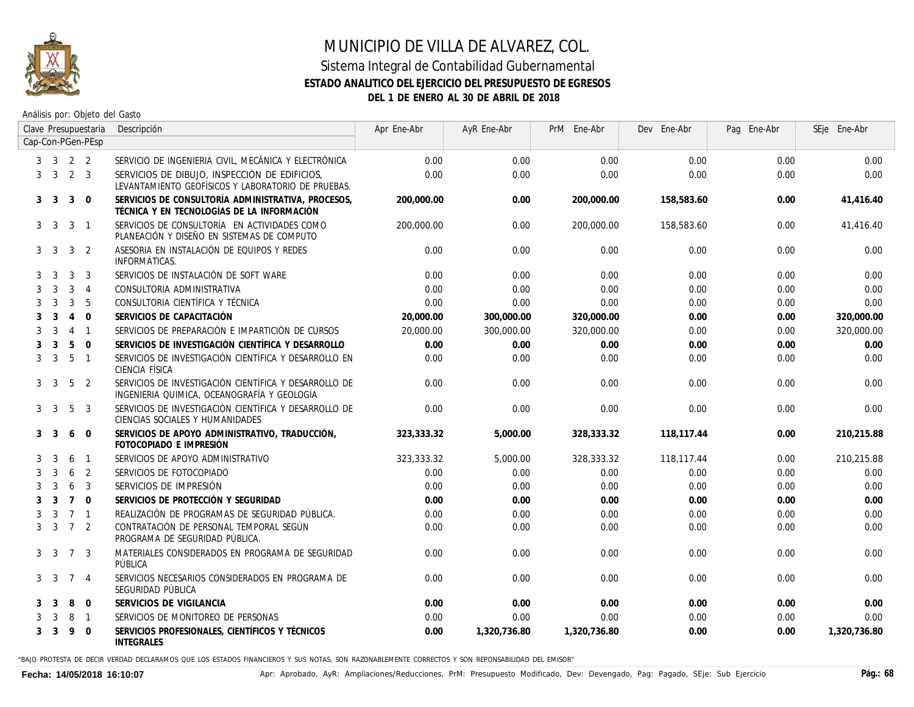# MUNICIPIO DE VILLA DE ALVAREZ, COL.

## Sistema Integral de Contabilidad Gubernamental

### ESTADO ANALITICO DEL EJERCICIO DEL PRESUPUESTO DE EGRESOS

### DEL 1 DE ENERO AL 30 DE ABRIL DE 2018

Análisis por: Objeto del Gasto

| Clave Presupuestaria Cap-Con-PGen-PEsp | Descripción | Apr Ene-Abr | AyR Ene-Abr | PrM Ene-Abr | Dev Ene-Abr | Pag Ene-Abr | SEje Ene-Abr |
|---|---|---|---|---|---|---|---|
| 3 3 2 2 | SERVICIO DE INGENIERIA CIVIL, MECÁNICA Y ELECTRÓNICA | 0.00 | 0.00 | 0.00 | 0.00 | 0.00 | 0.00 |
| 3 3 2 3 | SERVICIOS DE DIBUJO, INSPECCIÓN DE EDIFICIOS, LEVANTAMIENTO GEOFÍSICOS Y LABORATORIO DE PRUEBAS. | 0.00 | 0.00 | 0.00 | 0.00 | 0.00 | 0.00 |
| **3 3 3 0** | **SERVICIOS DE CONSULTORÍA ADMINISTRATIVA, PROCESOS, TÉCNICA Y EN TECNOLOGÍAS DE LA INFORMACIÓN** | **200,000.00** | **0.00** | **200,000.00** | **158,583.60** | **0.00** | **41,416.40** |
| 3 3 3 1 | SERVICIOS DE CONSULTORÍA EN ACTIVIDADES COMO PLANEACIÓN Y DISEÑO EN SISTEMAS DE COMPUTO | 200,000.00 | 0.00 | 200,000.00 | 158,583.60 | 0.00 | 41,416.40 |
| 3 3 3 2 | ASESORIA EN INSTALACIÓN DE EQUIPOS Y REDES INFORMÁTICAS. | 0.00 | 0.00 | 0.00 | 0.00 | 0.00 | 0.00 |
| 3 3 3 3 | SERVICIOS DE INSTALACIÓN DE SOFT WARE | 0.00 | 0.00 | 0.00 | 0.00 | 0.00 | 0.00 |
| 3 3 3 4 | CONSULTORIA ADMINISTRATIVA | 0.00 | 0.00 | 0.00 | 0.00 | 0.00 | 0.00 |
| 3 3 3 5 | CONSULTORIA CIENTÍFICA Y TÉCNICA | 0.00 | 0.00 | 0.00 | 0.00 | 0.00 | 0.00 |
| **3 3 4 0** | **SERVICIOS DE CAPACITACIÓN** | **20,000.00** | **300,000.00** | **320,000.00** | **0.00** | **0.00** | **320,000.00** |
| 3 3 4 1 | SERVICIOS DE PREPARACIÓN E IMPARTICIÓN DE CURSOS | 20,000.00 | 300,000.00 | 320,000.00 | 0.00 | 0.00 | 320,000.00 |
| **3 3 5 0** | **SERVICIOS DE INVESTIGACIÓN CIENTÍFICA Y DESARROLLO** | **0.00** | **0.00** | **0.00** | **0.00** | **0.00** | **0.00** |
| 3 3 5 1 | SERVICIOS DE INVESTIGACIÓN CIENTÍFICA Y DESARROLLO EN CIENCIA FÍSICA | 0.00 | 0.00 | 0.00 | 0.00 | 0.00 | 0.00 |
| 3 3 5 2 | SERVICIOS DE INVESTIGACIÓN CIENTÍFICA Y DESARROLLO DE INGENIERIA QUIMICA, OCEANOGRAFÍA Y GEOLOGÍA | 0.00 | 0.00 | 0.00 | 0.00 | 0.00 | 0.00 |
| 3 3 5 3 | SERVICIOS DE INVESTIGACIÓN CIENTÍFICA Y DESARROLLO DE CIENCIAS SOCIALES Y HUMANIDADES | 0.00 | 0.00 | 0.00 | 0.00 | 0.00 | 0.00 |
| **3 3 6 0** | **SERVICIOS DE APOYO ADMINISTRATIVO, TRADUCCIÓN, FOTOCOPIADO E IMPRESIÓN** | **323,333.32** | **5,000.00** | **328,333.32** | **118,117.44** | **0.00** | **210,215.88** |
| 3 3 6 1 | SERVICIOS DE APOYO ADMINISTRATIVO | 323,333.32 | 5,000.00 | 328,333.32 | 118,117.44 | 0.00 | 210,215.88 |
| 3 3 6 2 | SERVICIOS DE FOTOCOPIADO | 0.00 | 0.00 | 0.00 | 0.00 | 0.00 | 0.00 |
| 3 3 6 3 | SERVICIOS DE IMPRESIÓN | 0.00 | 0.00 | 0.00 | 0.00 | 0.00 | 0.00 |
| **3 3 7 0** | **SERVICIOS DE PROTECCIÓN Y SEGURIDAD** | **0.00** | **0.00** | **0.00** | **0.00** | **0.00** | **0.00** |
| 3 3 7 1 | REALIZACIÓN DE PROGRAMAS DE SEGURIDAD PÚBLICA. | 0.00 | 0.00 | 0.00 | 0.00 | 0.00 | 0.00 |
| 3 3 7 2 | CONTRATACIÓN DE PERSONAL TEMPORAL SEGÚN PROGRAMA DE SEGURIDAD PÚBLICA. | 0.00 | 0.00 | 0.00 | 0.00 | 0.00 | 0.00 |
| 3 3 7 3 | MATERIALES CONSIDERADOS EN PROGRAMA DE SEGURIDAD PÚBLICA | 0.00 | 0.00 | 0.00 | 0.00 | 0.00 | 0.00 |
| 3 3 7 4 | SERVICIOS NECESARIOS CONSIDERADOS EN PROGRAMA DE SEGURIDAD PÚBLICA | 0.00 | 0.00 | 0.00 | 0.00 | 0.00 | 0.00 |
| **3 3 8 0** | **SERVICIOS DE VIGILANCIA** | **0.00** | **0.00** | **0.00** | **0.00** | **0.00** | **0.00** |
| 3 3 8 1 | SERVICIOS DE MONITOREO DE PERSONAS | 0.00 | 0.00 | 0.00 | 0.00 | 0.00 | 0.00 |
| **3 3 9 0** | **SERVICIOS PROFESIONALES, CIENTÍFICOS Y TÉCNICOS INTEGRALES** | **0.00** | **1,320,736.80** | **1,320,736.80** | **0.00** | **0.00** | **1,320,736.80** |

"BAJO PROTESTA DE DECIR VERDAD DECLARAMOS QUE LOS ESTADOS FINANCIEROS Y SUS NOTAS, SON RAZONABLEMENTE CORRECTOS Y SON REPONSABILIDAD DEL EMISOR"

**Fecha: 14/05/2018 16:10:07**

Apr: Aprobado, AyR: Ampliaciones/Reducciones, PrM: Presupuesto Modificado, Dev: Devengado, Pag: Pagado, SEje: Sub Ejercicio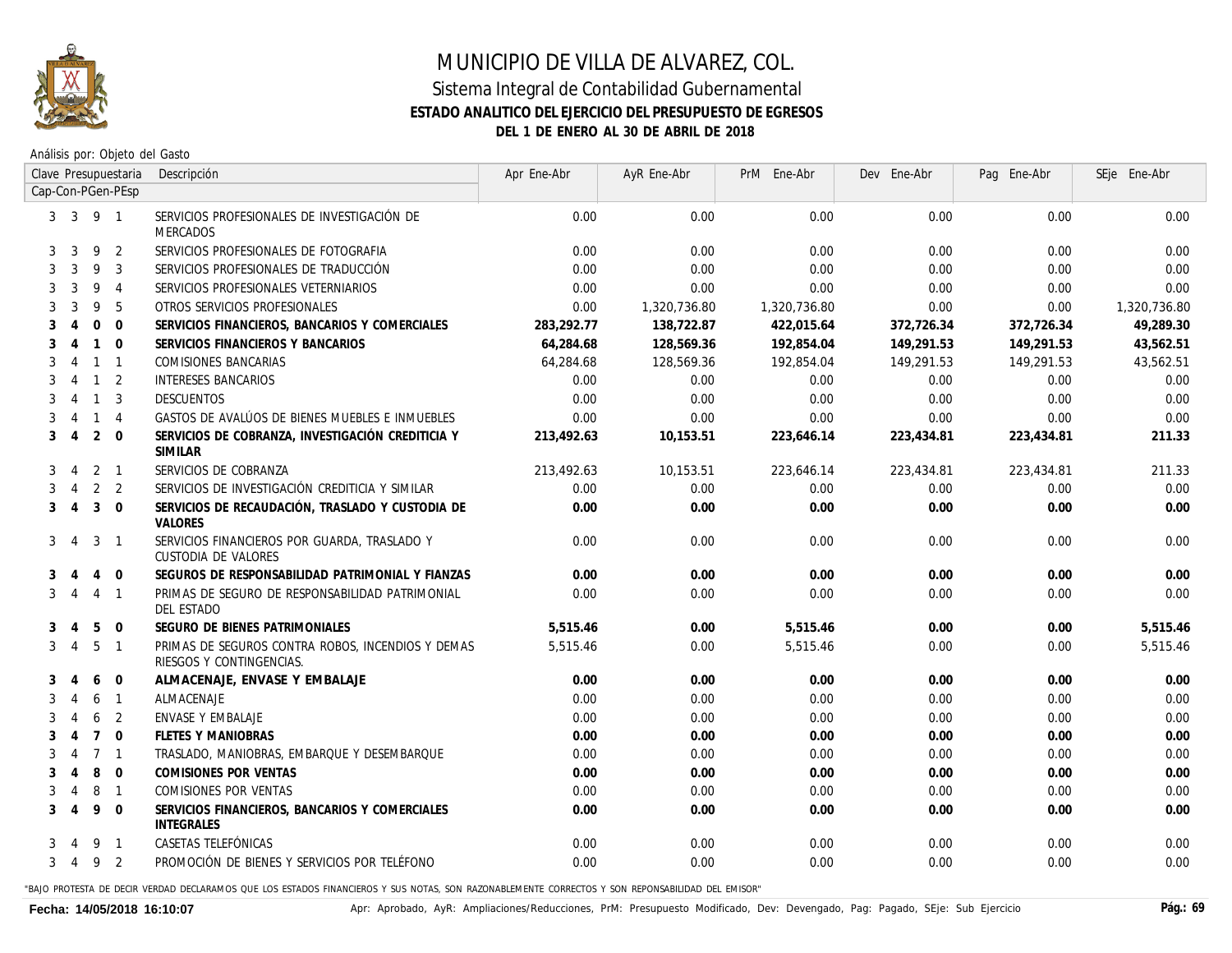# MUNICIPIO DE VILLA DE ALVAREZ, COL.

## Sistema Integral de Contabilidad Gubernamental

### ESTADO ANALITICO DEL EJERCICIO DEL PRESUPUESTO DE EGRESOS

### DEL 1 DE ENERO AL 30 DE ABRIL DE 2018

Análisis por: Objeto del Gasto

| Clave Presupuestaria Cap-Con-PGen-PEsp | Descripción | Apr Ene-Abr | AyR Ene-Abr | PrM Ene-Abr | Dev Ene-Abr | Pag Ene-Abr | SEje Ene-Abr |
|---|---|---|---|---|---|---|---|
| 3 3 9 1 | SERVICIOS PROFESIONALES DE INVESTIGACIÓN DE MERCADOS | 0.00 | 0.00 | 0.00 | 0.00 | 0.00 | 0.00 |
| 3 3 9 2 | SERVICIOS PROFESIONALES DE FOTOGRAFIA | 0.00 | 0.00 | 0.00 | 0.00 | 0.00 | 0.00 |
| 3 3 9 3 | SERVICIOS PROFESIONALES DE TRADUCCIÓN | 0.00 | 0.00 | 0.00 | 0.00 | 0.00 | 0.00 |
| 3 3 9 4 | SERVICIOS PROFESIONALES VETERNIARIOS | 0.00 | 0.00 | 0.00 | 0.00 | 0.00 | 0.00 |
| 3 3 9 5 | OTROS SERVICIOS PROFESIONALES | 0.00 | 1,320,736.80 | 1,320,736.80 | 0.00 | 0.00 | 1,320,736.80 |
| **3 4 0 0** | **SERVICIOS FINANCIEROS, BANCARIOS Y COMERCIALES** | **283,292.77** | **138,722.87** | **422,015.64** | **372,726.34** | **372,726.34** | **49,289.30** |
| **3 4 1 0** | **SERVICIOS FINANCIEROS Y BANCARIOS** | **64,284.68** | **128,569.36** | **192,854.04** | **149,291.53** | **149,291.53** | **43,562.51** |
| 3 4 1 1 | COMISIONES BANCARIAS | 64,284.68 | 128,569.36 | 192,854.04 | 149,291.53 | 149,291.53 | 43,562.51 |
| 3 4 1 2 | INTERESES BANCARIOS | 0.00 | 0.00 | 0.00 | 0.00 | 0.00 | 0.00 |
| 3 4 1 3 | DESCUENTOS | 0.00 | 0.00 | 0.00 | 0.00 | 0.00 | 0.00 |
| 3 4 1 4 | GASTOS DE AVALÚOS DE BIENES MUEBLES E INMUEBLES | 0.00 | 0.00 | 0.00 | 0.00 | 0.00 | 0.00 |
| **3 4 2 0** | **SERVICIOS DE COBRANZA, INVESTIGACIÓN CREDITICIA Y SIMILAR** | **213,492.63** | **10,153.51** | **223,646.14** | **223,434.81** | **223,434.81** | **211.33** |
| 3 4 2 1 | SERVICIOS DE COBRANZA | 213,492.63 | 10,153.51 | 223,646.14 | 223,434.81 | 223,434.81 | 211.33 |
| 3 4 2 2 | SERVICIOS DE INVESTIGACIÓN CREDITICIA Y SIMILAR | 0.00 | 0.00 | 0.00 | 0.00 | 0.00 | 0.00 |
| **3 4 3 0** | **SERVICIOS DE RECAUDACIÓN, TRASLADO Y CUSTODIA DE VALORES** | **0.00** | **0.00** | **0.00** | **0.00** | **0.00** | **0.00** |
| 3 4 3 1 | SERVICIOS FINANCIEROS POR GUARDA, TRASLADO Y CUSTODIA DE VALORES | 0.00 | 0.00 | 0.00 | 0.00 | 0.00 | 0.00 |
| **3 4 4 0** | **SEGUROS DE RESPONSABILIDAD PATRIMONIAL Y FIANZAS** | **0.00** | **0.00** | **0.00** | **0.00** | **0.00** | **0.00** |
| 3 4 4 1 | PRIMAS DE SEGURO DE RESPONSABILIDAD PATRIMONIAL DEL ESTADO | 0.00 | 0.00 | 0.00 | 0.00 | 0.00 | 0.00 |
| **3 4 5 0** | **SEGURO DE BIENES PATRIMONIALES** | **5,515.46** | **0.00** | **5,515.46** | **0.00** | **0.00** | **5,515.46** |
| 3 4 5 1 | PRIMAS DE SEGUROS CONTRA ROBOS, INCENDIOS Y DEMAS RIESGOS Y CONTINGENCIAS. | 5,515.46 | 0.00 | 5,515.46 | 0.00 | 0.00 | 5,515.46 |
| **3 4 6 0** | **ALMACENAJE, ENVASE Y EMBALAJE** | **0.00** | **0.00** | **0.00** | **0.00** | **0.00** | **0.00** |
| 3 4 6 1 | ALMACENAJE | 0.00 | 0.00 | 0.00 | 0.00 | 0.00 | 0.00 |
| 3 4 6 2 | ENVASE Y EMBALAJE | 0.00 | 0.00 | 0.00 | 0.00 | 0.00 | 0.00 |
| **3 4 7 0** | **FLETES Y MANIOBRAS** | **0.00** | **0.00** | **0.00** | **0.00** | **0.00** | **0.00** |
| 3 4 7 1 | TRASLADO, MANIOBRAS, EMBARQUE Y DESEMBARQUE | 0.00 | 0.00 | 0.00 | 0.00 | 0.00 | 0.00 |
| **3 4 8 0** | **COMISIONES POR VENTAS** | **0.00** | **0.00** | **0.00** | **0.00** | **0.00** | **0.00** |
| 3 4 8 1 | COMISIONES POR VENTAS | 0.00 | 0.00 | 0.00 | 0.00 | 0.00 | 0.00 |
| **3 4 9 0** | **SERVICIOS FINANCIEROS, BANCARIOS Y COMERCIALES INTEGRALES** | **0.00** | **0.00** | **0.00** | **0.00** | **0.00** | **0.00** |
| 3 4 9 1 | CASETAS TELEFÓNICAS | 0.00 | 0.00 | 0.00 | 0.00 | 0.00 | 0.00 |
| 3 4 9 2 | PROMOCIÓN DE BIENES Y SERVICIOS POR TELÉFONO | 0.00 | 0.00 | 0.00 | 0.00 | 0.00 | 0.00 |

"BAJO PROTESTA DE DECIR VERDAD DECLARAMOS QUE LOS ESTADOS FINANCIEROS Y SUS NOTAS, SON RAZONABLEMENTE CORRECTOS Y SON REPONSABILIDAD DEL EMISOR"

**Fecha: 14/05/2018 16:10:07**

Apr: Aprobado, AyR: Ampliaciones/Reducciones, PrM: Presupuesto Modificado, Dev: Devengado, Pag: Pagado, SEje: Sub Ejercicio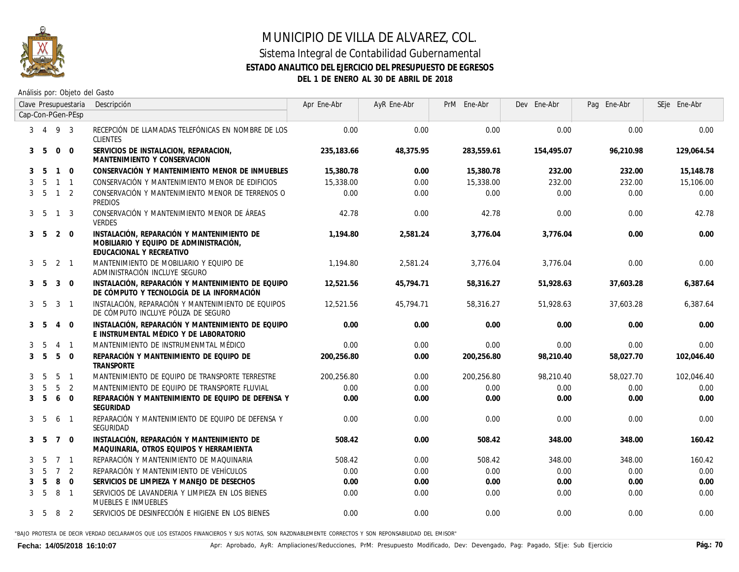# MUNICIPIO DE VILLA DE ALVAREZ, COL.

## Sistema Integral de Contabilidad Gubernamental

### ESTADO ANALITICO DEL EJERCICIO DEL PRESUPUESTO DE EGRESOS

### DEL 1 DE ENERO AL 30 DE ABRIL DE 2018

Análisis por: Objeto del Gasto

| Clave Presupuestaria Cap-Con-PGen-PEsp | Descripción | Apr Ene-Abr | AyR Ene-Abr | PrM Ene-Abr | Dev Ene-Abr | Pag Ene-Abr | SEje Ene-Abr |
|---|---|---|---|---|---|---|---|
| 3 4 9 3 | RECEPCIÓN DE LLAMADAS TELEFÓNICAS EN NOMBRE DE LOS CLIENTES | 0.00 | 0.00 | 0.00 | 0.00 | 0.00 | 0.00 |
| **3 5 0 0** | **SERVICIOS DE INSTALACION, REPARACION, MANTENIMIENTO Y CONSERVACION** | **235,183.66** | **48,375.95** | **283,559.61** | **154,495.07** | **96,210.98** | **129,064.54** |
| **3 5 1 0** | **CONSERVACIÓN Y MANTENIMIENTO MENOR DE INMUEBLES** | **15,380.78** | **0.00** | **15,380.78** | **232.00** | **232.00** | **15,148.78** |
| 3 5 1 1 | CONSERVACIÓN Y MANTENIMIENTO MENOR DE EDIFICIOS | 15,338.00 | 0.00 | 15,338.00 | 232.00 | 232.00 | 15,106.00 |
| 3 5 1 2 | CONSERVACIÓN Y MANTENIMIENTO MENOR DE TERRENOS O PREDIOS | 0.00 | 0.00 | 0.00 | 0.00 | 0.00 | 0.00 |
| 3 5 1 3 | CONSERVACIÓN Y MANTENIMIENTO MENOR DE ÁREAS VERDES | 42.78 | 0.00 | 42.78 | 0.00 | 0.00 | 42.78 |
| **3 5 2 0** | **INSTALACIÓN, REPARACIÓN Y MANTENIMIENTO DE MOBILIARIO Y EQUIPO DE ADMINISTRACIÓN, EDUCACIONAL Y RECREATIVO** | **1,194.80** | **2,581.24** | **3,776.04** | **3,776.04** | **0.00** | **0.00** |
| 3 5 2 1 | MANTENIMIENTO DE MOBILIARIO Y EQUIPO DE ADMINISTRACIÓN INCLUYE SEGURO | 1,194.80 | 2,581.24 | 3,776.04 | 3,776.04 | 0.00 | 0.00 |
| **3 5 3 0** | **INSTALACIÓN, REPARACIÓN Y MANTENIMIENTO DE EQUIPO DE CÓMPUTO Y TECNOLOGÍA DE LA INFORMACIÓN** | **12,521.56** | **45,794.71** | **58,316.27** | **51,928.63** | **37,603.28** | **6,387.64** |
| 3 5 3 1 | INSTALACIÓN, REPARACIÓN Y MANTENIMIENTO DE EQUIPOS DE CÓMPUTO INCLUYE PÓLIZA DE SEGURO | 12,521.56 | 45,794.71 | 58,316.27 | 51,928.63 | 37,603.28 | 6,387.64 |
| **3 5 4 0** | **INSTALACIÓN, REPARACIÓN Y MANTENIMIENTO DE EQUIPO E INSTRUMENTAL MÉDICO Y DE LABORATORIO** | **0.00** | **0.00** | **0.00** | **0.00** | **0.00** | **0.00** |
| 3 5 4 1 | MANTENIMIENTO DE INSTRUMENMTAL MÉDICO | 0.00 | 0.00 | 0.00 | 0.00 | 0.00 | 0.00 |
| **3 5 5 0** | **REPARACIÓN Y MANTENIMIENTO DE EQUIPO DE TRANSPORTE** | **200,256.80** | **0.00** | **200,256.80** | **98,210.40** | **58,027.70** | **102,046.40** |
| 3 5 5 1 | MANTENIMIENTO DE EQUIPO DE TRANSPORTE TERRESTRE | 200,256.80 | 0.00 | 200,256.80 | 98,210.40 | 58,027.70 | 102,046.40 |
| 3 5 5 2 | MANTENIMIENTO DE EQUIPO DE TRANSPORTE FLUVIAL | 0.00 | 0.00 | 0.00 | 0.00 | 0.00 | 0.00 |
| **3 5 6 0** | **REPARACIÓN Y MANTENIMIENTO DE EQUIPO DE DEFENSA Y SEGURIDAD** | **0.00** | **0.00** | **0.00** | **0.00** | **0.00** | **0.00** |
| 3 5 6 1 | REPARACIÓN Y MANTENIMIENTO DE EQUIPO DE DEFENSA Y SEGURIDAD | 0.00 | 0.00 | 0.00 | 0.00 | 0.00 | 0.00 |
| **3 5 7 0** | **INSTALACIÓN, REPARACIÓN Y MANTENIMIENTO DE MAQUINARIA, OTROS EQUIPOS Y HERRAMIENTA** | **508.42** | **0.00** | **508.42** | **348.00** | **348.00** | **160.42** |
| 3 5 7 1 | REPARACIÓN Y MANTENIMIENTO DE MAQUINARIA | 508.42 | 0.00 | 508.42 | 348.00 | 348.00 | 160.42 |
| 3 5 7 2 | REPARACIÓN Y MANTENIMIENTO DE VEHÍCULOS | 0.00 | 0.00 | 0.00 | 0.00 | 0.00 | 0.00 |
| **3 5 8 0** | **SERVICIOS DE LIMPIEZA Y MANEJO DE DESECHOS** | **0.00** | **0.00** | **0.00** | **0.00** | **0.00** | **0.00** |
| 3 5 8 1 | SERVICIOS DE LAVANDERIA Y LIMPIEZA EN LOS BIENES MUEBLES E INMUEBLES | 0.00 | 0.00 | 0.00 | 0.00 | 0.00 | 0.00 |
| 3 5 8 2 | SERVICIOS DE DESINFECCIÓN E HIGIENE EN LOS BIENES | 0.00 | 0.00 | 0.00 | 0.00 | 0.00 | 0.00 |

"BAJO PROTESTA DE DECIR VERDAD DECLARAMOS QUE LOS ESTADOS FINANCIEROS Y SUS NOTAS, SON RAZONABLEMENTE CORRECTOS Y SON REPONSABILIDAD DEL EMISOR"

Fecha: 14/05/2018 16:10:07

Apr: Aprobado, AyR: Ampliaciones/Reducciones, PrM: Presupuesto Modificado, Dev: Devengado, Pag: Pagado, SEje: Sub Ejercicio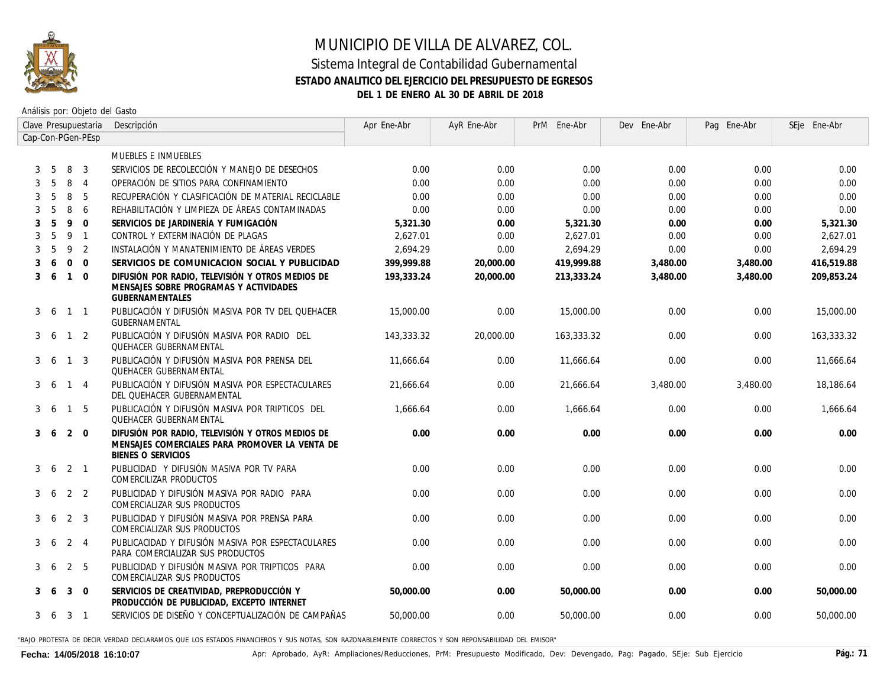# MUNICIPIO DE VILLA DE ALVAREZ, COL.

## Sistema Integral de Contabilidad Gubernamental

### ESTADO ANALITICO DEL EJERCICIO DEL PRESUPUESTO DE EGRESOS

### DEL 1 DE ENERO AL 30 DE ABRIL DE 2018

Análisis por: Objeto del Gasto

| Clave Presupuestaria Cap-Con-PGen-PEsp | Descripción | Apr Ene-Abr | AyR Ene-Abr | PrM Ene-Abr | Dev Ene-Abr | Pag Ene-Abr | SEje Ene-Abr |
|---|---|---|---|---|---|---|---|
| | MUEBLES E INMUEBLES | | | | | | |
| 3 5 8 3 | SERVICIOS DE RECOLECCIÓN Y MANEJO DE DESECHOS | 0.00 | 0.00 | 0.00 | 0.00 | 0.00 | 0.00 |
| 3 5 8 4 | OPERACIÓN DE SITIOS PARA CONFINAMIENTO | 0.00 | 0.00 | 0.00 | 0.00 | 0.00 | 0.00 |
| 3 5 8 5 | RECUPERACIÓN Y CLASIFICACIÓN DE MATERIAL RECICLABLE | 0.00 | 0.00 | 0.00 | 0.00 | 0.00 | 0.00 |
| 3 5 8 6 | REHABILITACIÓN Y LIMPIEZA DE ÁREAS CONTAMINADAS | 0.00 | 0.00 | 0.00 | 0.00 | 0.00 | 0.00 |
| **3 5 9 0** | **SERVICIOS DE JARDINERÍA Y FUMIGACIÓN** | **5,321.30** | **0.00** | **5,321.30** | **0.00** | **0.00** | **5,321.30** |
| 3 5 9 1 | CONTROL Y EXTERMINACIÓN DE PLAGAS | 2,627.01 | 0.00 | 2,627.01 | 0.00 | 0.00 | 2,627.01 |
| 3 5 9 2 | INSTALACIÓN Y MANATENIMIENTO DE ÁREAS VERDES | 2,694.29 | 0.00 | 2,694.29 | 0.00 | 0.00 | 2,694.29 |
| **3 6 0 0** | **SERVICIOS DE COMUNICACION SOCIAL Y PUBLICIDAD** | **399,999.88** | **20,000.00** | **419,999.88** | **3,480.00** | **3,480.00** | **416,519.88** |
| **3 6 1 0** | **DIFUSIÓN POR RADIO, TELEVISIÓN Y OTROS MEDIOS DE MENSAJES SOBRE PROGRAMAS Y ACTIVIDADES GUBERNAMENTALES** | **193,333.24** | **20,000.00** | **213,333.24** | **3,480.00** | **3,480.00** | **209,853.24** |
| 3 6 1 1 | PUBLICACIÓN Y DIFUSIÓN MASIVA POR TV DEL QUEHACER GUBERNAMENTAL | 15,000.00 | 0.00 | 15,000.00 | 0.00 | 0.00 | 15,000.00 |
| 3 6 1 2 | PUBLICACIÓN Y DIFUSIÓN MASIVA POR RADIO DEL QUEHACER GUBERNAMENTAL | 143,333.32 | 20,000.00 | 163,333.32 | 0.00 | 0.00 | 163,333.32 |
| 3 6 1 3 | PUBLICACIÓN Y DIFUSIÓN MASIVA POR PRENSA DEL QUEHACER GUBERNAMENTAL | 11,666.64 | 0.00 | 11,666.64 | 0.00 | 0.00 | 11,666.64 |
| 3 6 1 4 | PUBLICACIÓN Y DIFUSIÓN MASIVA POR ESPECTACULARES DEL QUEHACER GUBERNAMENTAL | 21,666.64 | 0.00 | 21,666.64 | 3,480.00 | 3,480.00 | 18,186.64 |
| 3 6 1 5 | PUBLICACIÓN Y DIFUSIÓN MASIVA POR TRIPTICOS DEL QUEHACER GUBERNAMENTAL | 1,666.64 | 0.00 | 1,666.64 | 0.00 | 0.00 | 1,666.64 |
| **3 6 2 0** | **DIFUSIÓN POR RADIO, TELEVISIÓN Y OTROS MEDIOS DE MENSAJES COMERCIALES PARA PROMOVER LA VENTA DE BIENES O SERVICIOS** | **0.00** | **0.00** | **0.00** | **0.00** | **0.00** | **0.00** |
| 3 6 2 1 | PUBLICIDAD Y DIFUSIÓN MASIVA POR TV PARA COMERCILIZAR PRODUCTOS | 0.00 | 0.00 | 0.00 | 0.00 | 0.00 | 0.00 |
| 3 6 2 2 | PUBLICIDAD Y DIFUSIÓN MASIVA POR RADIO PARA COMERCIALIZAR SUS PRODUCTOS | 0.00 | 0.00 | 0.00 | 0.00 | 0.00 | 0.00 |
| 3 6 2 3 | PUBLICIDAD Y DIFUSIÓN MASIVA POR PRENSA PARA COMERCIALIZAR SUS PRODUCTOS | 0.00 | 0.00 | 0.00 | 0.00 | 0.00 | 0.00 |
| 3 6 2 4 | PUBLICACIDAD Y DIFUSIÓN MASIVA POR ESPECTACULARES PARA COMERCIALIZAR SUS PRODUCTOS | 0.00 | 0.00 | 0.00 | 0.00 | 0.00 | 0.00 |
| 3 6 2 5 | PUBLICIDAD Y DIFUSIÓN MASIVA POR TRIPTICOS PARA COMERCIALIZAR SUS PRODUCTOS | 0.00 | 0.00 | 0.00 | 0.00 | 0.00 | 0.00 |
| **3 6 3 0** | **SERVICIOS DE CREATIVIDAD, PREPRODUCCIÓN Y PRODUCCIÓN DE PUBLICIDAD, EXCEPTO INTERNET** | **50,000.00** | **0.00** | **50,000.00** | **0.00** | **0.00** | **50,000.00** |
| 3 6 3 1 | SERVICIOS DE DISEÑO Y CONCEPTUALIZACIÓN DE CAMPAÑAS | 50,000.00 | 0.00 | 50,000.00 | 0.00 | 0.00 | 50,000.00 |

"BAJO PROTESTA DE DECIR VERDAD DECLARAMOS QUE LOS ESTADOS FINANCIEROS Y SUS NOTAS, SON RAZONABLEMENTE CORRECTOS Y SON REPONSABILIDAD DEL EMISOR"

Fecha: 14/05/2018 16:10:07

Apr: Aprobado, AyR: Ampliaciones/Reducciones, PrM: Presupuesto Modificado, Dev: Devengado, Pag: Pagado, SEje: Sub Ejercicio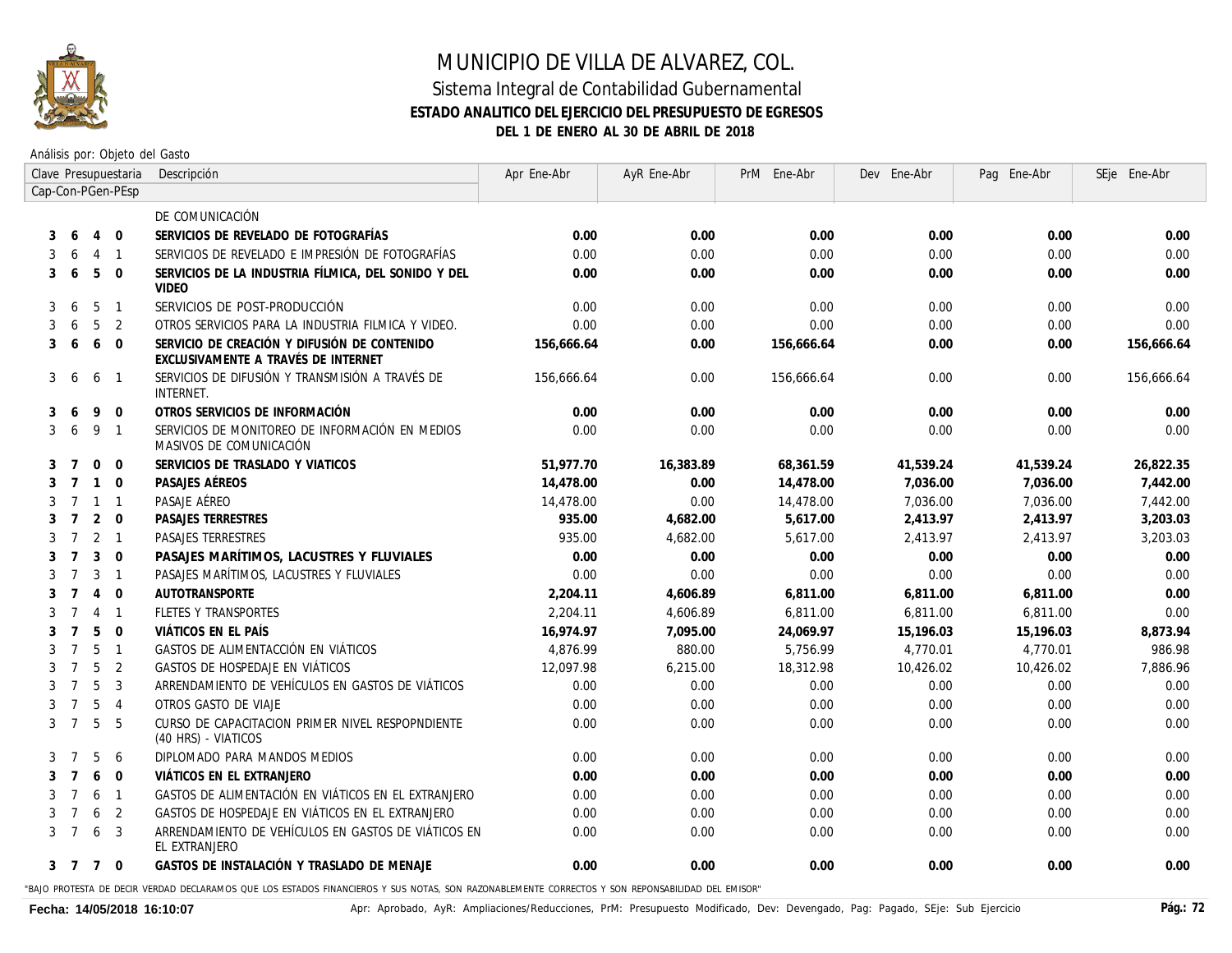# MUNICIPIO DE VILLA DE ALVAREZ, COL.

## Sistema Integral de Contabilidad Gubernamental

### ESTADO ANALITICO DEL EJERCICIO DEL PRESUPUESTO DE EGRESOS

### DEL 1 DE ENERO AL 30 DE ABRIL DE 2018

Análisis por: Objeto del Gasto

| Clave Presupuestaria Cap-Con-PGen-PEsp | Descripción | Apr Ene-Abr | AyR Ene-Abr | PrM Ene-Abr | Dev Ene-Abr | Pag Ene-Abr | SEje Ene-Abr |
|---|---|---|---|---|---|---|---|
| | DE COMUNICACIÓN | | | | | | |
| **3 6 4 0** | **SERVICIOS DE REVELADO DE FOTOGRAFÍAS** | **0.00** | **0.00** | **0.00** | **0.00** | **0.00** | **0.00** |
| 3 6 4 1 | SERVICIOS DE REVELADO E IMPRESIÓN DE FOTOGRAFÍAS | 0.00 | 0.00 | 0.00 | 0.00 | 0.00 | 0.00 |
| **3 6 5 0** | **SERVICIOS DE LA INDUSTRIA FÍLMICA, DEL SONIDO Y DEL VIDEO** | **0.00** | **0.00** | **0.00** | **0.00** | **0.00** | **0.00** |
| 3 6 5 1 | SERVICIOS DE POST-PRODUCCIÓN | 0.00 | 0.00 | 0.00 | 0.00 | 0.00 | 0.00 |
| 3 6 5 2 | OTROS SERVICIOS PARA LA INDUSTRIA FILMICA Y VIDEO. | 0.00 | 0.00 | 0.00 | 0.00 | 0.00 | 0.00 |
| **3 6 6 0** | **SERVICIO DE CREACIÓN Y DIFUSIÓN DE CONTENIDO EXCLUSIVAMENTE A TRAVÉS DE INTERNET** | **156,666.64** | **0.00** | **156,666.64** | **0.00** | **0.00** | **156,666.64** |
| 3 6 6 1 | SERVICIOS DE DIFUSIÓN Y TRANSMISIÓN A TRAVÉS DE INTERNET. | 156,666.64 | 0.00 | 156,666.64 | 0.00 | 0.00 | 156,666.64 |
| **3 6 9 0** | **OTROS SERVICIOS DE INFORMACIÓN** | **0.00** | **0.00** | **0.00** | **0.00** | **0.00** | **0.00** |
| 3 6 9 1 | SERVICIOS DE MONITOREO DE INFORMACIÓN EN MEDIOS MASIVOS DE COMUNICACIÓN | 0.00 | 0.00 | 0.00 | 0.00 | 0.00 | 0.00 |
| **3 7 0 0** | **SERVICIOS DE TRASLADO Y VIATICOS** | **51,977.70** | **16,383.89** | **68,361.59** | **41,539.24** | **41,539.24** | **26,822.35** |
| **3 7 1 0** | **PASAJES AÉREOS** | **14,478.00** | **0.00** | **14,478.00** | **7,036.00** | **7,036.00** | **7,442.00** |
| 3 7 1 1 | PASAJE AÉREO | 14,478.00 | 0.00 | 14,478.00 | 7,036.00 | 7,036.00 | 7,442.00 |
| **3 7 2 0** | **PASAJES TERRESTRES** | **935.00** | **4,682.00** | **5,617.00** | **2,413.97** | **2,413.97** | **3,203.03** |
| 3 7 2 1 | PASAJES TERRESTRES | 935.00 | 4,682.00 | 5,617.00 | 2,413.97 | 2,413.97 | 3,203.03 |
| **3 7 3 0** | **PASAJES MARÍTIMOS, LACUSTRES Y FLUVIALES** | **0.00** | **0.00** | **0.00** | **0.00** | **0.00** | **0.00** |
| 3 7 3 1 | PASAJES MARÍTIMOS, LACUSTRES Y FLUVIALES | 0.00 | 0.00 | 0.00 | 0.00 | 0.00 | 0.00 |
| **3 7 4 0** | **AUTOTRANSPORTE** | **2,204.11** | **4,606.89** | **6,811.00** | **6,811.00** | **6,811.00** | **0.00** |
| 3 7 4 1 | FLETES Y TRANSPORTES | 2,204.11 | 4,606.89 | 6,811.00 | 6,811.00 | 6,811.00 | 0.00 |
| **3 7 5 0** | **VIÁTICOS EN EL PAÍS** | **16,974.97** | **7,095.00** | **24,069.97** | **15,196.03** | **15,196.03** | **8,873.94** |
| 3 7 5 1 | GASTOS DE ALIMENTACCIÓN EN VIÁTICOS | 4,876.99 | 880.00 | 5,756.99 | 4,770.01 | 4,770.01 | 986.98 |
| 3 7 5 2 | GASTOS DE HOSPEDAJE EN VIÁTICOS | 12,097.98 | 6,215.00 | 18,312.98 | 10,426.02 | 10,426.02 | 7,886.96 |
| 3 7 5 3 | ARRENDAMIENTO DE VEHÍCULOS EN GASTOS DE VIÁTICOS | 0.00 | 0.00 | 0.00 | 0.00 | 0.00 | 0.00 |
| 3 7 5 4 | OTROS GASTO DE VIAJE | 0.00 | 0.00 | 0.00 | 0.00 | 0.00 | 0.00 |
| 3 7 5 5 | CURSO DE CAPACITACION PRIMER NIVEL RESPOPNDIENTE (40 HRS) - VIATICOS | 0.00 | 0.00 | 0.00 | 0.00 | 0.00 | 0.00 |
| 3 7 5 6 | DIPLOMADO PARA MANDOS MEDIOS | 0.00 | 0.00 | 0.00 | 0.00 | 0.00 | 0.00 |
| **3 7 6 0** | **VIÁTICOS EN EL EXTRANJERO** | **0.00** | **0.00** | **0.00** | **0.00** | **0.00** | **0.00** |
| 3 7 6 1 | GASTOS DE ALIMENTACIÓN EN VIÁTICOS EN EL EXTRANJERO | 0.00 | 0.00 | 0.00 | 0.00 | 0.00 | 0.00 |
| 3 7 6 2 | GASTOS DE HOSPEDAJE EN VIÁTICOS EN EL EXTRANJERO | 0.00 | 0.00 | 0.00 | 0.00 | 0.00 | 0.00 |
| 3 7 6 3 | ARRENDAMIENTO DE VEHÍCULOS EN GASTOS DE VIÁTICOS EN EL EXTRANJERO | 0.00 | 0.00 | 0.00 | 0.00 | 0.00 | 0.00 |
| **3 7 7 0** | **GASTOS DE INSTALACIÓN Y TRASLADO DE MENAJE** | **0.00** | **0.00** | **0.00** | **0.00** | **0.00** | **0.00** |

"BAJO PROTESTA DE DECIR VERDAD DECLARAMOS QUE LOS ESTADOS FINANCIEROS Y SUS NOTAS, SON RAZONABLEMENTE CORRECTOS Y SON REPONSABILIDAD DEL EMISOR"

Fecha: 14/05/2018 16:10:07

Apr: Aprobado, AyR: Ampliaciones/Reducciones, PrM: Presupuesto Modificado, Dev: Devengado, Pag: Pagado, SEje: Sub Ejercicio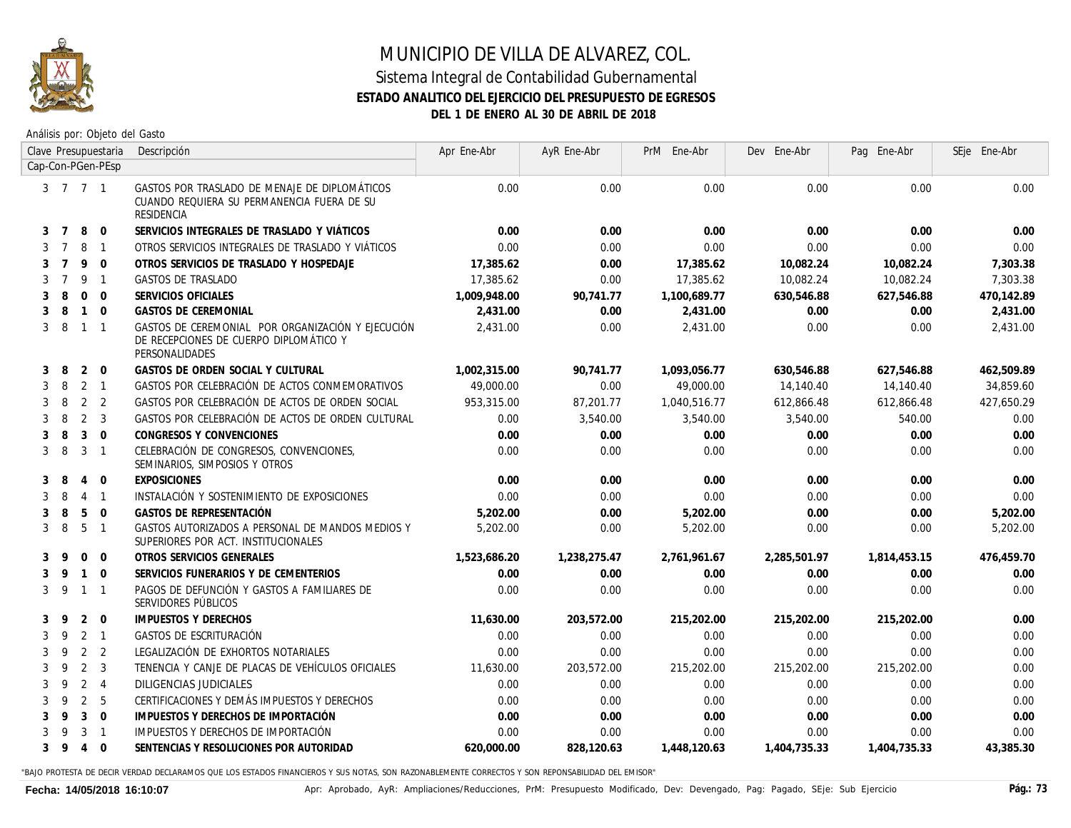# MUNICIPIO DE VILLA DE ALVAREZ, COL.

## Sistema Integral de Contabilidad Gubernamental

### ESTADO ANALITICO DEL EJERCICIO DEL PRESUPUESTO DE EGRESOS

### DEL 1 DE ENERO AL 30 DE ABRIL DE 2018

Análisis por: Objeto del Gasto

| Clave Presupuestaria Cap-Con-PGen-PEsp | Descripción | Apr Ene-Abr | AyR Ene-Abr | PrM Ene-Abr | Dev Ene-Abr | Pag Ene-Abr | SEje Ene-Abr |
|---|---|---|---|---|---|---|---|
| 3 7 7 1 | GASTOS POR TRASLADO DE MENAJE DE DIPLOMÁTICOS CUANDO REQUIERA SU PERMANENCIA FUERA DE SU RESIDENCIA | 0.00 | 0.00 | 0.00 | 0.00 | 0.00 | 0.00 |
| **3 7 8 0** | **SERVICIOS INTEGRALES DE TRASLADO Y VIÁTICOS** | **0.00** | **0.00** | **0.00** | **0.00** | **0.00** | **0.00** |
| 3 7 8 1 | OTROS SERVICIOS INTEGRALES DE TRASLADO Y VIÁTICOS | 0.00 | 0.00 | 0.00 | 0.00 | 0.00 | 0.00 |
| **3 7 9 0** | **OTROS SERVICIOS DE TRASLADO Y HOSPEDAJE** | **17,385.62** | **0.00** | **17,385.62** | **10,082.24** | **10,082.24** | **7,303.38** |
| 3 7 9 1 | GASTOS DE TRASLADO | 17,385.62 | 0.00 | 17,385.62 | 10,082.24 | 10,082.24 | 7,303.38 |
| **3 8 0 0** | **SERVICIOS OFICIALES** | **1,009,948.00** | **90,741.77** | **1,100,689.77** | **630,546.88** | **627,546.88** | **470,142.89** |
| **3 8 1 0** | **GASTOS DE CEREMONIAL** | **2,431.00** | **0.00** | **2,431.00** | **0.00** | **0.00** | **2,431.00** |
| 3 8 1 1 | GASTOS DE CEREMONIAL POR ORGANIZACIÓN Y EJECUCIÓN DE RECEPCIONES DE CUERPO DIPLOMÁTICO Y PERSONALIDADES | 2,431.00 | 0.00 | 2,431.00 | 0.00 | 0.00 | 2,431.00 |
| **3 8 2 0** | **GASTOS DE ORDEN SOCIAL Y CULTURAL** | **1,002,315.00** | **90,741.77** | **1,093,056.77** | **630,546.88** | **627,546.88** | **462,509.89** |
| 3 8 2 1 | GASTOS POR CELEBRACIÓN DE ACTOS CONMEMORATIVOS | 49,000.00 | 0.00 | 49,000.00 | 14,140.40 | 14,140.40 | 34,859.60 |
| 3 8 2 2 | GASTOS POR CELEBRACIÓN DE ACTOS DE ORDEN SOCIAL | 953,315.00 | 87,201.77 | 1,040,516.77 | 612,866.48 | 612,866.48 | 427,650.29 |
| 3 8 2 3 | GASTOS POR CELEBRACIÓN DE ACTOS DE ORDEN CULTURAL | 0.00 | 3,540.00 | 3,540.00 | 3,540.00 | 540.00 | 0.00 |
| **3 8 3 0** | **CONGRESOS Y CONVENCIONES** | **0.00** | **0.00** | **0.00** | **0.00** | **0.00** | **0.00** |
| 3 8 3 1 | CELEBRACIÓN DE CONGRESOS, CONVENCIONES, SEMINARIOS, SIMPOSIOS Y OTROS | 0.00 | 0.00 | 0.00 | 0.00 | 0.00 | 0.00 |
| **3 8 4 0** | **EXPOSICIONES** | **0.00** | **0.00** | **0.00** | **0.00** | **0.00** | **0.00** |
| 3 8 4 1 | INSTALACIÓN Y SOSTENIMIENTO DE EXPOSICIONES | 0.00 | 0.00 | 0.00 | 0.00 | 0.00 | 0.00 |
| **3 8 5 0** | **GASTOS DE REPRESENTACIÓN** | **5,202.00** | **0.00** | **5,202.00** | **0.00** | **0.00** | **5,202.00** |
| 3 8 5 1 | GASTOS AUTORIZADOS A PERSONAL DE MANDOS MEDIOS Y SUPERIORES POR ACT. INSTITUCIONALES | 5,202.00 | 0.00 | 5,202.00 | 0.00 | 0.00 | 5,202.00 |
| **3 9 0 0** | **OTROS SERVICIOS GENERALES** | **1,523,686.20** | **1,238,275.47** | **2,761,961.67** | **2,285,501.97** | **1,814,453.15** | **476,459.70** |
| **3 9 1 0** | **SERVICIOS FUNERARIOS Y DE CEMENTERIOS** | **0.00** | **0.00** | **0.00** | **0.00** | **0.00** | **0.00** |
| 3 9 1 1 | PAGOS DE DEFUNCIÓN Y GASTOS A FAMILIARES DE SERVIDORES PÚBLICOS | 0.00 | 0.00 | 0.00 | 0.00 | 0.00 | 0.00 |
| **3 9 2 0** | **IMPUESTOS Y DERECHOS** | **11,630.00** | **203,572.00** | **215,202.00** | **215,202.00** | **215,202.00** | **0.00** |
| 3 9 2 1 | GASTOS DE ESCRITURACIÓN | 0.00 | 0.00 | 0.00 | 0.00 | 0.00 | 0.00 |
| 3 9 2 2 | LEGALIZACIÓN DE EXHORTOS NOTARIALES | 0.00 | 0.00 | 0.00 | 0.00 | 0.00 | 0.00 |
| 3 9 2 3 | TENENCIA Y CANJE DE PLACAS DE VEHÍCULOS OFICIALES | 11,630.00 | 203,572.00 | 215,202.00 | 215,202.00 | 215,202.00 | 0.00 |
| 3 9 2 4 | DILIGENCIAS JUDICIALES | 0.00 | 0.00 | 0.00 | 0.00 | 0.00 | 0.00 |
| 3 9 2 5 | CERTIFICACIONES Y DEMÁS IMPUESTOS Y DERECHOS | 0.00 | 0.00 | 0.00 | 0.00 | 0.00 | 0.00 |
| **3 9 3 0** | **IMPUESTOS Y DERECHOS DE IMPORTACIÓN** | **0.00** | **0.00** | **0.00** | **0.00** | **0.00** | **0.00** |
| 3 9 3 1 | IMPUESTOS Y DERECHOS DE IMPORTACIÓN | 0.00 | 0.00 | 0.00 | 0.00 | 0.00 | 0.00 |
| **3 9 4 0** | **SENTENCIAS Y RESOLUCIONES POR AUTORIDAD** | **620,000.00** | **828,120.63** | **1,448,120.63** | **1,404,735.33** | **1,404,735.33** | **43,385.30** |

"BAJO PROTESTA DE DECIR VERDAD DECLARAMOS QUE LOS ESTADOS FINANCIEROS Y SUS NOTAS, SON RAZONABLEMENTE CORRECTOS Y SON REPONSABILIDAD DEL EMISOR"

**Fecha: 14/05/2018 16:10:07** — Apr: Aprobado, AyR: Ampliaciones/Reducciones, PrM: Presupuesto Modificado, Dev: Devengado, Pag: Pagado, SEje: Sub Ejercicio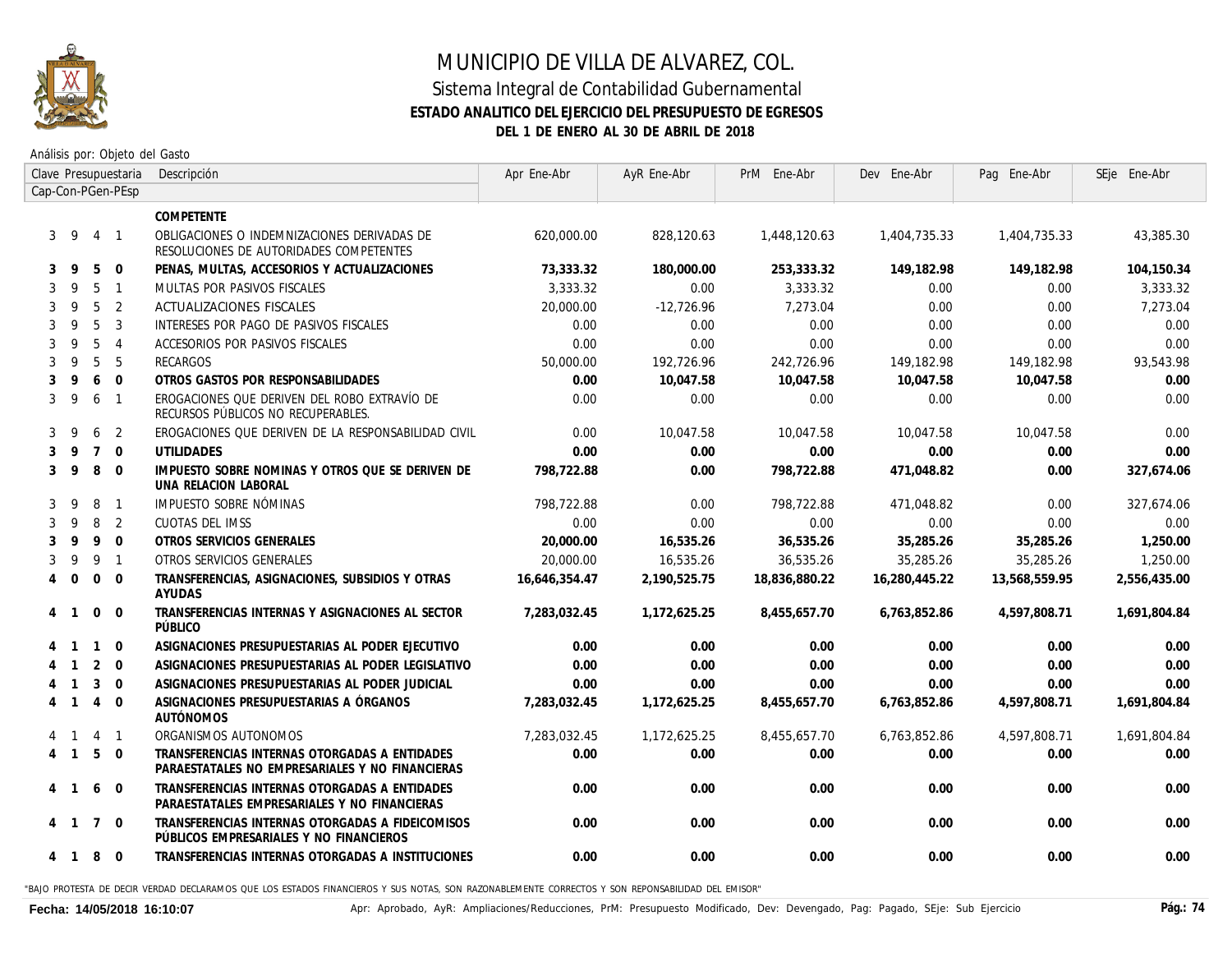# MUNICIPIO DE VILLA DE ALVAREZ, COL.

## Sistema Integral de Contabilidad Gubernamental

### ESTADO ANALITICO DEL EJERCICIO DEL PRESUPUESTO DE EGRESOS

### DEL 1 DE ENERO AL 30 DE ABRIL DE 2018

Análisis por: Objeto del Gasto

| Clave Presupuestaria Cap-Con-PGen-PEsp | Descripción | Apr Ene-Abr | AyR Ene-Abr | PrM Ene-Abr | Dev Ene-Abr | Pag Ene-Abr | SEje Ene-Abr |
|---|---|---|---|---|---|---|---|
| | **COMPETENTE** | | | | | | |
| 3 9 4 1 | OBLIGACIONES O INDEMNIZACIONES DERIVADAS DE RESOLUCIONES DE AUTORIDADES COMPETENTES | 620,000.00 | 828,120.63 | 1,448,120.63 | 1,404,735.33 | 1,404,735.33 | 43,385.30 |
| **3 9 5 0** | **PENAS, MULTAS, ACCESORIOS Y ACTUALIZACIONES** | **73,333.32** | **180,000.00** | **253,333.32** | **149,182.98** | **149,182.98** | **104,150.34** |
| 3 9 5 1 | MULTAS POR PASIVOS FISCALES | 3,333.32 | 0.00 | 3,333.32 | 0.00 | 0.00 | 3,333.32 |
| 3 9 5 2 | ACTUALIZACIONES FISCALES | 20,000.00 | -12,726.96 | 7,273.04 | 0.00 | 0.00 | 7,273.04 |
| 3 9 5 3 | INTERESES POR PAGO DE PASIVOS FISCALES | 0.00 | 0.00 | 0.00 | 0.00 | 0.00 | 0.00 |
| 3 9 5 4 | ACCESORIOS POR PASIVOS FISCALES | 0.00 | 0.00 | 0.00 | 0.00 | 0.00 | 0.00 |
| 3 9 5 5 | RECARGOS | 50,000.00 | 192,726.96 | 242,726.96 | 149,182.98 | 149,182.98 | 93,543.98 |
| **3 9 6 0** | **OTROS GASTOS POR RESPONSABILIDADES** | **0.00** | **10,047.58** | **10,047.58** | **10,047.58** | **10,047.58** | **0.00** |
| 3 9 6 1 | EROGACIONES QUE DERIVEN DEL ROBO EXTRAVÍO DE RECURSOS PÚBLICOS NO RECUPERABLES. | 0.00 | 0.00 | 0.00 | 0.00 | 0.00 | 0.00 |
| 3 9 6 2 | EROGACIONES QUE DERIVEN DE LA RESPONSABILIDAD CIVIL | 0.00 | 10,047.58 | 10,047.58 | 10,047.58 | 10,047.58 | 0.00 |
| **3 9 7 0** | **UTILIDADES** | **0.00** | **0.00** | **0.00** | **0.00** | **0.00** | **0.00** |
| **3 9 8 0** | **IMPUESTO SOBRE NOMINAS Y OTROS QUE SE DERIVEN DE UNA RELACION LABORAL** | **798,722.88** | **0.00** | **798,722.88** | **471,048.82** | **0.00** | **327,674.06** |
| 3 9 8 1 | IMPUESTO SOBRE NÓMINAS | 798,722.88 | 0.00 | 798,722.88 | 471,048.82 | 0.00 | 327,674.06 |
| 3 9 8 2 | CUOTAS DEL IMSS | 0.00 | 0.00 | 0.00 | 0.00 | 0.00 | 0.00 |
| **3 9 9 0** | **OTROS SERVICIOS GENERALES** | **20,000.00** | **16,535.26** | **36,535.26** | **35,285.26** | **35,285.26** | **1,250.00** |
| 3 9 9 1 | OTROS SERVICIOS GENERALES | 20,000.00 | 16,535.26 | 36,535.26 | 35,285.26 | 35,285.26 | 1,250.00 |
| **4 0 0 0** | **TRANSFERENCIAS, ASIGNACIONES, SUBSIDIOS Y OTRAS AYUDAS** | **16,646,354.47** | **2,190,525.75** | **18,836,880.22** | **16,280,445.22** | **13,568,559.95** | **2,556,435.00** |
| **4 1 0 0** | **TRANSFERENCIAS INTERNAS Y ASIGNACIONES AL SECTOR PÚBLICO** | **7,283,032.45** | **1,172,625.25** | **8,455,657.70** | **6,763,852.86** | **4,597,808.71** | **1,691,804.84** |
| **4 1 1 0** | **ASIGNACIONES PRESUPUESTARIAS AL PODER EJECUTIVO** | **0.00** | **0.00** | **0.00** | **0.00** | **0.00** | **0.00** |
| **4 1 2 0** | **ASIGNACIONES PRESUPUESTARIAS AL PODER LEGISLATIVO** | **0.00** | **0.00** | **0.00** | **0.00** | **0.00** | **0.00** |
| **4 1 3 0** | **ASIGNACIONES PRESUPUESTARIAS AL PODER JUDICIAL** | **0.00** | **0.00** | **0.00** | **0.00** | **0.00** | **0.00** |
| **4 1 4 0** | **ASIGNACIONES PRESUPUESTARIAS A ÓRGANOS AUTÓNOMOS** | **7,283,032.45** | **1,172,625.25** | **8,455,657.70** | **6,763,852.86** | **4,597,808.71** | **1,691,804.84** |
| 4 1 4 1 | ORGANISMOS AUTONOMOS | 7,283,032.45 | 1,172,625.25 | 8,455,657.70 | 6,763,852.86 | 4,597,808.71 | 1,691,804.84 |
| **4 1 5 0** | **TRANSFERENCIAS INTERNAS OTORGADAS A ENTIDADES PARAESTATALES NO EMPRESARIALES Y NO FINANCIERAS** | **0.00** | **0.00** | **0.00** | **0.00** | **0.00** | **0.00** |
| **4 1 6 0** | **TRANSFERENCIAS INTERNAS OTORGADAS A ENTIDADES PARAESTATALES EMPRESARIALES Y NO FINANCIERAS** | **0.00** | **0.00** | **0.00** | **0.00** | **0.00** | **0.00** |
| **4 1 7 0** | **TRANSFERENCIAS INTERNAS OTORGADAS A FIDEICOMISOS PÚBLICOS EMPRESARIALES Y NO FINANCIEROS** | **0.00** | **0.00** | **0.00** | **0.00** | **0.00** | **0.00** |
| **4 1 8 0** | **TRANSFERENCIAS INTERNAS OTORGADAS A INSTITUCIONES** | **0.00** | **0.00** | **0.00** | **0.00** | **0.00** | **0.00** |

"BAJO PROTESTA DE DECIR VERDAD DECLARAMOS QUE LOS ESTADOS FINANCIEROS Y SUS NOTAS, SON RAZONABLEMENTE CORRECTOS Y SON REPONSABILIDAD DEL EMISOR"

Fecha: 14/05/2018 16:10:07 — Apr: Aprobado, AyR: Ampliaciones/Reducciones, PrM: Presupuesto Modificado, Dev: Devengado, Pag: Pagado, SEje: Sub Ejercicio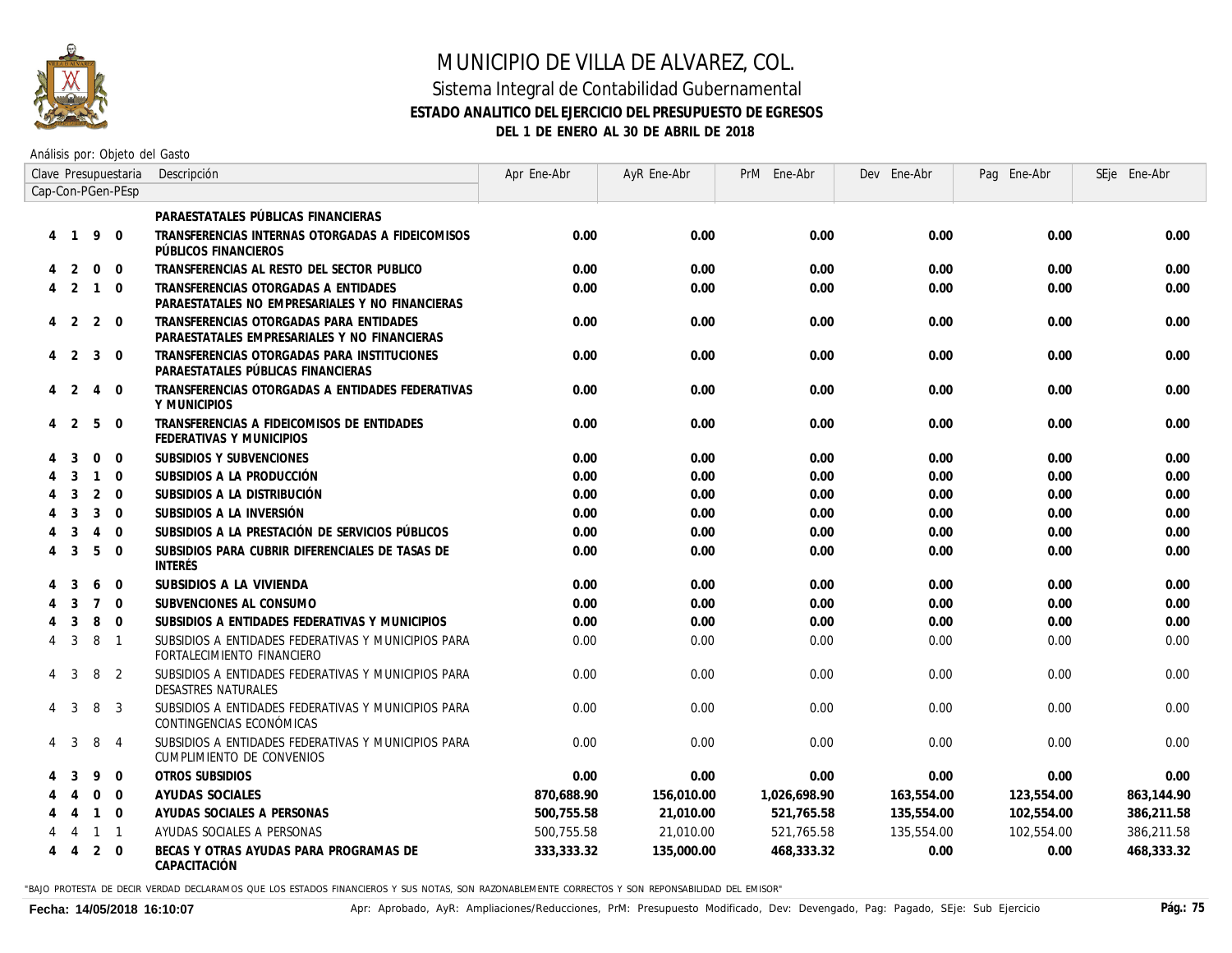# MUNICIPIO DE VILLA DE ALVAREZ, COL.

## Sistema Integral de Contabilidad Gubernamental

### ESTADO ANALITICO DEL EJERCICIO DEL PRESUPUESTO DE EGRESOS

### DEL 1 DE ENERO AL 30 DE ABRIL DE 2018

Análisis por: Objeto del Gasto

| Clave Presupuestaria Cap-Con-PGen-PEsp | Descripción | Apr Ene-Abr | AyR Ene-Abr | PrM Ene-Abr | Dev Ene-Abr | Pag Ene-Abr | SEje Ene-Abr |
|---|---|---|---|---|---|---|---|
| | **PARAESTATALES PÚBLICAS FINANCIERAS** | | | | | | |
| **4 1 9 0** | **TRANSFERENCIAS INTERNAS OTORGADAS A FIDEICOMISOS PÚBLICOS FINANCIEROS** | **0.00** | **0.00** | **0.00** | **0.00** | **0.00** | **0.00** |
| **4 2 0 0** | **TRANSFERENCIAS AL RESTO DEL SECTOR PUBLICO** | **0.00** | **0.00** | **0.00** | **0.00** | **0.00** | **0.00** |
| **4 2 1 0** | **TRANSFERENCIAS OTORGADAS A ENTIDADES PARAESTATALES NO EMPRESARIALES Y NO FINANCIERAS** | **0.00** | **0.00** | **0.00** | **0.00** | **0.00** | **0.00** |
| **4 2 2 0** | **TRANSFERENCIAS OTORGADAS PARA ENTIDADES PARAESTATALES EMPRESARIALES Y NO FINANCIERAS** | **0.00** | **0.00** | **0.00** | **0.00** | **0.00** | **0.00** |
| **4 2 3 0** | **TRANSFERENCIAS OTORGADAS PARA INSTITUCIONES PARAESTATALES PÚBLICAS FINANCIERAS** | **0.00** | **0.00** | **0.00** | **0.00** | **0.00** | **0.00** |
| **4 2 4 0** | **TRANSFERENCIAS OTORGADAS A ENTIDADES FEDERATIVAS Y MUNICIPIOS** | **0.00** | **0.00** | **0.00** | **0.00** | **0.00** | **0.00** |
| **4 2 5 0** | **TRANSFERENCIAS A FIDEICOMISOS DE ENTIDADES FEDERATIVAS Y MUNICIPIOS** | **0.00** | **0.00** | **0.00** | **0.00** | **0.00** | **0.00** |
| **4 3 0 0** | **SUBSIDIOS Y SUBVENCIONES** | **0.00** | **0.00** | **0.00** | **0.00** | **0.00** | **0.00** |
| **4 3 1 0** | **SUBSIDIOS A LA PRODUCCIÓN** | **0.00** | **0.00** | **0.00** | **0.00** | **0.00** | **0.00** |
| **4 3 2 0** | **SUBSIDIOS A LA DISTRIBUCIÓN** | **0.00** | **0.00** | **0.00** | **0.00** | **0.00** | **0.00** |
| **4 3 3 0** | **SUBSIDIOS A LA INVERSIÓN** | **0.00** | **0.00** | **0.00** | **0.00** | **0.00** | **0.00** |
| **4 3 4 0** | **SUBSIDIOS A LA PRESTACIÓN DE SERVICIOS PÚBLICOS** | **0.00** | **0.00** | **0.00** | **0.00** | **0.00** | **0.00** |
| **4 3 5 0** | **SUBSIDIOS PARA CUBRIR DIFERENCIALES DE TASAS DE INTERÉS** | **0.00** | **0.00** | **0.00** | **0.00** | **0.00** | **0.00** |
| **4 3 6 0** | **SUBSIDIOS A LA VIVIENDA** | **0.00** | **0.00** | **0.00** | **0.00** | **0.00** | **0.00** |
| **4 3 7 0** | **SUBVENCIONES AL CONSUMO** | **0.00** | **0.00** | **0.00** | **0.00** | **0.00** | **0.00** |
| **4 3 8 0** | **SUBSIDIOS A ENTIDADES FEDERATIVAS Y MUNICIPIOS** | **0.00** | **0.00** | **0.00** | **0.00** | **0.00** | **0.00** |
| 4 3 8 1 | SUBSIDIOS A ENTIDADES FEDERATIVAS Y MUNICIPIOS PARA FORTALECIMIENTO FINANCIERO | 0.00 | 0.00 | 0.00 | 0.00 | 0.00 | 0.00 |
| 4 3 8 2 | SUBSIDIOS A ENTIDADES FEDERATIVAS Y MUNICIPIOS PARA DESASTRES NATURALES | 0.00 | 0.00 | 0.00 | 0.00 | 0.00 | 0.00 |
| 4 3 8 3 | SUBSIDIOS A ENTIDADES FEDERATIVAS Y MUNICIPIOS PARA CONTINGENCIAS ECONÓMICAS | 0.00 | 0.00 | 0.00 | 0.00 | 0.00 | 0.00 |
| 4 3 8 4 | SUBSIDIOS A ENTIDADES FEDERATIVAS Y MUNICIPIOS PARA CUMPLIMIENTO DE CONVENIOS | 0.00 | 0.00 | 0.00 | 0.00 | 0.00 | 0.00 |
| **4 3 9 0** | **OTROS SUBSIDIOS** | **0.00** | **0.00** | **0.00** | **0.00** | **0.00** | **0.00** |
| **4 4 0 0** | **AYUDAS SOCIALES** | **870,688.90** | **156,010.00** | **1,026,698.90** | **163,554.00** | **123,554.00** | **863,144.90** |
| **4 4 1 0** | **AYUDAS SOCIALES A PERSONAS** | **500,755.58** | **21,010.00** | **521,765.58** | **135,554.00** | **102,554.00** | **386,211.58** |
| 4 4 1 1 | AYUDAS SOCIALES A PERSONAS | 500,755.58 | 21,010.00 | 521,765.58 | 135,554.00 | 102,554.00 | 386,211.58 |
| **4 4 2 0** | **BECAS Y OTRAS AYUDAS PARA PROGRAMAS DE CAPACITACIÓN** | **333,333.32** | **135,000.00** | **468,333.32** | **0.00** | **0.00** | **468,333.32** |

"BAJO PROTESTA DE DECIR VERDAD DECLARAMOS QUE LOS ESTADOS FINANCIEROS Y SUS NOTAS, SON RAZONABLEMENTE CORRECTOS Y SON REPONSABILIDAD DEL EMISOR"

**Fecha: 14/05/2018 16:10:07**

Apr: Aprobado, AyR: Ampliaciones/Reducciones, PrM: Presupuesto Modificado, Dev: Devengado, Pag: Pagado, SEje: Sub Ejercicio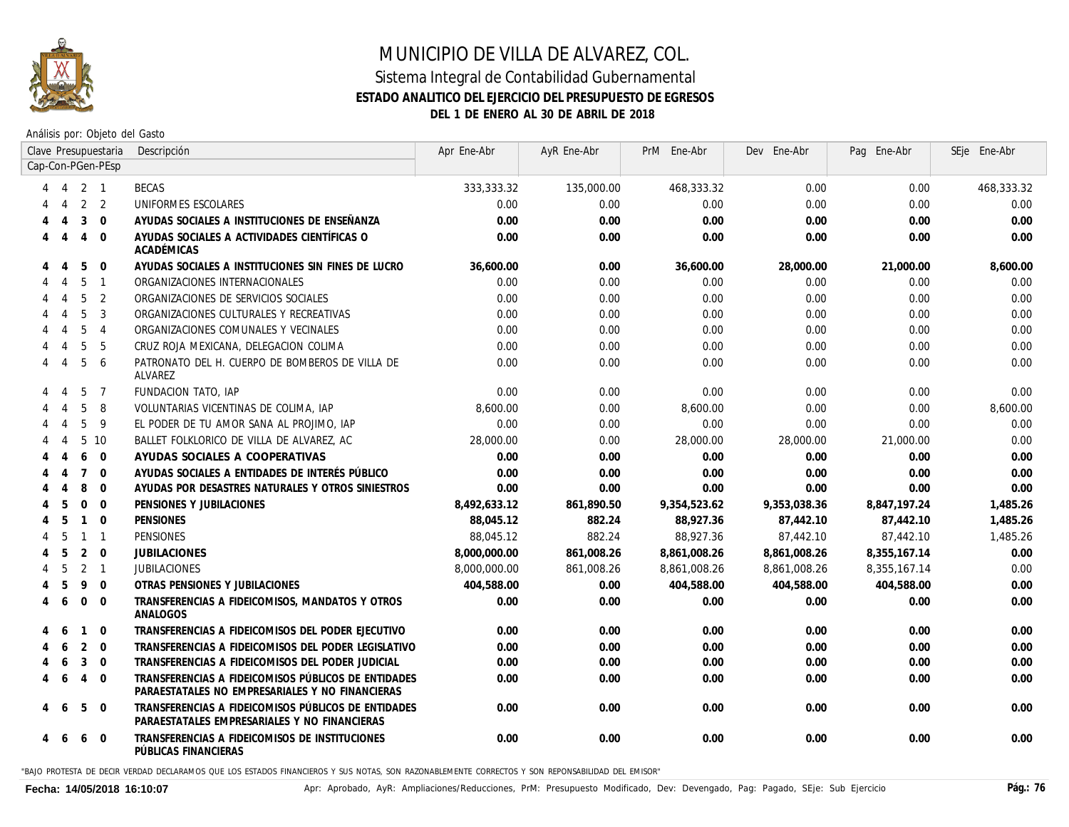# MUNICIPIO DE VILLA DE ALVAREZ, COL.

## Sistema Integral de Contabilidad Gubernamental

### ESTADO ANALITICO DEL EJERCICIO DEL PRESUPUESTO DE EGRESOS

### DEL 1 DE ENERO AL 30 DE ABRIL DE 2018

Análisis por: Objeto del Gasto

| Clave Presupuestaria Cap-Con-PGen-PEsp | Descripción | Apr Ene-Abr | AyR Ene-Abr | PrM Ene-Abr | Dev Ene-Abr | Pag Ene-Abr | SEje Ene-Abr |
|---|---|---|---|---|---|---|---|
| 4 4 2 1 | BECAS | 333,333.32 | 135,000.00 | 468,333.32 | 0.00 | 0.00 | 468,333.32 |
| 4 4 2 2 | UNIFORMES ESCOLARES | 0.00 | 0.00 | 0.00 | 0.00 | 0.00 | 0.00 |
| **4 4 3 0** | **AYUDAS SOCIALES A INSTITUCIONES DE ENSEÑANZA** | **0.00** | **0.00** | **0.00** | **0.00** | **0.00** | **0.00** |
| **4 4 4 0** | **AYUDAS SOCIALES A ACTIVIDADES CIENTÍFICAS O ACADÉMICAS** | **0.00** | **0.00** | **0.00** | **0.00** | **0.00** | **0.00** |
| **4 4 5 0** | **AYUDAS SOCIALES A INSTITUCIONES SIN FINES DE LUCRO** | **36,600.00** | **0.00** | **36,600.00** | **28,000.00** | **21,000.00** | **8,600.00** |
| 4 4 5 1 | ORGANIZACIONES INTERNACIONALES | 0.00 | 0.00 | 0.00 | 0.00 | 0.00 | 0.00 |
| 4 4 5 2 | ORGANIZACIONES DE SERVICIOS SOCIALES | 0.00 | 0.00 | 0.00 | 0.00 | 0.00 | 0.00 |
| 4 4 5 3 | ORGANIZACIONES CULTURALES Y RECREATIVAS | 0.00 | 0.00 | 0.00 | 0.00 | 0.00 | 0.00 |
| 4 4 5 4 | ORGANIZACIONES COMUNALES Y VECINALES | 0.00 | 0.00 | 0.00 | 0.00 | 0.00 | 0.00 |
| 4 4 5 5 | CRUZ ROJA MEXICANA, DELEGACION COLIMA | 0.00 | 0.00 | 0.00 | 0.00 | 0.00 | 0.00 |
| 4 4 5 6 | PATRONATO DEL H. CUERPO DE BOMBEROS DE VILLA DE ALVAREZ | 0.00 | 0.00 | 0.00 | 0.00 | 0.00 | 0.00 |
| 4 4 5 7 | FUNDACION TATO, IAP | 0.00 | 0.00 | 0.00 | 0.00 | 0.00 | 0.00 |
| 4 4 5 8 | VOLUNTARIAS VICENTINAS DE COLIMA, IAP | 8,600.00 | 0.00 | 8,600.00 | 0.00 | 0.00 | 8,600.00 |
| 4 4 5 9 | EL PODER DE TU AMOR SANA AL PROJIMO, IAP | 0.00 | 0.00 | 0.00 | 0.00 | 0.00 | 0.00 |
| 4 4 5 10 | BALLET FOLKLORICO DE VILLA DE ALVAREZ, AC | 28,000.00 | 0.00 | 28,000.00 | 28,000.00 | 21,000.00 | 0.00 |
| **4 4 6 0** | **AYUDAS SOCIALES A COOPERATIVAS** | **0.00** | **0.00** | **0.00** | **0.00** | **0.00** | **0.00** |
| **4 4 7 0** | **AYUDAS SOCIALES A ENTIDADES DE INTERÉS PÚBLICO** | **0.00** | **0.00** | **0.00** | **0.00** | **0.00** | **0.00** |
| **4 4 8 0** | **AYUDAS POR DESASTRES NATURALES Y OTROS SINIESTROS** | **0.00** | **0.00** | **0.00** | **0.00** | **0.00** | **0.00** |
| **4 5 0 0** | **PENSIONES Y JUBILACIONES** | **8,492,633.12** | **861,890.50** | **9,354,523.62** | **9,353,038.36** | **8,847,197.24** | **1,485.26** |
| **4 5 1 0** | **PENSIONES** | **88,045.12** | **882.24** | **88,927.36** | **87,442.10** | **87,442.10** | **1,485.26** |
| 4 5 1 1 | PENSIONES | 88,045.12 | 882.24 | 88,927.36 | 87,442.10 | 87,442.10 | 1,485.26 |
| **4 5 2 0** | **JUBILACIONES** | **8,000,000.00** | **861,008.26** | **8,861,008.26** | **8,861,008.26** | **8,355,167.14** | **0.00** |
| 4 5 2 1 | JUBILACIONES | 8,000,000.00 | 861,008.26 | 8,861,008.26 | 8,861,008.26 | 8,355,167.14 | 0.00 |
| **4 5 9 0** | **OTRAS PENSIONES Y JUBILACIONES** | **404,588.00** | **0.00** | **404,588.00** | **404,588.00** | **404,588.00** | **0.00** |
| **4 6 0 0** | **TRANSFERENCIAS A FIDEICOMISOS, MANDATOS Y OTROS ANALOGOS** | **0.00** | **0.00** | **0.00** | **0.00** | **0.00** | **0.00** |
| **4 6 1 0** | **TRANSFERENCIAS A FIDEICOMISOS DEL PODER EJECUTIVO** | **0.00** | **0.00** | **0.00** | **0.00** | **0.00** | **0.00** |
| **4 6 2 0** | **TRANSFERENCIAS A FIDEICOMISOS DEL PODER LEGISLATIVO** | **0.00** | **0.00** | **0.00** | **0.00** | **0.00** | **0.00** |
| **4 6 3 0** | **TRANSFERENCIAS A FIDEICOMISOS DEL PODER JUDICIAL** | **0.00** | **0.00** | **0.00** | **0.00** | **0.00** | **0.00** |
| **4 6 4 0** | **TRANSFERENCIAS A FIDEICOMISOS PÚBLICOS DE ENTIDADES PARAESTATALES NO EMPRESARIALES Y NO FINANCIERAS** | **0.00** | **0.00** | **0.00** | **0.00** | **0.00** | **0.00** |
| **4 6 5 0** | **TRANSFERENCIAS A FIDEICOMISOS PÚBLICOS DE ENTIDADES PARAESTATALES EMPRESARIALES Y NO FINANCIERAS** | **0.00** | **0.00** | **0.00** | **0.00** | **0.00** | **0.00** |
| **4 6 6 0** | **TRANSFERENCIAS A FIDEICOMISOS DE INSTITUCIONES PÚBLICAS FINANCIERAS** | **0.00** | **0.00** | **0.00** | **0.00** | **0.00** | **0.00** |

"BAJO PROTESTA DE DECIR VERDAD DECLARAMOS QUE LOS ESTADOS FINANCIEROS Y SUS NOTAS, SON RAZONABLEMENTE CORRECTOS Y SON REPONSABILIDAD DEL EMISOR"

Fecha: 14/05/2018 16:10:07

Apr: Aprobado, AyR: Ampliaciones/Reducciones, PrM: Presupuesto Modificado, Dev: Devengado, Pag: Pagado, SEje: Sub Ejercicio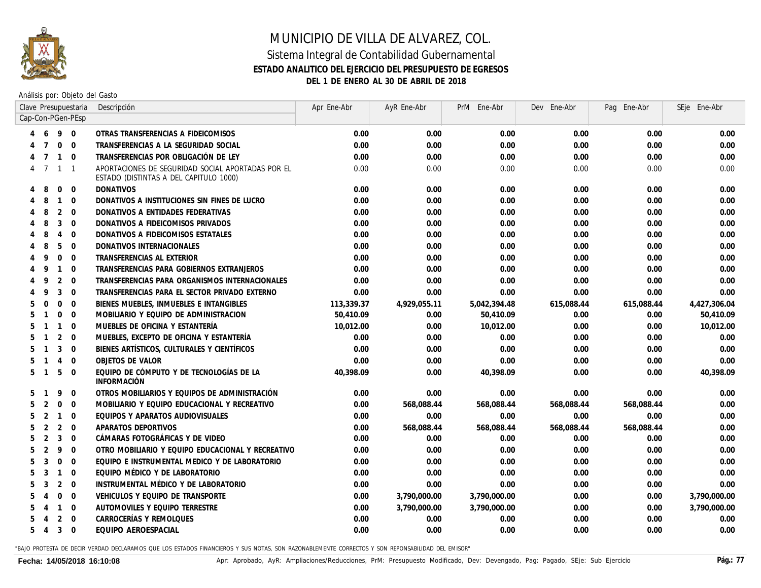# MUNICIPIO DE VILLA DE ALVAREZ, COL.

## Sistema Integral de Contabilidad Gubernamental

### ESTADO ANALITICO DEL EJERCICIO DEL PRESUPUESTO DE EGRESOS

### DEL 1 DE ENERO AL 30 DE ABRIL DE 2018

Análisis por: Objeto del Gasto

| Clave Presupuestaria Cap-Con-PGen-PEsp | Descripción | Apr Ene-Abr | AyR Ene-Abr | PrM Ene-Abr | Dev Ene-Abr | Pag Ene-Abr | SEje Ene-Abr |
|---|---|---|---|---|---|---|---|
| 4 6 9 0 | **OTRAS TRANSFERENCIAS A FIDEICOMISOS** | **0.00** | **0.00** | **0.00** | **0.00** | **0.00** | **0.00** |
| 4 7 0 0 | **TRANSFERENCIAS A LA SEGURIDAD SOCIAL** | **0.00** | **0.00** | **0.00** | **0.00** | **0.00** | **0.00** |
| 4 7 1 0 | **TRANSFERENCIAS POR OBLIGACIÓN DE LEY** | **0.00** | **0.00** | **0.00** | **0.00** | **0.00** | **0.00** |
| 4 7 1 1 | APORTACIONES DE SEGURIDAD SOCIAL APORTADAS POR EL ESTADO (DISTINTAS A DEL CAPITULO 1000) | 0.00 | 0.00 | 0.00 | 0.00 | 0.00 | 0.00 |
| 4 8 0 0 | **DONATIVOS** | **0.00** | **0.00** | **0.00** | **0.00** | **0.00** | **0.00** |
| 4 8 1 0 | **DONATIVOS A INSTITUCIONES SIN FINES DE LUCRO** | **0.00** | **0.00** | **0.00** | **0.00** | **0.00** | **0.00** |
| 4 8 2 0 | **DONATIVOS A ENTIDADES FEDERATIVAS** | **0.00** | **0.00** | **0.00** | **0.00** | **0.00** | **0.00** |
| 4 8 3 0 | **DONATIVOS A FIDEICOMISOS PRIVADOS** | **0.00** | **0.00** | **0.00** | **0.00** | **0.00** | **0.00** |
| 4 8 4 0 | **DONATIVOS A FIDEICOMISOS ESTATALES** | **0.00** | **0.00** | **0.00** | **0.00** | **0.00** | **0.00** |
| 4 8 5 0 | **DONATIVOS INTERNACIONALES** | **0.00** | **0.00** | **0.00** | **0.00** | **0.00** | **0.00** |
| 4 9 0 0 | **TRANSFERENCIAS AL EXTERIOR** | **0.00** | **0.00** | **0.00** | **0.00** | **0.00** | **0.00** |
| 4 9 1 0 | **TRANSFERENCIAS PARA GOBIERNOS EXTRANJEROS** | **0.00** | **0.00** | **0.00** | **0.00** | **0.00** | **0.00** |
| 4 9 2 0 | **TRANSFERENCIAS PARA ORGANISMOS INTERNACIONALES** | **0.00** | **0.00** | **0.00** | **0.00** | **0.00** | **0.00** |
| 4 9 3 0 | **TRANSFERENCIAS PARA EL SECTOR PRIVADO EXTERNO** | **0.00** | **0.00** | **0.00** | **0.00** | **0.00** | **0.00** |
| 5 0 0 0 | **BIENES MUEBLES, INMUEBLES E INTANGIBLES** | **113,339.37** | **4,929,055.11** | **5,042,394.48** | **615,088.44** | **615,088.44** | **4,427,306.04** |
| 5 1 0 0 | **MOBILIARIO Y EQUIPO DE ADMINISTRACION** | **50,410.09** | **0.00** | **50,410.09** | **0.00** | **0.00** | **50,410.09** |
| 5 1 1 0 | **MUEBLES DE OFICINA Y ESTANTERÍA** | **10,012.00** | **0.00** | **10,012.00** | **0.00** | **0.00** | **10,012.00** |
| 5 1 2 0 | **MUEBLES, EXCEPTO DE OFICINA Y ESTANTERÍA** | **0.00** | **0.00** | **0.00** | **0.00** | **0.00** | **0.00** |
| 5 1 3 0 | **BIENES ARTÍSTICOS, CULTURALES Y CIENTÍFICOS** | **0.00** | **0.00** | **0.00** | **0.00** | **0.00** | **0.00** |
| 5 1 4 0 | **OBJETOS DE VALOR** | **0.00** | **0.00** | **0.00** | **0.00** | **0.00** | **0.00** |
| 5 1 5 0 | **EQUIPO DE CÓMPUTO Y DE TECNOLOGÍAS DE LA INFORMACIÓN** | **40,398.09** | **0.00** | **40,398.09** | **0.00** | **0.00** | **40,398.09** |
| 5 1 9 0 | **OTROS MOBILIARIOS Y EQUIPOS DE ADMINISTRACIÓN** | **0.00** | **0.00** | **0.00** | **0.00** | **0.00** | **0.00** |
| 5 2 0 0 | **MOBILIARIO Y EQUIPO EDUCACIONAL Y RECREATIVO** | **0.00** | **568,088.44** | **568,088.44** | **568,088.44** | **568,088.44** | **0.00** |
| 5 2 1 0 | **EQUIPOS Y APARATOS AUDIOVISUALES** | **0.00** | **0.00** | **0.00** | **0.00** | **0.00** | **0.00** |
| 5 2 2 0 | **APARATOS DEPORTIVOS** | **0.00** | **568,088.44** | **568,088.44** | **568,088.44** | **568,088.44** | **0.00** |
| 5 2 3 0 | **CÁMARAS FOTOGRÁFICAS Y DE VIDEO** | **0.00** | **0.00** | **0.00** | **0.00** | **0.00** | **0.00** |
| 5 2 9 0 | **OTRO MOBILIARIO Y EQUIPO EDUCACIONAL Y RECREATIVO** | **0.00** | **0.00** | **0.00** | **0.00** | **0.00** | **0.00** |
| 5 3 0 0 | **EQUIPO E INSTRUMENTAL MEDICO Y DE LABORATORIO** | **0.00** | **0.00** | **0.00** | **0.00** | **0.00** | **0.00** |
| 5 3 1 0 | **EQUIPO MÉDICO Y DE LABORATORIO** | **0.00** | **0.00** | **0.00** | **0.00** | **0.00** | **0.00** |
| 5 3 2 0 | **INSTRUMENTAL MÉDICO Y DE LABORATORIO** | **0.00** | **0.00** | **0.00** | **0.00** | **0.00** | **0.00** |
| 5 4 0 0 | **VEHICULOS Y EQUIPO DE TRANSPORTE** | **0.00** | **3,790,000.00** | **3,790,000.00** | **0.00** | **0.00** | **3,790,000.00** |
| 5 4 1 0 | **AUTOMOVILES Y EQUIPO TERRESTRE** | **0.00** | **3,790,000.00** | **3,790,000.00** | **0.00** | **0.00** | **3,790,000.00** |
| 5 4 2 0 | **CARROCERÍAS Y REMOLQUES** | **0.00** | **0.00** | **0.00** | **0.00** | **0.00** | **0.00** |
| 5 4 3 0 | **EQUIPO AEROESPACIAL** | **0.00** | **0.00** | **0.00** | **0.00** | **0.00** | **0.00** |

"BAJO PROTESTA DE DECIR VERDAD DECLARAMOS QUE LOS ESTADOS FINANCIEROS Y SUS NOTAS, SON RAZONABLEMENTE CORRECTOS Y SON REPONSABILIDAD DEL EMISOR"

**Fecha: 14/05/2018 16:10:08** Apr: Aprobado, AyR: Ampliaciones/Reducciones, PrM: Presupuesto Modificado, Dev: Devengado, Pag: Pagado, SEje: Sub Ejercicio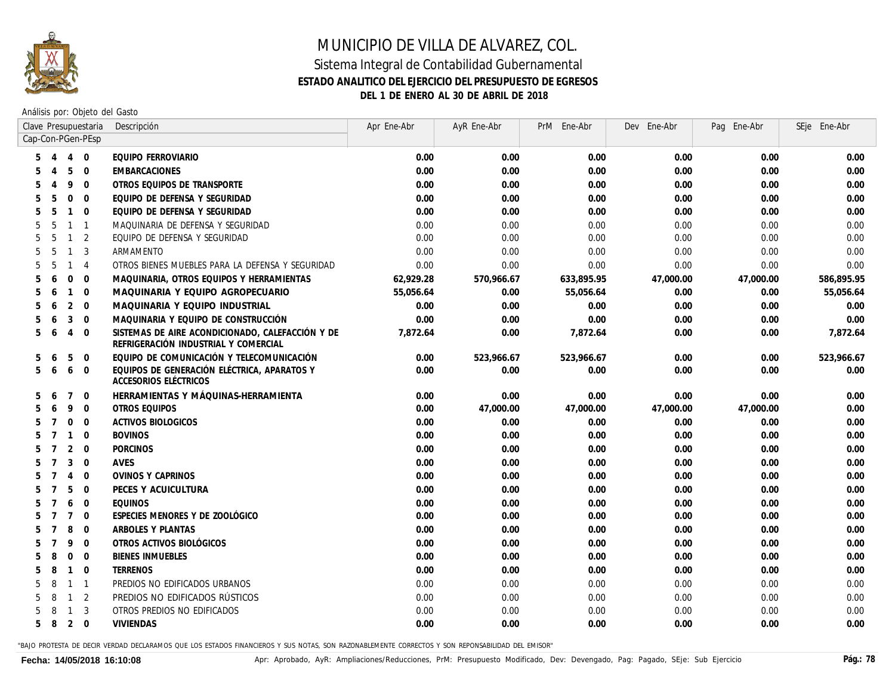# MUNICIPIO DE VILLA DE ALVAREZ, COL.

## Sistema Integral de Contabilidad Gubernamental

### ESTADO ANALITICO DEL EJERCICIO DEL PRESUPUESTO DE EGRESOS

### DEL 1 DE ENERO AL 30 DE ABRIL DE 2018

Análisis por: Objeto del Gasto

| Clave Presupuestaria Cap-Con-PGen-PEsp | Descripción | Apr Ene-Abr | AyR Ene-Abr | PrM Ene-Abr | Dev Ene-Abr | Pag Ene-Abr | SEje Ene-Abr |
|---|---|---|---|---|---|---|---|
| **5 4 4 0** | **EQUIPO FERROVIARIO** | **0.00** | **0.00** | **0.00** | **0.00** | **0.00** | **0.00** |
| **5 4 5 0** | **EMBARCACIONES** | **0.00** | **0.00** | **0.00** | **0.00** | **0.00** | **0.00** |
| **5 4 9 0** | **OTROS EQUIPOS DE TRANSPORTE** | **0.00** | **0.00** | **0.00** | **0.00** | **0.00** | **0.00** |
| **5 5 0 0** | **EQUIPO DE DEFENSA Y SEGURIDAD** | **0.00** | **0.00** | **0.00** | **0.00** | **0.00** | **0.00** |
| **5 5 1 0** | **EQUIPO DE DEFENSA Y SEGURIDAD** | **0.00** | **0.00** | **0.00** | **0.00** | **0.00** | **0.00** |
| 5 5 1 1 | MAQUINARIA DE DEFENSA Y SEGURIDAD | 0.00 | 0.00 | 0.00 | 0.00 | 0.00 | 0.00 |
| 5 5 1 2 | EQUIPO DE DEFENSA Y SEGURIDAD | 0.00 | 0.00 | 0.00 | 0.00 | 0.00 | 0.00 |
| 5 5 1 3 | ARMAMENTO | 0.00 | 0.00 | 0.00 | 0.00 | 0.00 | 0.00 |
| 5 5 1 4 | OTROS BIENES MUEBLES PARA LA DEFENSA Y SEGURIDAD | 0.00 | 0.00 | 0.00 | 0.00 | 0.00 | 0.00 |
| **5 6 0 0** | **MAQUINARIA, OTROS EQUIPOS Y HERRAMIENTAS** | **62,929.28** | **570,966.67** | **633,895.95** | **47,000.00** | **47,000.00** | **586,895.95** |
| **5 6 1 0** | **MAQUINARIA Y EQUIPO AGROPECUARIO** | **55,056.64** | **0.00** | **55,056.64** | **0.00** | **0.00** | **55,056.64** |
| **5 6 2 0** | **MAQUINARIA Y EQUIPO INDUSTRIAL** | **0.00** | **0.00** | **0.00** | **0.00** | **0.00** | **0.00** |
| **5 6 3 0** | **MAQUINARIA Y EQUIPO DE CONSTRUCCIÓN** | **0.00** | **0.00** | **0.00** | **0.00** | **0.00** | **0.00** |
| **5 6 4 0** | **SISTEMAS DE AIRE ACONDICIONADO, CALEFACCIÓN Y DE REFRIGERACIÓN INDUSTRIAL Y COMERCIAL** | **7,872.64** | **0.00** | **7,872.64** | **0.00** | **0.00** | **7,872.64** |
| **5 6 5 0** | **EQUIPO DE COMUNICACIÓN Y TELECOMUNICACIÓN** | **0.00** | **523,966.67** | **523,966.67** | **0.00** | **0.00** | **523,966.67** |
| **5 6 6 0** | **EQUIPOS DE GENERACIÓN ELÉCTRICA, APARATOS Y ACCESORIOS ELÉCTRICOS** | **0.00** | **0.00** | **0.00** | **0.00** | **0.00** | **0.00** |
| **5 6 7 0** | **HERRAMIENTAS Y MÁQUINAS-HERRAMIENTA** | **0.00** | **0.00** | **0.00** | **0.00** | **0.00** | **0.00** |
| **5 6 9 0** | **OTROS EQUIPOS** | **0.00** | **47,000.00** | **47,000.00** | **47,000.00** | **47,000.00** | **0.00** |
| **5 7 0 0** | **ACTIVOS BIOLOGICOS** | **0.00** | **0.00** | **0.00** | **0.00** | **0.00** | **0.00** |
| **5 7 1 0** | **BOVINOS** | **0.00** | **0.00** | **0.00** | **0.00** | **0.00** | **0.00** |
| **5 7 2 0** | **PORCINOS** | **0.00** | **0.00** | **0.00** | **0.00** | **0.00** | **0.00** |
| **5 7 3 0** | **AVES** | **0.00** | **0.00** | **0.00** | **0.00** | **0.00** | **0.00** |
| **5 7 4 0** | **OVINOS Y CAPRINOS** | **0.00** | **0.00** | **0.00** | **0.00** | **0.00** | **0.00** |
| **5 7 5 0** | **PECES Y ACUICULTURA** | **0.00** | **0.00** | **0.00** | **0.00** | **0.00** | **0.00** |
| **5 7 6 0** | **EQUINOS** | **0.00** | **0.00** | **0.00** | **0.00** | **0.00** | **0.00** |
| **5 7 7 0** | **ESPECIES MENORES Y DE ZOOLÓGICO** | **0.00** | **0.00** | **0.00** | **0.00** | **0.00** | **0.00** |
| **5 7 8 0** | **ARBOLES Y PLANTAS** | **0.00** | **0.00** | **0.00** | **0.00** | **0.00** | **0.00** |
| **5 7 9 0** | **OTROS ACTIVOS BIOLÓGICOS** | **0.00** | **0.00** | **0.00** | **0.00** | **0.00** | **0.00** |
| **5 8 0 0** | **BIENES INMUEBLES** | **0.00** | **0.00** | **0.00** | **0.00** | **0.00** | **0.00** |
| **5 8 1 0** | **TERRENOS** | **0.00** | **0.00** | **0.00** | **0.00** | **0.00** | **0.00** |
| 5 8 1 1 | PREDIOS NO EDIFICADOS URBANOS | 0.00 | 0.00 | 0.00 | 0.00 | 0.00 | 0.00 |
| 5 8 1 2 | PREDIOS NO EDIFICADOS RÚSTICOS | 0.00 | 0.00 | 0.00 | 0.00 | 0.00 | 0.00 |
| 5 8 1 3 | OTROS PREDIOS NO EDIFICADOS | 0.00 | 0.00 | 0.00 | 0.00 | 0.00 | 0.00 |
| **5 8 2 0** | **VIVIENDAS** | **0.00** | **0.00** | **0.00** | **0.00** | **0.00** | **0.00** |

"BAJO PROTESTA DE DECIR VERDAD DECLARAMOS QUE LOS ESTADOS FINANCIEROS Y SUS NOTAS, SON RAZONABLEMENTE CORRECTOS Y SON REPONSABILIDAD DEL EMISOR"

**Fecha: 14/05/2018 16:10:08**

Apr: Aprobado, AyR: Ampliaciones/Reducciones, PrM: Presupuesto Modificado, Dev: Devengado, Pag: Pagado, SEje: Sub Ejercicio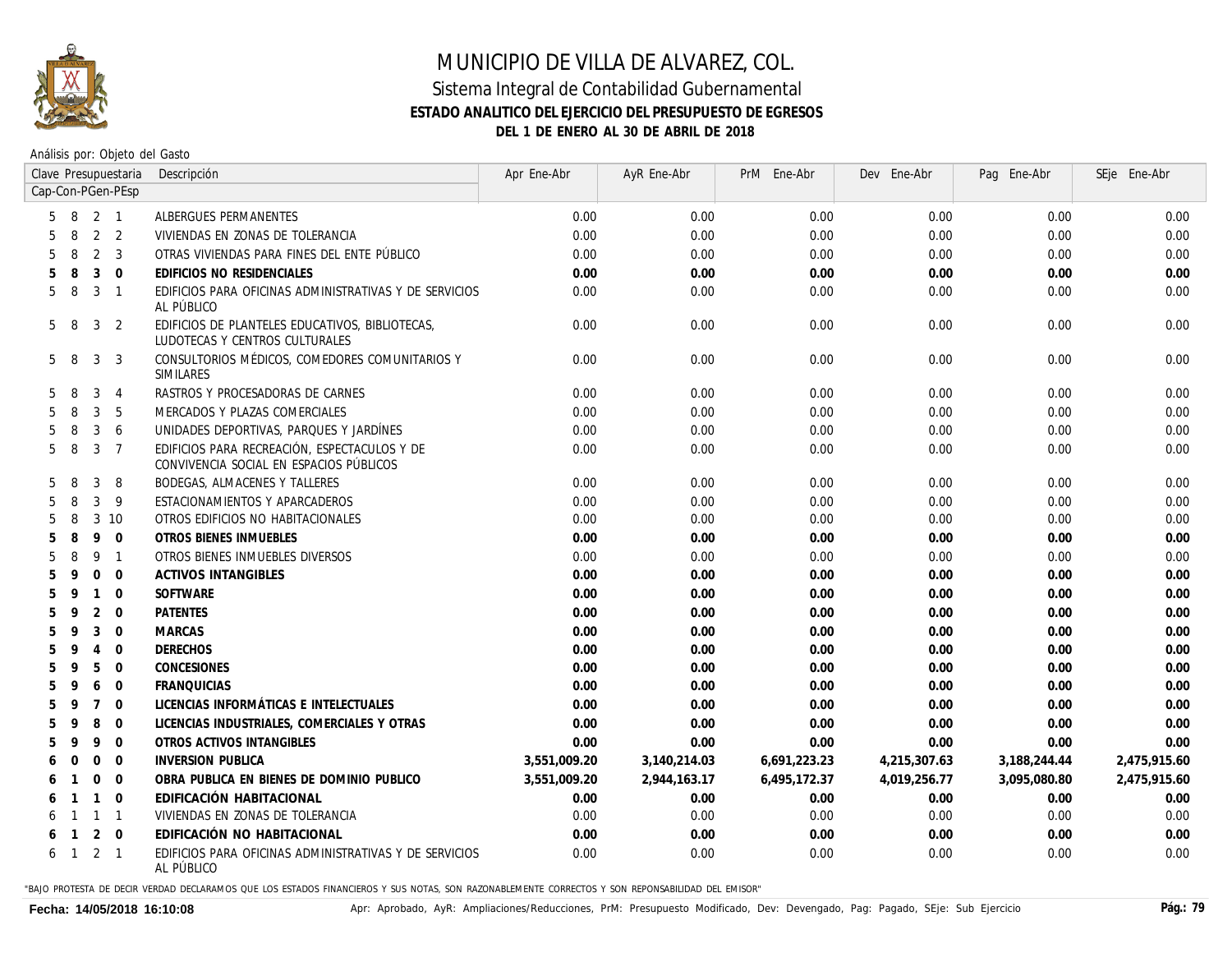# MUNICIPIO DE VILLA DE ALVAREZ, COL.

## Sistema Integral de Contabilidad Gubernamental

### ESTADO ANALITICO DEL EJERCICIO DEL PRESUPUESTO DE EGRESOS

### DEL 1 DE ENERO AL 30 DE ABRIL DE 2018

Análisis por: Objeto del Gasto

| Clave Presupuestaria Cap-Con-PGen-PEsp | Descripción | Apr Ene-Abr | AyR Ene-Abr | PrM Ene-Abr | Dev Ene-Abr | Pag Ene-Abr | SEje Ene-Abr |
|---|---|---|---|---|---|---|---|
| 5 8 2 1 | ALBERGUES PERMANENTES | 0.00 | 0.00 | 0.00 | 0.00 | 0.00 | 0.00 |
| 5 8 2 2 | VIVIENDAS EN ZONAS DE TOLERANCIA | 0.00 | 0.00 | 0.00 | 0.00 | 0.00 | 0.00 |
| 5 8 2 3 | OTRAS VIVIENDAS PARA FINES DEL ENTE PÚBLICO | 0.00 | 0.00 | 0.00 | 0.00 | 0.00 | 0.00 |
| **5 8 3 0** | **EDIFICIOS NO RESIDENCIALES** | **0.00** | **0.00** | **0.00** | **0.00** | **0.00** | **0.00** |
| 5 8 3 1 | EDIFICIOS PARA OFICINAS ADMINISTRATIVAS Y DE SERVICIOS AL PÚBLICO | 0.00 | 0.00 | 0.00 | 0.00 | 0.00 | 0.00 |
| 5 8 3 2 | EDIFICIOS DE PLANTELES EDUCATIVOS, BIBLIOTECAS, LUDOTECAS Y CENTROS CULTURALES | 0.00 | 0.00 | 0.00 | 0.00 | 0.00 | 0.00 |
| 5 8 3 3 | CONSULTORIOS MÉDICOS, COMEDORES COMUNITARIOS Y SIMILARES | 0.00 | 0.00 | 0.00 | 0.00 | 0.00 | 0.00 |
| 5 8 3 4 | RASTROS Y PROCESADORAS DE CARNES | 0.00 | 0.00 | 0.00 | 0.00 | 0.00 | 0.00 |
| 5 8 3 5 | MERCADOS Y PLAZAS COMERCIALES | 0.00 | 0.00 | 0.00 | 0.00 | 0.00 | 0.00 |
| 5 8 3 6 | UNIDADES DEPORTIVAS, PARQUES Y JARDÍNES | 0.00 | 0.00 | 0.00 | 0.00 | 0.00 | 0.00 |
| 5 8 3 7 | EDIFICIOS PARA RECREACIÓN, ESPECTACULOS Y DE CONVIVENCIA SOCIAL EN ESPACIOS PÚBLICOS | 0.00 | 0.00 | 0.00 | 0.00 | 0.00 | 0.00 |
| 5 8 3 8 | BODEGAS, ALMACENES Y TALLERES | 0.00 | 0.00 | 0.00 | 0.00 | 0.00 | 0.00 |
| 5 8 3 9 | ESTACIONAMIENTOS Y APARCADEROS | 0.00 | 0.00 | 0.00 | 0.00 | 0.00 | 0.00 |
| 5 8 3 10 | OTROS EDIFICIOS NO HABITACIONALES | 0.00 | 0.00 | 0.00 | 0.00 | 0.00 | 0.00 |
| **5 8 9 0** | **OTROS BIENES INMUEBLES** | **0.00** | **0.00** | **0.00** | **0.00** | **0.00** | **0.00** |
| 5 8 9 1 | OTROS BIENES INMUEBLES DIVERSOS | 0.00 | 0.00 | 0.00 | 0.00 | 0.00 | 0.00 |
| **5 9 0 0** | **ACTIVOS INTANGIBLES** | **0.00** | **0.00** | **0.00** | **0.00** | **0.00** | **0.00** |
| **5 9 1 0** | **SOFTWARE** | **0.00** | **0.00** | **0.00** | **0.00** | **0.00** | **0.00** |
| **5 9 2 0** | **PATENTES** | **0.00** | **0.00** | **0.00** | **0.00** | **0.00** | **0.00** |
| **5 9 3 0** | **MARCAS** | **0.00** | **0.00** | **0.00** | **0.00** | **0.00** | **0.00** |
| **5 9 4 0** | **DERECHOS** | **0.00** | **0.00** | **0.00** | **0.00** | **0.00** | **0.00** |
| **5 9 5 0** | **CONCESIONES** | **0.00** | **0.00** | **0.00** | **0.00** | **0.00** | **0.00** |
| **5 9 6 0** | **FRANQUICIAS** | **0.00** | **0.00** | **0.00** | **0.00** | **0.00** | **0.00** |
| **5 9 7 0** | **LICENCIAS INFORMÁTICAS E INTELECTUALES** | **0.00** | **0.00** | **0.00** | **0.00** | **0.00** | **0.00** |
| **5 9 8 0** | **LICENCIAS INDUSTRIALES, COMERCIALES Y OTRAS** | **0.00** | **0.00** | **0.00** | **0.00** | **0.00** | **0.00** |
| **5 9 9 0** | **OTROS ACTIVOS INTANGIBLES** | **0.00** | **0.00** | **0.00** | **0.00** | **0.00** | **0.00** |
| **6 0 0 0** | **INVERSION PUBLICA** | **3,551,009.20** | **3,140,214.03** | **6,691,223.23** | **4,215,307.63** | **3,188,244.44** | **2,475,915.60** |
| **6 1 0 0** | **OBRA PUBLICA EN BIENES DE DOMINIO PUBLICO** | **3,551,009.20** | **2,944,163.17** | **6,495,172.37** | **4,019,256.77** | **3,095,080.80** | **2,475,915.60** |
| **6 1 1 0** | **EDIFICACIÓN HABITACIONAL** | **0.00** | **0.00** | **0.00** | **0.00** | **0.00** | **0.00** |
| 6 1 1 1 | VIVIENDAS EN ZONAS DE TOLERANCIA | 0.00 | 0.00 | 0.00 | 0.00 | 0.00 | 0.00 |
| **6 1 2 0** | **EDIFICACIÓN NO HABITACIONAL** | **0.00** | **0.00** | **0.00** | **0.00** | **0.00** | **0.00** |
| 6 1 2 1 | EDIFICIOS PARA OFICINAS ADMINISTRATIVAS Y DE SERVICIOS AL PÚBLICO | 0.00 | 0.00 | 0.00 | 0.00 | 0.00 | 0.00 |

"BAJO PROTESTA DE DECIR VERDAD DECLARAMOS QUE LOS ESTADOS FINANCIEROS Y SUS NOTAS, SON RAZONABLEMENTE CORRECTOS Y SON REPONSABILIDAD DEL EMISOR"

Fecha: 14/05/2018 16:10:08

Apr: Aprobado, AyR: Ampliaciones/Reducciones, PrM: Presupuesto Modificado, Dev: Devengado, Pag: Pagado, SEje: Sub Ejercicio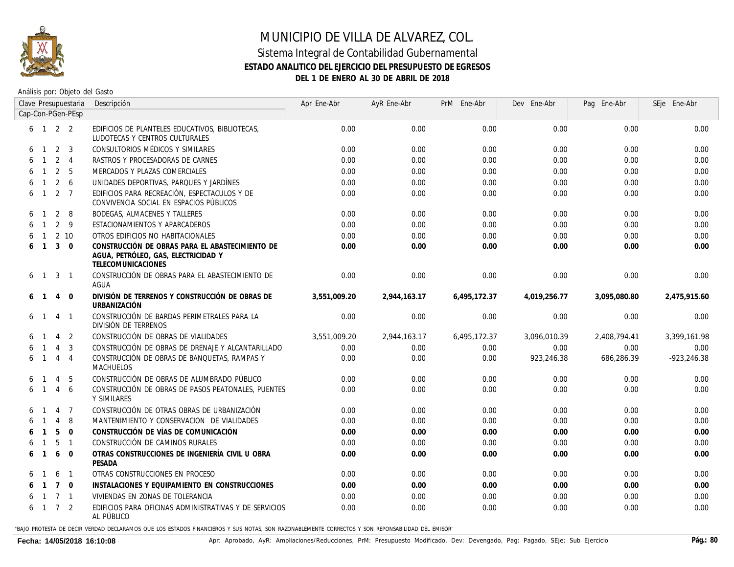# MUNICIPIO DE VILLA DE ALVAREZ, COL.

## Sistema Integral de Contabilidad Gubernamental

### ESTADO ANALITICO DEL EJERCICIO DEL PRESUPUESTO DE EGRESOS

### DEL 1 DE ENERO AL 30 DE ABRIL DE 2018

Análisis por: Objeto del Gasto

| Clave Presupuestaria Cap-Con-PGen-PEsp | Descripción | Apr Ene-Abr | AyR Ene-Abr | PrM Ene-Abr | Dev Ene-Abr | Pag Ene-Abr | SEje Ene-Abr |
|---|---|---|---|---|---|---|---|
| 6 1 2 2 | EDIFICIOS DE PLANTELES EDUCATIVOS, BIBLIOTECAS, LUDOTECAS Y CENTROS CULTURALES | 0.00 | 0.00 | 0.00 | 0.00 | 0.00 | 0.00 |
| 6 1 2 3 | CONSULTORIOS MÉDICOS Y SIMILARES | 0.00 | 0.00 | 0.00 | 0.00 | 0.00 | 0.00 |
| 6 1 2 4 | RASTROS Y PROCESADORAS DE CARNES | 0.00 | 0.00 | 0.00 | 0.00 | 0.00 | 0.00 |
| 6 1 2 5 | MERCADOS Y PLAZAS COMERCIALES | 0.00 | 0.00 | 0.00 | 0.00 | 0.00 | 0.00 |
| 6 1 2 6 | UNIDADES DEPORTIVAS, PARQUES Y JARDÍNES | 0.00 | 0.00 | 0.00 | 0.00 | 0.00 | 0.00 |
| 6 1 2 7 | EDIFICIOS PARA RECREACIÓN, ESPECTACULOS Y DE CONVIVENCIA SOCIAL EN ESPACIOS PÚBLICOS | 0.00 | 0.00 | 0.00 | 0.00 | 0.00 | 0.00 |
| 6 1 2 8 | BODEGAS, ALMACENES Y TALLERES | 0.00 | 0.00 | 0.00 | 0.00 | 0.00 | 0.00 |
| 6 1 2 9 | ESTACIONAMIENTOS Y APARCADEROS | 0.00 | 0.00 | 0.00 | 0.00 | 0.00 | 0.00 |
| 6 1 2 10 | OTROS EDIFICIOS NO HABITACIONALES | 0.00 | 0.00 | 0.00 | 0.00 | 0.00 | 0.00 |
| **6 1 3 0** | **CONSTRUCCIÓN DE OBRAS PARA EL ABASTECIMIENTO DE AGUA, PETRÓLEO, GAS, ELECTRICIDAD Y TELECOMUNICACIONES** | **0.00** | **0.00** | **0.00** | **0.00** | **0.00** | **0.00** |
| 6 1 3 1 | CONSTRUCCIÓN DE OBRAS PARA EL ABASTECIMIENTO DE AGUA | 0.00 | 0.00 | 0.00 | 0.00 | 0.00 | 0.00 |
| **6 1 4 0** | **DIVISIÓN DE TERRENOS Y CONSTRUCCIÓN DE OBRAS DE URBANIZACIÓN** | **3,551,009.20** | **2,944,163.17** | **6,495,172.37** | **4,019,256.77** | **3,095,080.80** | **2,475,915.60** |
| 6 1 4 1 | CONSTRUCCIÓN DE BARDAS PERIMETRALES PARA LA DIVISIÓN DE TERRENOS | 0.00 | 0.00 | 0.00 | 0.00 | 0.00 | 0.00 |
| 6 1 4 2 | CONSTRUCCIÓN DE OBRAS DE VIALIDADES | 3,551,009.20 | 2,944,163.17 | 6,495,172.37 | 3,096,010.39 | 2,408,794.41 | 3,399,161.98 |
| 6 1 4 3 | CONSTRUCCIÓN DE OBRAS DE DRENAJE Y ALCANTARILLADO | 0.00 | 0.00 | 0.00 | 0.00 | 0.00 | 0.00 |
| 6 1 4 4 | CONSTRUCCIÓN DE OBRAS DE BANQUETAS, RAMPAS Y MACHUELOS | 0.00 | 0.00 | 0.00 | 923,246.38 | 686,286.39 | -923,246.38 |
| 6 1 4 5 | CONSTRUCCIÓN DE OBRAS DE ALUMBRADO PÚBLICO | 0.00 | 0.00 | 0.00 | 0.00 | 0.00 | 0.00 |
| 6 1 4 6 | CONSTRUCCIÓN DE OBRAS DE PASOS PEATONALES, PUENTES Y SIMILARES | 0.00 | 0.00 | 0.00 | 0.00 | 0.00 | 0.00 |
| 6 1 4 7 | CONSTRUCCIÓN DE OTRAS OBRAS DE URBANIZACIÓN | 0.00 | 0.00 | 0.00 | 0.00 | 0.00 | 0.00 |
| 6 1 4 8 | MANTENIMIENTO Y CONSERVACION DE VIALIDADES | 0.00 | 0.00 | 0.00 | 0.00 | 0.00 | 0.00 |
| **6 1 5 0** | **CONSTRUCCIÓN DE VÍAS DE COMUNICACIÓN** | **0.00** | **0.00** | **0.00** | **0.00** | **0.00** | **0.00** |
| 6 1 5 1 | CONSTRUCCIÓN DE CAMINOS RURALES | 0.00 | 0.00 | 0.00 | 0.00 | 0.00 | 0.00 |
| **6 1 6 0** | **OTRAS CONSTRUCCIONES DE INGENIERÍA CIVIL U OBRA PESADA** | **0.00** | **0.00** | **0.00** | **0.00** | **0.00** | **0.00** |
| 6 1 6 1 | OTRAS CONSTRUCCIONES EN PROCESO | 0.00 | 0.00 | 0.00 | 0.00 | 0.00 | 0.00 |
| **6 1 7 0** | **INSTALACIONES Y EQUIPAMIENTO EN CONSTRUCCIONES** | **0.00** | **0.00** | **0.00** | **0.00** | **0.00** | **0.00** |
| 6 1 7 1 | VIVIENDAS EN ZONAS DE TOLERANCIA | 0.00 | 0.00 | 0.00 | 0.00 | 0.00 | 0.00 |
| 6 1 7 2 | EDIFICIOS PARA OFICINAS ADMINISTRATIVAS Y DE SERVICIOS AL PÚBLICO | 0.00 | 0.00 | 0.00 | 0.00 | 0.00 | 0.00 |

"BAJO PROTESTA DE DECIR VERDAD DECLARAMOS QUE LOS ESTADOS FINANCIEROS Y SUS NOTAS, SON RAZONABLEMENTE CORRECTOS Y SON REPONSABILIDAD DEL EMISOR"

**Fecha: 14/05/2018 16:10:08**

Apr: Aprobado, AyR: Ampliaciones/Reducciones, PrM: Presupuesto Modificado, Dev: Devengado, Pag: Pagado, SEje: Sub Ejercicio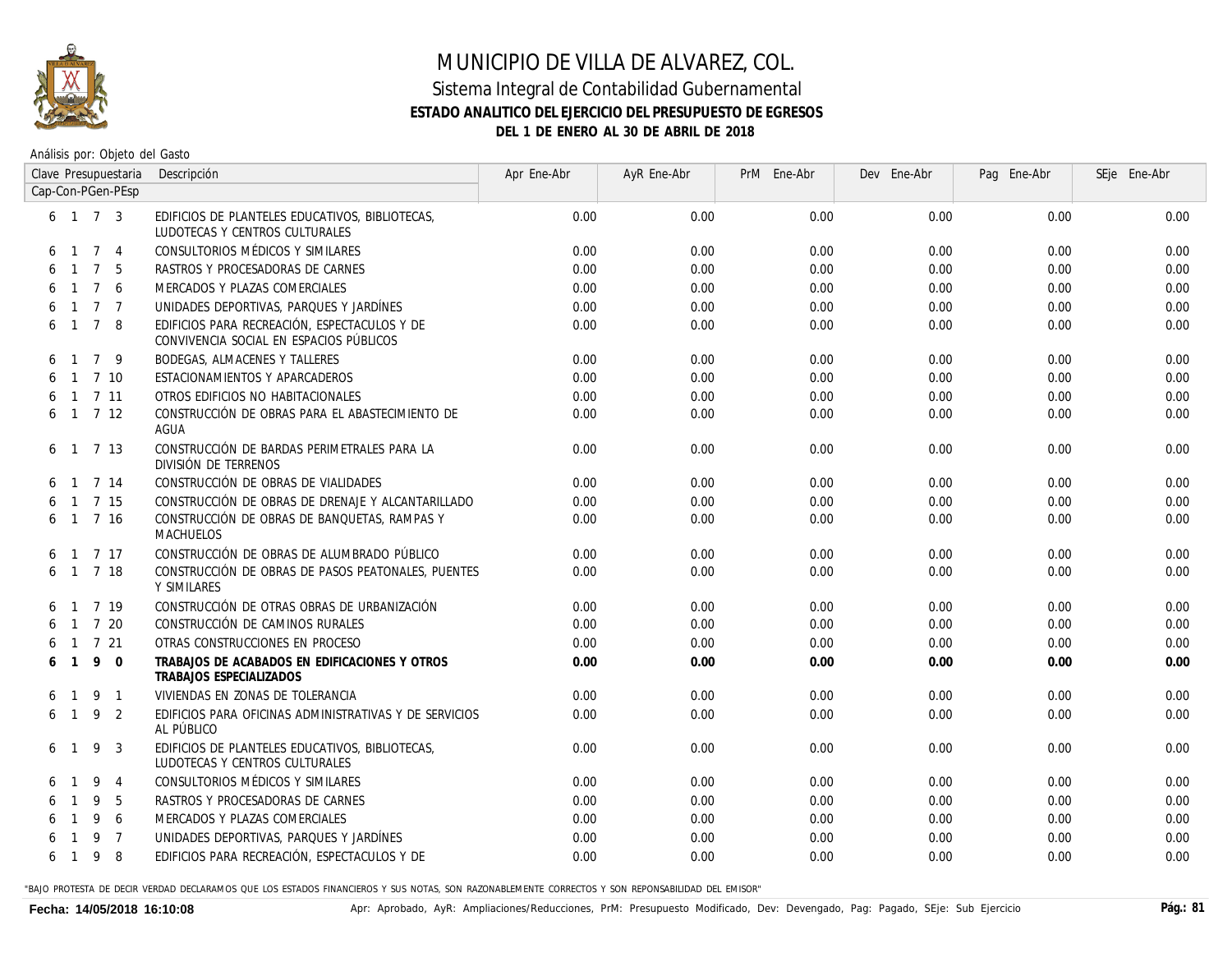# MUNICIPIO DE VILLA DE ALVAREZ, COL.

## Sistema Integral de Contabilidad Gubernamental

### ESTADO ANALITICO DEL EJERCICIO DEL PRESUPUESTO DE EGRESOS

### DEL 1 DE ENERO AL 30 DE ABRIL DE 2018

Análisis por: Objeto del Gasto

| Clave Presupuestaria Cap-Con-PGen-PEsp | Descripción | Apr Ene-Abr | AyR Ene-Abr | PrM Ene-Abr | Dev Ene-Abr | Pag Ene-Abr | SEje Ene-Abr |
|---|---|---|---|---|---|---|---|
| 6 1 7 3 | EDIFICIOS DE PLANTELES EDUCATIVOS, BIBLIOTECAS, LUDOTECAS Y CENTROS CULTURALES | 0.00 | 0.00 | 0.00 | 0.00 | 0.00 | 0.00 |
| 6 1 7 4 | CONSULTORIOS MÉDICOS Y SIMILARES | 0.00 | 0.00 | 0.00 | 0.00 | 0.00 | 0.00 |
| 6 1 7 5 | RASTROS Y PROCESADORAS DE CARNES | 0.00 | 0.00 | 0.00 | 0.00 | 0.00 | 0.00 |
| 6 1 7 6 | MERCADOS Y PLAZAS COMERCIALES | 0.00 | 0.00 | 0.00 | 0.00 | 0.00 | 0.00 |
| 6 1 7 7 | UNIDADES DEPORTIVAS, PARQUES Y JARDÍNES | 0.00 | 0.00 | 0.00 | 0.00 | 0.00 | 0.00 |
| 6 1 7 8 | EDIFICIOS PARA RECREACIÓN, ESPECTACULOS Y DE CONVIVENCIA SOCIAL EN ESPACIOS PÚBLICOS | 0.00 | 0.00 | 0.00 | 0.00 | 0.00 | 0.00 |
| 6 1 7 9 | BODEGAS, ALMACENES Y TALLERES | 0.00 | 0.00 | 0.00 | 0.00 | 0.00 | 0.00 |
| 6 1 7 10 | ESTACIONAMIENTOS Y APARCADEROS | 0.00 | 0.00 | 0.00 | 0.00 | 0.00 | 0.00 |
| 6 1 7 11 | OTROS EDIFICIOS NO HABITACIONALES | 0.00 | 0.00 | 0.00 | 0.00 | 0.00 | 0.00 |
| 6 1 7 12 | CONSTRUCCIÓN DE OBRAS PARA EL ABASTECIMIENTO DE AGUA | 0.00 | 0.00 | 0.00 | 0.00 | 0.00 | 0.00 |
| 6 1 7 13 | CONSTRUCCIÓN DE BARDAS PERIMETRALES PARA LA DIVISIÓN DE TERRENOS | 0.00 | 0.00 | 0.00 | 0.00 | 0.00 | 0.00 |
| 6 1 7 14 | CONSTRUCCIÓN DE OBRAS DE VIALIDADES | 0.00 | 0.00 | 0.00 | 0.00 | 0.00 | 0.00 |
| 6 1 7 15 | CONSTRUCCIÓN DE OBRAS DE DRENAJE Y ALCANTARILLADO | 0.00 | 0.00 | 0.00 | 0.00 | 0.00 | 0.00 |
| 6 1 7 16 | CONSTRUCCIÓN DE OBRAS DE BANQUETAS, RAMPAS Y MACHUELOS | 0.00 | 0.00 | 0.00 | 0.00 | 0.00 | 0.00 |
| 6 1 7 17 | CONSTRUCCIÓN DE OBRAS DE ALUMBRADO PÚBLICO | 0.00 | 0.00 | 0.00 | 0.00 | 0.00 | 0.00 |
| 6 1 7 18 | CONSTRUCCIÓN DE OBRAS DE PASOS PEATONALES, PUENTES Y SIMILARES | 0.00 | 0.00 | 0.00 | 0.00 | 0.00 | 0.00 |
| 6 1 7 19 | CONSTRUCCIÓN DE OTRAS OBRAS DE URBANIZACIÓN | 0.00 | 0.00 | 0.00 | 0.00 | 0.00 | 0.00 |
| 6 1 7 20 | CONSTRUCCIÓN DE CAMINOS RURALES | 0.00 | 0.00 | 0.00 | 0.00 | 0.00 | 0.00 |
| 6 1 7 21 | OTRAS CONSTRUCCIONES EN PROCESO | 0.00 | 0.00 | 0.00 | 0.00 | 0.00 | 0.00 |
| **6 1 9 0** | **TRABAJOS DE ACABADOS EN EDIFICACIONES Y OTROS TRABAJOS ESPECIALIZADOS** | **0.00** | **0.00** | **0.00** | **0.00** | **0.00** | **0.00** |
| 6 1 9 1 | VIVIENDAS EN ZONAS DE TOLERANCIA | 0.00 | 0.00 | 0.00 | 0.00 | 0.00 | 0.00 |
| 6 1 9 2 | EDIFICIOS PARA OFICINAS ADMINISTRATIVAS Y DE SERVICIOS AL PÚBLICO | 0.00 | 0.00 | 0.00 | 0.00 | 0.00 | 0.00 |
| 6 1 9 3 | EDIFICIOS DE PLANTELES EDUCATIVOS, BIBLIOTECAS, LUDOTECAS Y CENTROS CULTURALES | 0.00 | 0.00 | 0.00 | 0.00 | 0.00 | 0.00 |
| 6 1 9 4 | CONSULTORIOS MÉDICOS Y SIMILARES | 0.00 | 0.00 | 0.00 | 0.00 | 0.00 | 0.00 |
| 6 1 9 5 | RASTROS Y PROCESADORAS DE CARNES | 0.00 | 0.00 | 0.00 | 0.00 | 0.00 | 0.00 |
| 6 1 9 6 | MERCADOS Y PLAZAS COMERCIALES | 0.00 | 0.00 | 0.00 | 0.00 | 0.00 | 0.00 |
| 6 1 9 7 | UNIDADES DEPORTIVAS, PARQUES Y JARDÍNES | 0.00 | 0.00 | 0.00 | 0.00 | 0.00 | 0.00 |
| 6 1 9 8 | EDIFICIOS PARA RECREACIÓN, ESPECTACULOS Y DE | 0.00 | 0.00 | 0.00 | 0.00 | 0.00 | 0.00 |

"BAJO PROTESTA DE DECIR VERDAD DECLARAMOS QUE LOS ESTADOS FINANCIEROS Y SUS NOTAS, SON RAZONABLEMENTE CORRECTOS Y SON REPONSABILIDAD DEL EMISOR"

Fecha: 14/05/2018 16:10:08 — Apr: Aprobado, AyR: Ampliaciones/Reducciones, PrM: Presupuesto Modificado, Dev: Devengado, Pag: Pagado, SEje: Sub Ejercicio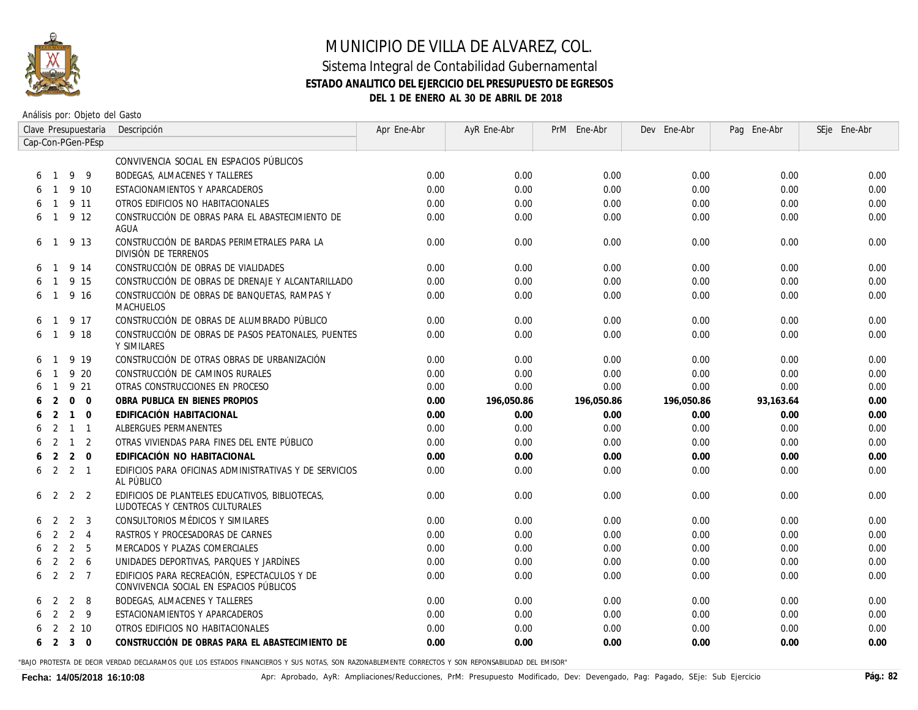# MUNICIPIO DE VILLA DE ALVAREZ, COL.

## Sistema Integral de Contabilidad Gubernamental

### ESTADO ANALITICO DEL EJERCICIO DEL PRESUPUESTO DE EGRESOS

### DEL 1 DE ENERO AL 30 DE ABRIL DE 2018

Análisis por: Objeto del Gasto

| Clave Presupuestaria Cap-Con-PGen-PEsp | Descripción | Apr Ene-Abr | AyR Ene-Abr | PrM Ene-Abr | Dev Ene-Abr | Pag Ene-Abr | SEje Ene-Abr |
|---|---|---|---|---|---|---|---|
| | CONVIVENCIA SOCIAL EN ESPACIOS PÚBLICOS | | | | | | |
| 6 1 9 9 | BODEGAS, ALMACENES Y TALLERES | 0.00 | 0.00 | 0.00 | 0.00 | 0.00 | 0.00 |
| 6 1 9 10 | ESTACIONAMIENTOS Y APARCADEROS | 0.00 | 0.00 | 0.00 | 0.00 | 0.00 | 0.00 |
| 6 1 9 11 | OTROS EDIFICIOS NO HABITACIONALES | 0.00 | 0.00 | 0.00 | 0.00 | 0.00 | 0.00 |
| 6 1 9 12 | CONSTRUCCIÓN DE OBRAS PARA EL ABASTECIMIENTO DE AGUA | 0.00 | 0.00 | 0.00 | 0.00 | 0.00 | 0.00 |
| 6 1 9 13 | CONSTRUCCIÓN DE BARDAS PERIMETRALES PARA LA DIVISIÓN DE TERRENOS | 0.00 | 0.00 | 0.00 | 0.00 | 0.00 | 0.00 |
| 6 1 9 14 | CONSTRUCCIÓN DE OBRAS DE VIALIDADES | 0.00 | 0.00 | 0.00 | 0.00 | 0.00 | 0.00 |
| 6 1 9 15 | CONSTRUCCIÓN DE OBRAS DE DRENAJE Y ALCANTARILLADO | 0.00 | 0.00 | 0.00 | 0.00 | 0.00 | 0.00 |
| 6 1 9 16 | CONSTRUCCIÓN DE OBRAS DE BANQUETAS, RAMPAS Y MACHUELOS | 0.00 | 0.00 | 0.00 | 0.00 | 0.00 | 0.00 |
| 6 1 9 17 | CONSTRUCCIÓN DE OBRAS DE ALUMBRADO PÚBLICO | 0.00 | 0.00 | 0.00 | 0.00 | 0.00 | 0.00 |
| 6 1 9 18 | CONSTRUCCIÓN DE OBRAS DE PASOS PEATONALES, PUENTES Y SIMILARES | 0.00 | 0.00 | 0.00 | 0.00 | 0.00 | 0.00 |
| 6 1 9 19 | CONSTRUCCIÓN DE OTRAS OBRAS DE URBANIZACIÓN | 0.00 | 0.00 | 0.00 | 0.00 | 0.00 | 0.00 |
| 6 1 9 20 | CONSTRUCCIÓN DE CAMINOS RURALES | 0.00 | 0.00 | 0.00 | 0.00 | 0.00 | 0.00 |
| 6 1 9 21 | OTRAS CONSTRUCCIONES EN PROCESO | 0.00 | 0.00 | 0.00 | 0.00 | 0.00 | 0.00 |
| **6 2 0 0** | **OBRA PUBLICA EN BIENES PROPIOS** | **0.00** | **196,050.86** | **196,050.86** | **196,050.86** | **93,163.64** | **0.00** |
| **6 2 1 0** | **EDIFICACIÓN HABITACIONAL** | **0.00** | **0.00** | **0.00** | **0.00** | **0.00** | **0.00** |
| 6 2 1 1 | ALBERGUES PERMANENTES | 0.00 | 0.00 | 0.00 | 0.00 | 0.00 | 0.00 |
| 6 2 1 2 | OTRAS VIVIENDAS PARA FINES DEL ENTE PÚBLICO | 0.00 | 0.00 | 0.00 | 0.00 | 0.00 | 0.00 |
| **6 2 2 0** | **EDIFICACIÓN NO HABITACIONAL** | **0.00** | **0.00** | **0.00** | **0.00** | **0.00** | **0.00** |
| 6 2 2 1 | EDIFICIOS PARA OFICINAS ADMINISTRATIVAS Y DE SERVICIOS AL PÚBLICO | 0.00 | 0.00 | 0.00 | 0.00 | 0.00 | 0.00 |
| 6 2 2 2 | EDIFICIOS DE PLANTELES EDUCATIVOS, BIBLIOTECAS, LUDOTECAS Y CENTROS CULTURALES | 0.00 | 0.00 | 0.00 | 0.00 | 0.00 | 0.00 |
| 6 2 2 3 | CONSULTORIOS MÉDICOS Y SIMILARES | 0.00 | 0.00 | 0.00 | 0.00 | 0.00 | 0.00 |
| 6 2 2 4 | RASTROS Y PROCESADORAS DE CARNES | 0.00 | 0.00 | 0.00 | 0.00 | 0.00 | 0.00 |
| 6 2 2 5 | MERCADOS Y PLAZAS COMERCIALES | 0.00 | 0.00 | 0.00 | 0.00 | 0.00 | 0.00 |
| 6 2 2 6 | UNIDADES DEPORTIVAS, PARQUES Y JARDÍNES | 0.00 | 0.00 | 0.00 | 0.00 | 0.00 | 0.00 |
| 6 2 2 7 | EDIFICIOS PARA RECREACIÓN, ESPECTACULOS Y DE CONVIVENCIA SOCIAL EN ESPACIOS PÚBLICOS | 0.00 | 0.00 | 0.00 | 0.00 | 0.00 | 0.00 |
| 6 2 2 8 | BODEGAS, ALMACENES Y TALLERES | 0.00 | 0.00 | 0.00 | 0.00 | 0.00 | 0.00 |
| 6 2 2 9 | ESTACIONAMIENTOS Y APARCADEROS | 0.00 | 0.00 | 0.00 | 0.00 | 0.00 | 0.00 |
| 6 2 2 10 | OTROS EDIFICIOS NO HABITACIONALES | 0.00 | 0.00 | 0.00 | 0.00 | 0.00 | 0.00 |
| **6 2 3 0** | **CONSTRUCCIÓN DE OBRAS PARA EL ABASTECIMIENTO DE** | **0.00** | **0.00** | **0.00** | **0.00** | **0.00** | **0.00** |

"BAJO PROTESTA DE DECIR VERDAD DECLARAMOS QUE LOS ESTADOS FINANCIEROS Y SUS NOTAS, SON RAZONABLEMENTE CORRECTOS Y SON REPONSABILIDAD DEL EMISOR"

**Fecha: 14/05/2018 16:10:08** Apr: Aprobado, AyR: Ampliaciones/Reducciones, PrM: Presupuesto Modificado, Dev: Devengado, Pag: Pagado, SEje: Sub Ejercicio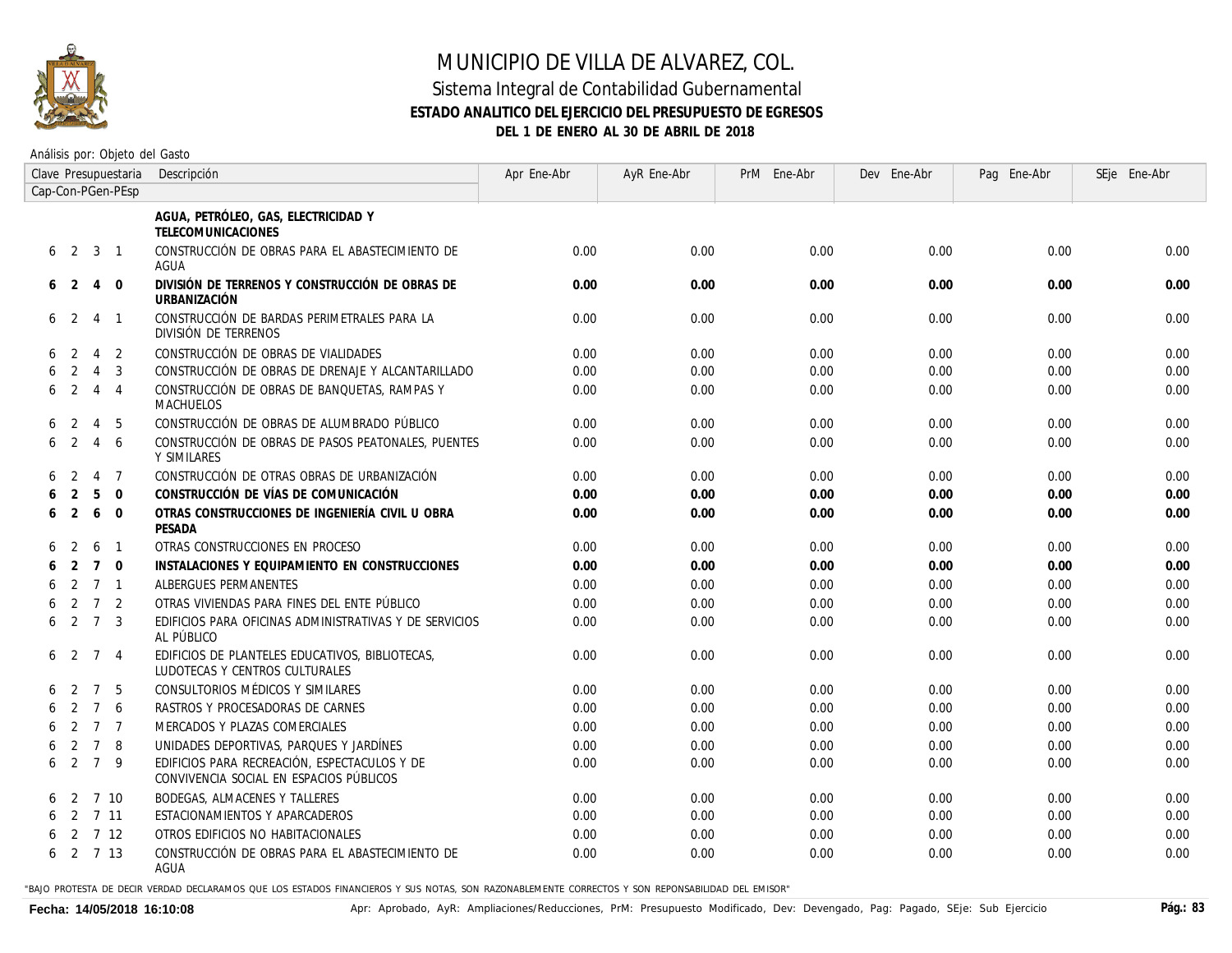# MUNICIPIO DE VILLA DE ALVAREZ, COL.

## Sistema Integral de Contabilidad Gubernamental

### ESTADO ANALITICO DEL EJERCICIO DEL PRESUPUESTO DE EGRESOS

### DEL 1 DE ENERO AL 30 DE ABRIL DE 2018

Análisis por: Objeto del Gasto

| Clave Presupuestaria Cap-Con-PGen-PEsp | Descripción | Apr Ene-Abr | AyR Ene-Abr | PrM Ene-Abr | Dev Ene-Abr | Pag Ene-Abr | SEje Ene-Abr |
|---|---|---|---|---|---|---|---|
| | **AGUA, PETRÓLEO, GAS, ELECTRICIDAD Y TELECOMUNICACIONES** | | | | | | |
| 6 2 3 1 | CONSTRUCCIÓN DE OBRAS PARA EL ABASTECIMIENTO DE AGUA | 0.00 | 0.00 | 0.00 | 0.00 | 0.00 | 0.00 |
| **6 2 4 0** | **DIVISIÓN DE TERRENOS Y CONSTRUCCIÓN DE OBRAS DE URBANIZACIÓN** | **0.00** | **0.00** | **0.00** | **0.00** | **0.00** | **0.00** |
| 6 2 4 1 | CONSTRUCCIÓN DE BARDAS PERIMETRALES PARA LA DIVISIÓN DE TERRENOS | 0.00 | 0.00 | 0.00 | 0.00 | 0.00 | 0.00 |
| 6 2 4 2 | CONSTRUCCIÓN DE OBRAS DE VIALIDADES | 0.00 | 0.00 | 0.00 | 0.00 | 0.00 | 0.00 |
| 6 2 4 3 | CONSTRUCCIÓN DE OBRAS DE DRENAJE Y ALCANTARILLADO | 0.00 | 0.00 | 0.00 | 0.00 | 0.00 | 0.00 |
| 6 2 4 4 | CONSTRUCCIÓN DE OBRAS DE BANQUETAS, RAMPAS Y MACHUELOS | 0.00 | 0.00 | 0.00 | 0.00 | 0.00 | 0.00 |
| 6 2 4 5 | CONSTRUCCIÓN DE OBRAS DE ALUMBRADO PÚBLICO | 0.00 | 0.00 | 0.00 | 0.00 | 0.00 | 0.00 |
| 6 2 4 6 | CONSTRUCCIÓN DE OBRAS DE PASOS PEATONALES, PUENTES Y SIMILARES | 0.00 | 0.00 | 0.00 | 0.00 | 0.00 | 0.00 |
| 6 2 4 7 | CONSTRUCCIÓN DE OTRAS OBRAS DE URBANIZACIÓN | 0.00 | 0.00 | 0.00 | 0.00 | 0.00 | 0.00 |
| **6 2 5 0** | **CONSTRUCCIÓN DE VÍAS DE COMUNICACIÓN** | **0.00** | **0.00** | **0.00** | **0.00** | **0.00** | **0.00** |
| **6 2 6 0** | **OTRAS CONSTRUCCIONES DE INGENIERÍA CIVIL U OBRA PESADA** | **0.00** | **0.00** | **0.00** | **0.00** | **0.00** | **0.00** |
| 6 2 6 1 | OTRAS CONSTRUCCIONES EN PROCESO | 0.00 | 0.00 | 0.00 | 0.00 | 0.00 | 0.00 |
| **6 2 7 0** | **INSTALACIONES Y EQUIPAMIENTO EN CONSTRUCCIONES** | **0.00** | **0.00** | **0.00** | **0.00** | **0.00** | **0.00** |
| 6 2 7 1 | ALBERGUES PERMANENTES | 0.00 | 0.00 | 0.00 | 0.00 | 0.00 | 0.00 |
| 6 2 7 2 | OTRAS VIVIENDAS PARA FINES DEL ENTE PÚBLICO | 0.00 | 0.00 | 0.00 | 0.00 | 0.00 | 0.00 |
| 6 2 7 3 | EDIFICIOS PARA OFICINAS ADMINISTRATIVAS Y DE SERVICIOS AL PÚBLICO | 0.00 | 0.00 | 0.00 | 0.00 | 0.00 | 0.00 |
| 6 2 7 4 | EDIFICIOS DE PLANTELES EDUCATIVOS, BIBLIOTECAS, LUDOTECAS Y CENTROS CULTURALES | 0.00 | 0.00 | 0.00 | 0.00 | 0.00 | 0.00 |
| 6 2 7 5 | CONSULTORIOS MÉDICOS Y SIMILARES | 0.00 | 0.00 | 0.00 | 0.00 | 0.00 | 0.00 |
| 6 2 7 6 | RASTROS Y PROCESADORAS DE CARNES | 0.00 | 0.00 | 0.00 | 0.00 | 0.00 | 0.00 |
| 6 2 7 7 | MERCADOS Y PLAZAS COMERCIALES | 0.00 | 0.00 | 0.00 | 0.00 | 0.00 | 0.00 |
| 6 2 7 8 | UNIDADES DEPORTIVAS, PARQUES Y JARDÍNES | 0.00 | 0.00 | 0.00 | 0.00 | 0.00 | 0.00 |
| 6 2 7 9 | EDIFICIOS PARA RECREACIÓN, ESPECTACULOS Y DE CONVIVENCIA SOCIAL EN ESPACIOS PÚBLICOS | 0.00 | 0.00 | 0.00 | 0.00 | 0.00 | 0.00 |
| 6 2 7 10 | BODEGAS, ALMACENES Y TALLERES | 0.00 | 0.00 | 0.00 | 0.00 | 0.00 | 0.00 |
| 6 2 7 11 | ESTACIONAMIENTOS Y APARCADEROS | 0.00 | 0.00 | 0.00 | 0.00 | 0.00 | 0.00 |
| 6 2 7 12 | OTROS EDIFICIOS NO HABITACIONALES | 0.00 | 0.00 | 0.00 | 0.00 | 0.00 | 0.00 |
| 6 2 7 13 | CONSTRUCCIÓN DE OBRAS PARA EL ABASTECIMIENTO DE AGUA | 0.00 | 0.00 | 0.00 | 0.00 | 0.00 | 0.00 |

"BAJO PROTESTA DE DECIR VERDAD DECLARAMOS QUE LOS ESTADOS FINANCIEROS Y SUS NOTAS, SON RAZONABLEMENTE CORRECTOS Y SON REPONSABILIDAD DEL EMISOR"

**Fecha: 14/05/2018 16:10:08**

Apr: Aprobado, AyR: Ampliaciones/Reducciones, PrM: Presupuesto Modificado, Dev: Devengado, Pag: Pagado, SEje: Sub Ejercicio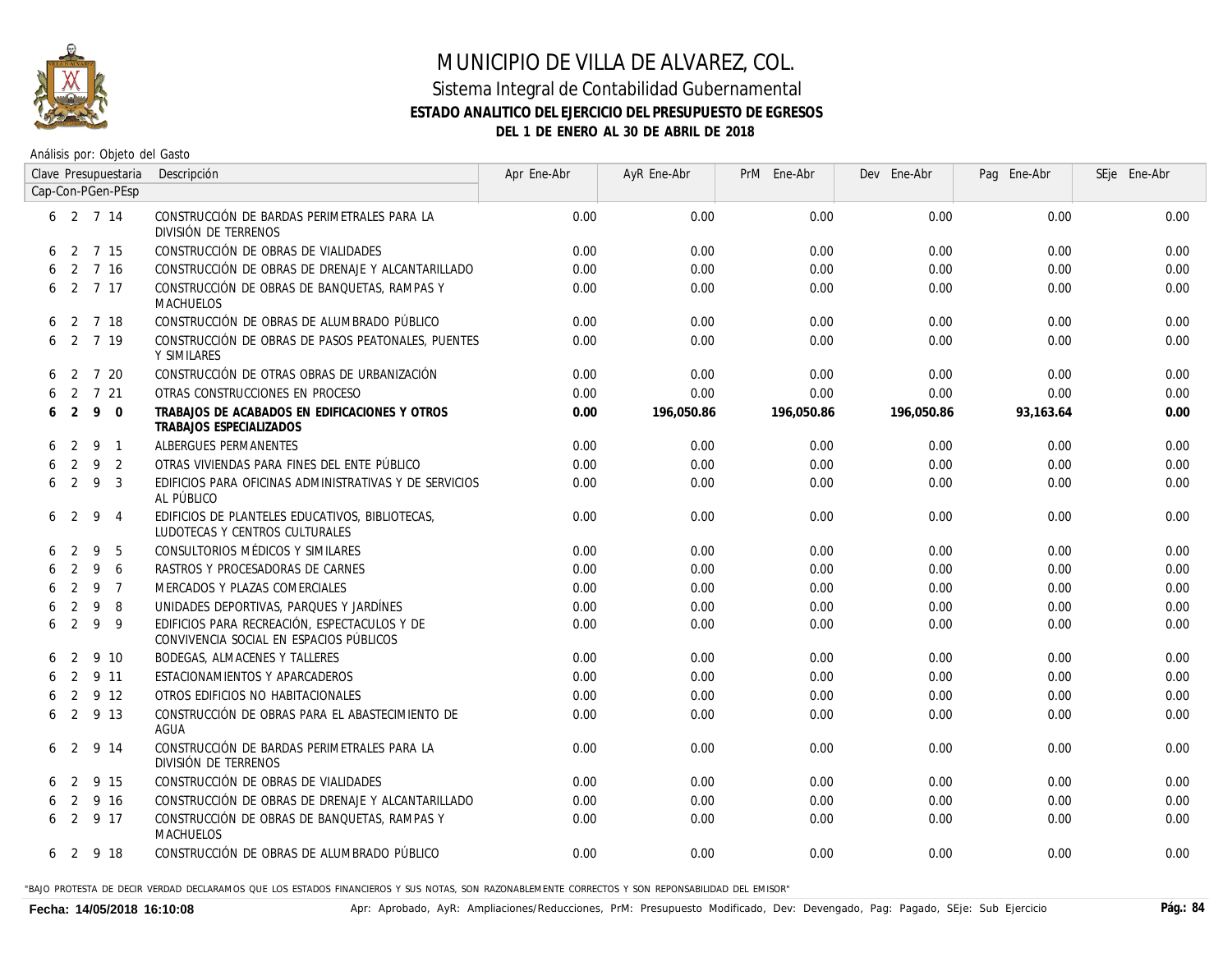# MUNICIPIO DE VILLA DE ALVAREZ, COL.

## Sistema Integral de Contabilidad Gubernamental

### ESTADO ANALITICO DEL EJERCICIO DEL PRESUPUESTO DE EGRESOS

### DEL 1 DE ENERO AL 30 DE ABRIL DE 2018

Análisis por: Objeto del Gasto

| Clave Presupuestaria Cap-Con-PGen-PEsp | Descripción | Apr Ene-Abr | AyR Ene-Abr | PrM Ene-Abr | Dev Ene-Abr | Pag Ene-Abr | SEje Ene-Abr |
|---|---|---|---|---|---|---|---|
| 6 2 7 14 | CONSTRUCCIÓN DE BARDAS PERIMETRALES PARA LA DIVISIÓN DE TERRENOS | 0.00 | 0.00 | 0.00 | 0.00 | 0.00 | 0.00 |
| 6 2 7 15 | CONSTRUCCIÓN DE OBRAS DE VIALIDADES | 0.00 | 0.00 | 0.00 | 0.00 | 0.00 | 0.00 |
| 6 2 7 16 | CONSTRUCCIÓN DE OBRAS DE DRENAJE Y ALCANTARILLADO | 0.00 | 0.00 | 0.00 | 0.00 | 0.00 | 0.00 |
| 6 2 7 17 | CONSTRUCCIÓN DE OBRAS DE BANQUETAS, RAMPAS Y MACHUELOS | 0.00 | 0.00 | 0.00 | 0.00 | 0.00 | 0.00 |
| 6 2 7 18 | CONSTRUCCIÓN DE OBRAS DE ALUMBRADO PÚBLICO | 0.00 | 0.00 | 0.00 | 0.00 | 0.00 | 0.00 |
| 6 2 7 19 | CONSTRUCCIÓN DE OBRAS DE PASOS PEATONALES, PUENTES Y SIMILARES | 0.00 | 0.00 | 0.00 | 0.00 | 0.00 | 0.00 |
| 6 2 7 20 | CONSTRUCCIÓN DE OTRAS OBRAS DE URBANIZACIÓN | 0.00 | 0.00 | 0.00 | 0.00 | 0.00 | 0.00 |
| 6 2 7 21 | OTRAS CONSTRUCCIONES EN PROCESO | 0.00 | 0.00 | 0.00 | 0.00 | 0.00 | 0.00 |
| **6 2 9 0** | **TRABAJOS DE ACABADOS EN EDIFICACIONES Y OTROS TRABAJOS ESPECIALIZADOS** | **0.00** | **196,050.86** | **196,050.86** | **196,050.86** | **93,163.64** | **0.00** |
| 6 2 9 1 | ALBERGUES PERMANENTES | 0.00 | 0.00 | 0.00 | 0.00 | 0.00 | 0.00 |
| 6 2 9 2 | OTRAS VIVIENDAS PARA FINES DEL ENTE PÚBLICO | 0.00 | 0.00 | 0.00 | 0.00 | 0.00 | 0.00 |
| 6 2 9 3 | EDIFICIOS PARA OFICINAS ADMINISTRATIVAS Y DE SERVICIOS AL PÚBLICO | 0.00 | 0.00 | 0.00 | 0.00 | 0.00 | 0.00 |
| 6 2 9 4 | EDIFICIOS DE PLANTELES EDUCATIVOS, BIBLIOTECAS, LUDOTECAS Y CENTROS CULTURALES | 0.00 | 0.00 | 0.00 | 0.00 | 0.00 | 0.00 |
| 6 2 9 5 | CONSULTORIOS MÉDICOS Y SIMILARES | 0.00 | 0.00 | 0.00 | 0.00 | 0.00 | 0.00 |
| 6 2 9 6 | RASTROS Y PROCESADORAS DE CARNES | 0.00 | 0.00 | 0.00 | 0.00 | 0.00 | 0.00 |
| 6 2 9 7 | MERCADOS Y PLAZAS COMERCIALES | 0.00 | 0.00 | 0.00 | 0.00 | 0.00 | 0.00 |
| 6 2 9 8 | UNIDADES DEPORTIVAS, PARQUES Y JARDÍNES | 0.00 | 0.00 | 0.00 | 0.00 | 0.00 | 0.00 |
| 6 2 9 9 | EDIFICIOS PARA RECREACIÓN, ESPECTACULOS Y DE CONVIVENCIA SOCIAL EN ESPACIOS PÚBLICOS | 0.00 | 0.00 | 0.00 | 0.00 | 0.00 | 0.00 |
| 6 2 9 10 | BODEGAS, ALMACENES Y TALLERES | 0.00 | 0.00 | 0.00 | 0.00 | 0.00 | 0.00 |
| 6 2 9 11 | ESTACIONAMIENTOS Y APARCADEROS | 0.00 | 0.00 | 0.00 | 0.00 | 0.00 | 0.00 |
| 6 2 9 12 | OTROS EDIFICIOS NO HABITACIONALES | 0.00 | 0.00 | 0.00 | 0.00 | 0.00 | 0.00 |
| 6 2 9 13 | CONSTRUCCIÓN DE OBRAS PARA EL ABASTECIMIENTO DE AGUA | 0.00 | 0.00 | 0.00 | 0.00 | 0.00 | 0.00 |
| 6 2 9 14 | CONSTRUCCIÓN DE BARDAS PERIMETRALES PARA LA DIVISIÓN DE TERRENOS | 0.00 | 0.00 | 0.00 | 0.00 | 0.00 | 0.00 |
| 6 2 9 15 | CONSTRUCCIÓN DE OBRAS DE VIALIDADES | 0.00 | 0.00 | 0.00 | 0.00 | 0.00 | 0.00 |
| 6 2 9 16 | CONSTRUCCIÓN DE OBRAS DE DRENAJE Y ALCANTARILLADO | 0.00 | 0.00 | 0.00 | 0.00 | 0.00 | 0.00 |
| 6 2 9 17 | CONSTRUCCIÓN DE OBRAS DE BANQUETAS, RAMPAS Y MACHUELOS | 0.00 | 0.00 | 0.00 | 0.00 | 0.00 | 0.00 |
| 6 2 9 18 | CONSTRUCCIÓN DE OBRAS DE ALUMBRADO PÚBLICO | 0.00 | 0.00 | 0.00 | 0.00 | 0.00 | 0.00 |

"BAJO PROTESTA DE DECIR VERDAD DECLARAMOS QUE LOS ESTADOS FINANCIEROS Y SUS NOTAS, SON RAZONABLEMENTE CORRECTOS Y SON REPONSABILIDAD DEL EMISOR"

**Fecha: 14/05/2018 16:10:08**

Apr: Aprobado, AyR: Ampliaciones/Reducciones, PrM: Presupuesto Modificado, Dev: Devengado, Pag: Pagado, SEje: Sub Ejercicio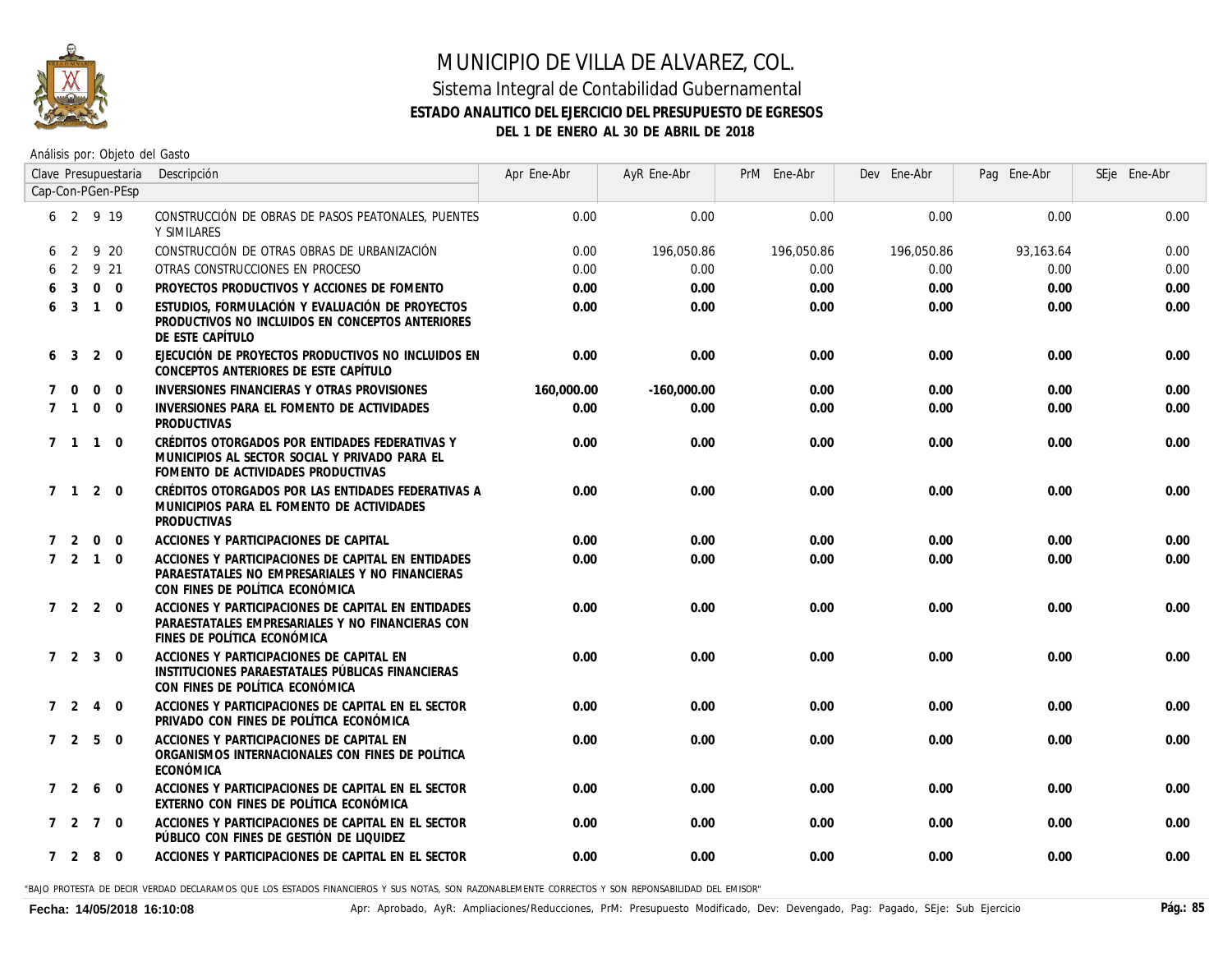# MUNICIPIO DE VILLA DE ALVAREZ, COL.

## Sistema Integral de Contabilidad Gubernamental

### ESTADO ANALITICO DEL EJERCICIO DEL PRESUPUESTO DE EGRESOS

### DEL 1 DE ENERO AL 30 DE ABRIL DE 2018

Análisis por: Objeto del Gasto

| Clave Presupuestaria Cap-Con-PGen-PEsp | Descripción | Apr Ene-Abr | AyR Ene-Abr | PrM Ene-Abr | Dev Ene-Abr | Pag Ene-Abr | SEje Ene-Abr |
|---|---|---|---|---|---|---|---|
| 6 2 9 19 | CONSTRUCCIÓN DE OBRAS DE PASOS PEATONALES, PUENTES Y SIMILARES | 0.00 | 0.00 | 0.00 | 0.00 | 0.00 | 0.00 |
| 6 2 9 20 | CONSTRUCCIÓN DE OTRAS OBRAS DE URBANIZACIÓN | 0.00 | 196,050.86 | 196,050.86 | 196,050.86 | 93,163.64 | 0.00 |
| 6 2 9 21 | OTRAS CONSTRUCCIONES EN PROCESO | 0.00 | 0.00 | 0.00 | 0.00 | 0.00 | 0.00 |
| **6 3 0 0** | **PROYECTOS PRODUCTIVOS Y ACCIONES DE FOMENTO** | **0.00** | **0.00** | **0.00** | **0.00** | **0.00** | **0.00** |
| **6 3 1 0** | **ESTUDIOS, FORMULACIÓN Y EVALUACIÓN DE PROYECTOS PRODUCTIVOS NO INCLUIDOS EN CONCEPTOS ANTERIORES DE ESTE CAPÍTULO** | **0.00** | **0.00** | **0.00** | **0.00** | **0.00** | **0.00** |
| **6 3 2 0** | **EJECUCIÓN DE PROYECTOS PRODUCTIVOS NO INCLUIDOS EN CONCEPTOS ANTERIORES DE ESTE CAPÍTULO** | **0.00** | **0.00** | **0.00** | **0.00** | **0.00** | **0.00** |
| **7 0 0 0** | **INVERSIONES FINANCIERAS Y OTRAS PROVISIONES** | **160,000.00** | **-160,000.00** | **0.00** | **0.00** | **0.00** | **0.00** |
| **7 1 0 0** | **INVERSIONES PARA EL FOMENTO DE ACTIVIDADES PRODUCTIVAS** | **0.00** | **0.00** | **0.00** | **0.00** | **0.00** | **0.00** |
| **7 1 1 0** | **CRÉDITOS OTORGADOS POR ENTIDADES FEDERATIVAS Y MUNICIPIOS AL SECTOR SOCIAL Y PRIVADO PARA EL FOMENTO DE ACTIVIDADES PRODUCTIVAS** | **0.00** | **0.00** | **0.00** | **0.00** | **0.00** | **0.00** |
| **7 1 2 0** | **CRÉDITOS OTORGADOS POR LAS ENTIDADES FEDERATIVAS A MUNICIPIOS PARA EL FOMENTO DE ACTIVIDADES PRODUCTIVAS** | **0.00** | **0.00** | **0.00** | **0.00** | **0.00** | **0.00** |
| **7 2 0 0** | **ACCIONES Y PARTICIPACIONES DE CAPITAL** | **0.00** | **0.00** | **0.00** | **0.00** | **0.00** | **0.00** |
| **7 2 1 0** | **ACCIONES Y PARTICIPACIONES DE CAPITAL EN ENTIDADES PARAESTATALES NO EMPRESARIALES Y NO FINANCIERAS CON FINES DE POLÍTICA ECONÓMICA** | **0.00** | **0.00** | **0.00** | **0.00** | **0.00** | **0.00** |
| **7 2 2 0** | **ACCIONES Y PARTICIPACIONES DE CAPITAL EN ENTIDADES PARAESTATALES EMPRESARIALES Y NO FINANCIERAS CON FINES DE POLÍTICA ECONÓMICA** | **0.00** | **0.00** | **0.00** | **0.00** | **0.00** | **0.00** |
| **7 2 3 0** | **ACCIONES Y PARTICIPACIONES DE CAPITAL EN INSTITUCIONES PARAESTATALES PÚBLICAS FINANCIERAS CON FINES DE POLÍTICA ECONÓMICA** | **0.00** | **0.00** | **0.00** | **0.00** | **0.00** | **0.00** |
| **7 2 4 0** | **ACCIONES Y PARTICIPACIONES DE CAPITAL EN EL SECTOR PRIVADO CON FINES DE POLÍTICA ECONÓMICA** | **0.00** | **0.00** | **0.00** | **0.00** | **0.00** | **0.00** |
| **7 2 5 0** | **ACCIONES Y PARTICIPACIONES DE CAPITAL EN ORGANISMOS INTERNACIONALES CON FINES DE POLÍTICA ECONÓMICA** | **0.00** | **0.00** | **0.00** | **0.00** | **0.00** | **0.00** |
| **7 2 6 0** | **ACCIONES Y PARTICIPACIONES DE CAPITAL EN EL SECTOR EXTERNO CON FINES DE POLÍTICA ECONÓMICA** | **0.00** | **0.00** | **0.00** | **0.00** | **0.00** | **0.00** |
| **7 2 7 0** | **ACCIONES Y PARTICIPACIONES DE CAPITAL EN EL SECTOR PÚBLICO CON FINES DE GESTIÓN DE LIQUIDEZ** | **0.00** | **0.00** | **0.00** | **0.00** | **0.00** | **0.00** |
| **7 2 8 0** | **ACCIONES Y PARTICIPACIONES DE CAPITAL EN EL SECTOR** | **0.00** | **0.00** | **0.00** | **0.00** | **0.00** | **0.00** |

"BAJO PROTESTA DE DECIR VERDAD DECLARAMOS QUE LOS ESTADOS FINANCIEROS Y SUS NOTAS, SON RAZONABLEMENTE CORRECTOS Y SON REPONSABILIDAD DEL EMISOR"

**Fecha: 14/05/2018 16:10:08**

Apr: Aprobado, AyR: Ampliaciones/Reducciones, PrM: Presupuesto Modificado, Dev: Devengado, Pag: Pagado, SEje: Sub Ejercicio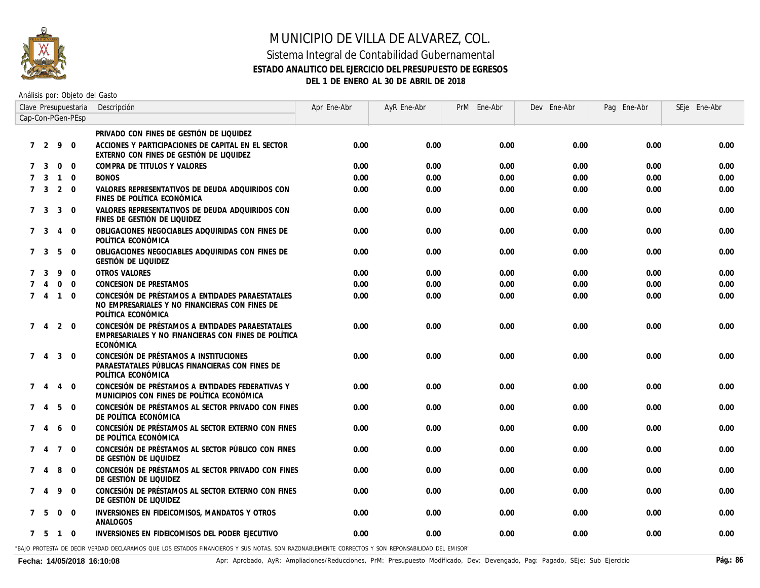# MUNICIPIO DE VILLA DE ALVAREZ, COL.

## Sistema Integral de Contabilidad Gubernamental

### ESTADO ANALITICO DEL EJERCICIO DEL PRESUPUESTO DE EGRESOS

### DEL 1 DE ENERO AL 30 DE ABRIL DE 2018

Análisis por: Objeto del Gasto

| Clave Presupuestaria Cap-Con-PGen-PEsp | Descripción | Apr Ene-Abr | AyR Ene-Abr | PrM Ene-Abr | Dev Ene-Abr | Pag Ene-Abr | SEje Ene-Abr |
|---|---|---|---|---|---|---|---|
| | PRIVADO CON FINES DE GESTIÓN DE LIQUIDEZ | | | | | | |
| 7 2 9 0 | ACCIONES Y PARTICIPACIONES DE CAPITAL EN EL SECTOR EXTERNO CON FINES DE GESTIÓN DE LIQUIDEZ | 0.00 | 0.00 | 0.00 | 0.00 | 0.00 | 0.00 |
| 7 3 0 0 | COMPRA DE TITULOS Y VALORES | 0.00 | 0.00 | 0.00 | 0.00 | 0.00 | 0.00 |
| 7 3 1 0 | BONOS | 0.00 | 0.00 | 0.00 | 0.00 | 0.00 | 0.00 |
| 7 3 2 0 | VALORES REPRESENTATIVOS DE DEUDA ADQUIRIDOS CON FINES DE POLÍTICA ECONÓMICA | 0.00 | 0.00 | 0.00 | 0.00 | 0.00 | 0.00 |
| 7 3 3 0 | VALORES REPRESENTATIVOS DE DEUDA ADQUIRIDOS CON FINES DE GESTIÓN DE LIQUIDEZ | 0.00 | 0.00 | 0.00 | 0.00 | 0.00 | 0.00 |
| 7 3 4 0 | OBLIGACIONES NEGOCIABLES ADQUIRIDAS CON FINES DE POLÍTICA ECONÓMICA | 0.00 | 0.00 | 0.00 | 0.00 | 0.00 | 0.00 |
| 7 3 5 0 | OBLIGACIONES NEGOCIABLES ADQUIRIDAS CON FINES DE GESTIÓN DE LIQUIDEZ | 0.00 | 0.00 | 0.00 | 0.00 | 0.00 | 0.00 |
| 7 3 9 0 | OTROS VALORES | 0.00 | 0.00 | 0.00 | 0.00 | 0.00 | 0.00 |
| 7 4 0 0 | CONCESION DE PRESTAMOS | 0.00 | 0.00 | 0.00 | 0.00 | 0.00 | 0.00 |
| 7 4 1 0 | CONCESIÓN DE PRÉSTAMOS A ENTIDADES PARAESTATALES NO EMPRESARIALES Y NO FINANCIERAS CON FINES DE POLÍTICA ECONÓMICA | 0.00 | 0.00 | 0.00 | 0.00 | 0.00 | 0.00 |
| 7 4 2 0 | CONCESIÓN DE PRÉSTAMOS A ENTIDADES PARAESTATALES EMPRESARIALES Y NO FINANCIERAS CON FINES DE POLÍTICA ECONÓMICA | 0.00 | 0.00 | 0.00 | 0.00 | 0.00 | 0.00 |
| 7 4 3 0 | CONCESIÓN DE PRÉSTAMOS A INSTITUCIONES PARAESTATALES PÚBLICAS FINANCIERAS CON FINES DE POLÍTICA ECONÓMICA | 0.00 | 0.00 | 0.00 | 0.00 | 0.00 | 0.00 |
| 7 4 4 0 | CONCESIÓN DE PRÉSTAMOS A ENTIDADES FEDERATIVAS Y MUNICIPIOS CON FINES DE POLÍTICA ECONÓMICA | 0.00 | 0.00 | 0.00 | 0.00 | 0.00 | 0.00 |
| 7 4 5 0 | CONCESIÓN DE PRÉSTAMOS AL SECTOR PRIVADO CON FINES DE POLÍTICA ECONÓMICA | 0.00 | 0.00 | 0.00 | 0.00 | 0.00 | 0.00 |
| 7 4 6 0 | CONCESIÓN DE PRÉSTAMOS AL SECTOR EXTERNO CON FINES DE POLÍTICA ECONÓMICA | 0.00 | 0.00 | 0.00 | 0.00 | 0.00 | 0.00 |
| 7 4 7 0 | CONCESIÓN DE PRÉSTAMOS AL SECTOR PÚBLICO CON FINES DE GESTIÓN DE LIQUIDEZ | 0.00 | 0.00 | 0.00 | 0.00 | 0.00 | 0.00 |
| 7 4 8 0 | CONCESIÓN DE PRÉSTAMOS AL SECTOR PRIVADO CON FINES DE GESTIÓN DE LIQUIDEZ | 0.00 | 0.00 | 0.00 | 0.00 | 0.00 | 0.00 |
| 7 4 9 0 | CONCESIÓN DE PRÉSTAMOS AL SECTOR EXTERNO CON FINES DE GESTIÓN DE LIQUIDEZ | 0.00 | 0.00 | 0.00 | 0.00 | 0.00 | 0.00 |
| 7 5 0 0 | INVERSIONES EN FIDEICOMISOS, MANDATOS Y OTROS ANALOGOS | 0.00 | 0.00 | 0.00 | 0.00 | 0.00 | 0.00 |
| 7 5 1 0 | INVERSIONES EN FIDEICOMISOS DEL PODER EJECUTIVO | 0.00 | 0.00 | 0.00 | 0.00 | 0.00 | 0.00 |

"BAJO PROTESTA DE DECIR VERDAD DECLARAMOS QUE LOS ESTADOS FINANCIEROS Y SUS NOTAS, SON RAZONABLEMENTE CORRECTOS Y SON REPONSABILIDAD DEL EMISOR"

**Fecha: 14/05/2018 16:10:08**

Apr: Aprobado, AyR: Ampliaciones/Reducciones, PrM: Presupuesto Modificado, Dev: Devengado, Pag: Pagado, SEje: Sub Ejercicio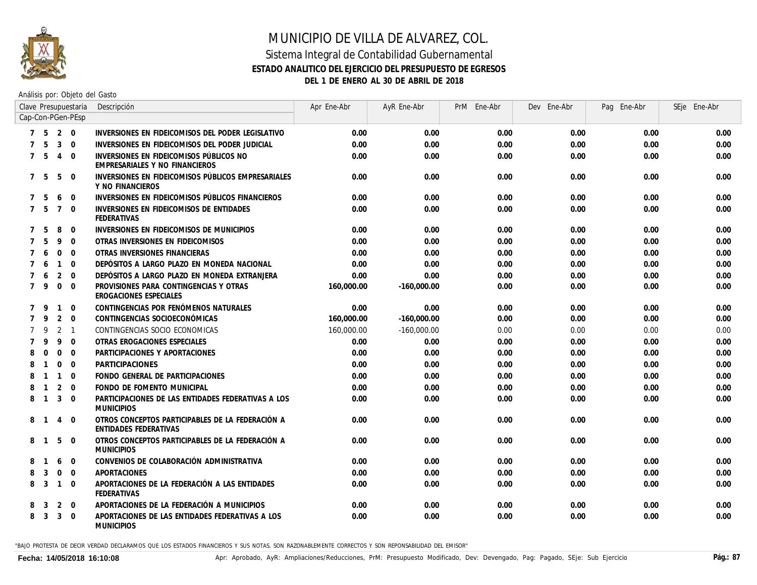# MUNICIPIO DE VILLA DE ALVAREZ, COL.

## Sistema Integral de Contabilidad Gubernamental

### ESTADO ANALITICO DEL EJERCICIO DEL PRESUPUESTO DE EGRESOS

### DEL 1 DE ENERO AL 30 DE ABRIL DE 2018

Análisis por: Objeto del Gasto

| Clave Presupuestaria Cap-Con-PGen-PEsp | Descripción | Apr Ene-Abr | AyR Ene-Abr | PrM Ene-Abr | Dev Ene-Abr | Pag Ene-Abr | SEje Ene-Abr |
|---|---|---|---|---|---|---|---|
| **7 5 2 0** | **INVERSIONES EN FIDEICOMISOS DEL PODER LEGISLATIVO** | **0.00** | **0.00** | **0.00** | **0.00** | **0.00** | **0.00** |
| **7 5 3 0** | **INVERSIONES EN FIDEICOMISOS DEL PODER JUDICIAL** | **0.00** | **0.00** | **0.00** | **0.00** | **0.00** | **0.00** |
| **7 5 4 0** | **INVERSIONES EN FIDEICOMISOS PÚBLICOS NO EMPRESARIALES Y NO FINANCIEROS** | **0.00** | **0.00** | **0.00** | **0.00** | **0.00** | **0.00** |
| **7 5 5 0** | **INVERSIONES EN FIDEICOMISOS PÚBLICOS EMPRESARIALES Y NO FINANCIEROS** | **0.00** | **0.00** | **0.00** | **0.00** | **0.00** | **0.00** |
| **7 5 6 0** | **INVERSIONES EN FIDEICOMISOS PÚBLICOS FINANCIEROS** | **0.00** | **0.00** | **0.00** | **0.00** | **0.00** | **0.00** |
| **7 5 7 0** | **INVERSIONES EN FIDEICOMISOS DE ENTIDADES FEDERATIVAS** | **0.00** | **0.00** | **0.00** | **0.00** | **0.00** | **0.00** |
| **7 5 8 0** | **INVERSIONES EN FIDEICOMISOS DE MUNICIPIOS** | **0.00** | **0.00** | **0.00** | **0.00** | **0.00** | **0.00** |
| **7 5 9 0** | **OTRAS INVERSIONES EN FIDEICOMISOS** | **0.00** | **0.00** | **0.00** | **0.00** | **0.00** | **0.00** |
| **7 6 0 0** | **OTRAS INVERSIONES FINANCIERAS** | **0.00** | **0.00** | **0.00** | **0.00** | **0.00** | **0.00** |
| **7 6 1 0** | **DEPÓSITOS A LARGO PLAZO EN MONEDA NACIONAL** | **0.00** | **0.00** | **0.00** | **0.00** | **0.00** | **0.00** |
| **7 6 2 0** | **DEPÓSITOS A LARGO PLAZO EN MONEDA EXTRANJERA** | **0.00** | **0.00** | **0.00** | **0.00** | **0.00** | **0.00** |
| **7 9 0 0** | **PROVISIONES PARA CONTINGENCIAS Y OTRAS EROGACIONES ESPECIALES** | **160,000.00** | **-160,000.00** | **0.00** | **0.00** | **0.00** | **0.00** |
| **7 9 1 0** | **CONTINGENCIAS POR FENÓMENOS NATURALES** | **0.00** | **0.00** | **0.00** | **0.00** | **0.00** | **0.00** |
| **7 9 2 0** | **CONTINGENCIAS SOCIOECONÓMICAS** | **160,000.00** | **-160,000.00** | **0.00** | **0.00** | **0.00** | **0.00** |
| 7 9 2 1 | CONTINGENCIAS SOCIO ECONOMICAS | 160,000.00 | -160,000.00 | 0.00 | 0.00 | 0.00 | 0.00 |
| **7 9 9 0** | **OTRAS EROGACIONES ESPECIALES** | **0.00** | **0.00** | **0.00** | **0.00** | **0.00** | **0.00** |
| **8 0 0 0** | **PARTICIPACIONES Y APORTACIONES** | **0.00** | **0.00** | **0.00** | **0.00** | **0.00** | **0.00** |
| **8 1 0 0** | **PARTICIPACIONES** | **0.00** | **0.00** | **0.00** | **0.00** | **0.00** | **0.00** |
| **8 1 1 0** | **FONDO GENERAL DE PARTICIPACIONES** | **0.00** | **0.00** | **0.00** | **0.00** | **0.00** | **0.00** |
| **8 1 2 0** | **FONDO DE FOMENTO MUNICIPAL** | **0.00** | **0.00** | **0.00** | **0.00** | **0.00** | **0.00** |
| **8 1 3 0** | **PARTICIPACIONES DE LAS ENTIDADES FEDERATIVAS A LOS MUNICIPIOS** | **0.00** | **0.00** | **0.00** | **0.00** | **0.00** | **0.00** |
| **8 1 4 0** | **OTROS CONCEPTOS PARTICIPABLES DE LA FEDERACIÓN A ENTIDADES FEDERATIVAS** | **0.00** | **0.00** | **0.00** | **0.00** | **0.00** | **0.00** |
| **8 1 5 0** | **OTROS CONCEPTOS PARTICIPABLES DE LA FEDERACIÓN A MUNICIPIOS** | **0.00** | **0.00** | **0.00** | **0.00** | **0.00** | **0.00** |
| **8 1 6 0** | **CONVENIOS DE COLABORACIÓN ADMINISTRATIVA** | **0.00** | **0.00** | **0.00** | **0.00** | **0.00** | **0.00** |
| **8 3 0 0** | **APORTACIONES** | **0.00** | **0.00** | **0.00** | **0.00** | **0.00** | **0.00** |
| **8 3 1 0** | **APORTACIONES DE LA FEDERACIÓN A LAS ENTIDADES FEDERATIVAS** | **0.00** | **0.00** | **0.00** | **0.00** | **0.00** | **0.00** |
| **8 3 2 0** | **APORTACIONES DE LA FEDERACIÓN A MUNICIPIOS** | **0.00** | **0.00** | **0.00** | **0.00** | **0.00** | **0.00** |
| **8 3 3 0** | **APORTACIONES DE LAS ENTIDADES FEDERATIVAS A LOS MUNICIPIOS** | **0.00** | **0.00** | **0.00** | **0.00** | **0.00** | **0.00** |

"BAJO PROTESTA DE DECIR VERDAD DECLARAMOS QUE LOS ESTADOS FINANCIEROS Y SUS NOTAS, SON RAZONABLEMENTE CORRECTOS Y SON REPONSABILIDAD DEL EMISOR"

**Fecha: 14/05/2018 16:10:08**

Apr: Aprobado, AyR: Ampliaciones/Reducciones, PrM: Presupuesto Modificado, Dev: Devengado, Pag: Pagado, SEje: Sub Ejercicio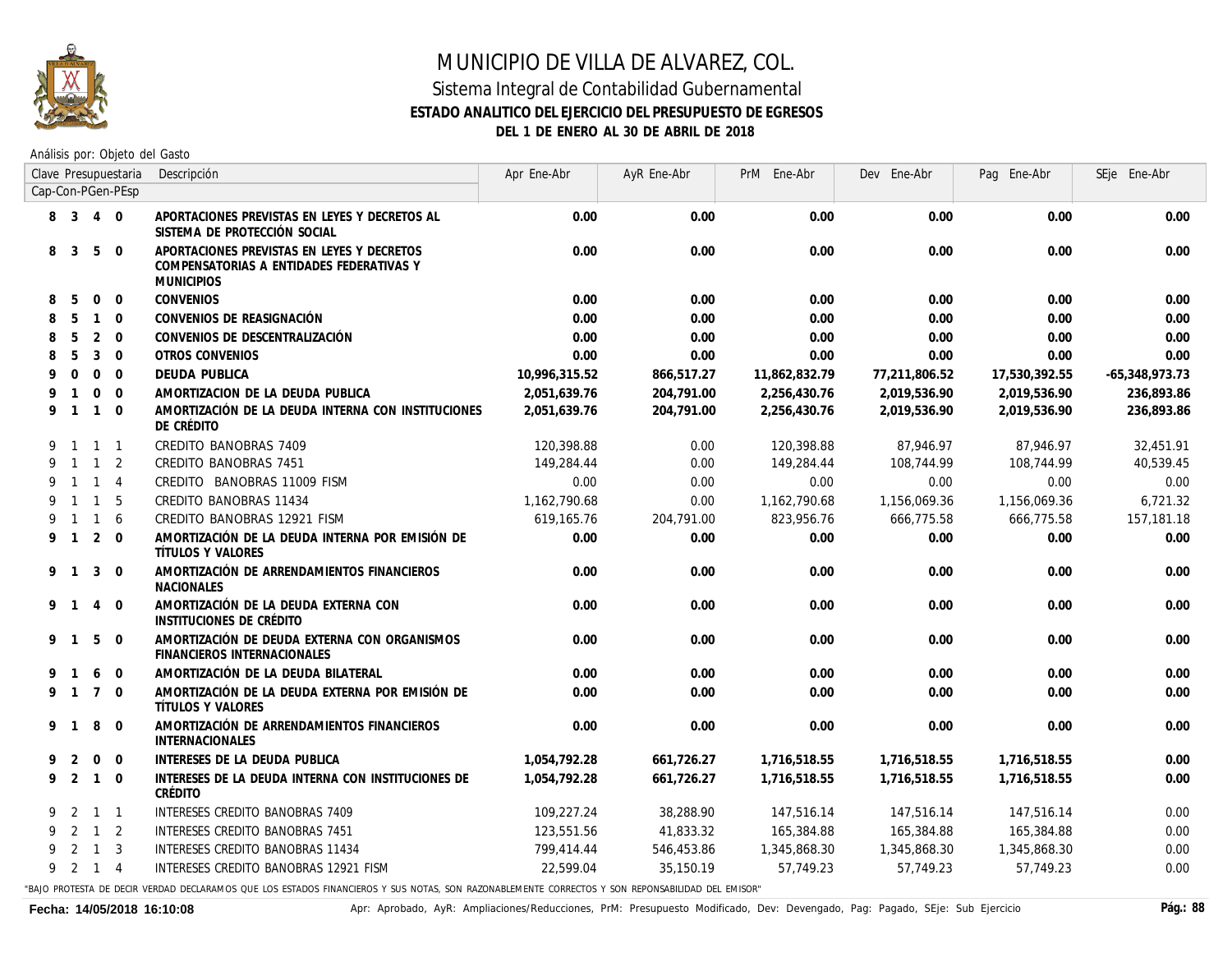# MUNICIPIO DE VILLA DE ALVAREZ, COL.

## Sistema Integral de Contabilidad Gubernamental

### ESTADO ANALITICO DEL EJERCICIO DEL PRESUPUESTO DE EGRESOS

### DEL 1 DE ENERO AL 30 DE ABRIL DE 2018

Análisis por: Objeto del Gasto

| Clave Presupuestaria Cap-Con-PGen-PEsp | Descripción | Apr Ene-Abr | AyR Ene-Abr | PrM Ene-Abr | Dev Ene-Abr | Pag Ene-Abr | SEje Ene-Abr |
|---|---|---|---|---|---|---|---|
| **8 3 4 0** | **APORTACIONES PREVISTAS EN LEYES Y DECRETOS AL SISTEMA DE PROTECCIÓN SOCIAL** | **0.00** | **0.00** | **0.00** | **0.00** | **0.00** | **0.00** |
| **8 3 5 0** | **APORTACIONES PREVISTAS EN LEYES Y DECRETOS COMPENSATORIAS A ENTIDADES FEDERATIVAS Y MUNICIPIOS** | **0.00** | **0.00** | **0.00** | **0.00** | **0.00** | **0.00** |
| **8 5 0 0** | **CONVENIOS** | **0.00** | **0.00** | **0.00** | **0.00** | **0.00** | **0.00** |
| **8 5 1 0** | **CONVENIOS DE REASIGNACIÓN** | **0.00** | **0.00** | **0.00** | **0.00** | **0.00** | **0.00** |
| **8 5 2 0** | **CONVENIOS DE DESCENTRALIZACIÓN** | **0.00** | **0.00** | **0.00** | **0.00** | **0.00** | **0.00** |
| **8 5 3 0** | **OTROS CONVENIOS** | **0.00** | **0.00** | **0.00** | **0.00** | **0.00** | **0.00** |
| **9 0 0 0** | **DEUDA PUBLICA** | **10,996,315.52** | **866,517.27** | **11,862,832.79** | **77,211,806.52** | **17,530,392.55** | **-65,348,973.73** |
| **9 1 0 0** | **AMORTIZACION DE LA DEUDA PUBLICA** | **2,051,639.76** | **204,791.00** | **2,256,430.76** | **2,019,536.90** | **2,019,536.90** | **236,893.86** |
| **9 1 1 0** | **AMORTIZACIÓN DE LA DEUDA INTERNA CON INSTITUCIONES DE CRÉDITO** | **2,051,639.76** | **204,791.00** | **2,256,430.76** | **2,019,536.90** | **2,019,536.90** | **236,893.86** |
| 9 1 1 1 | CREDITO BANOBRAS 7409 | 120,398.88 | 0.00 | 120,398.88 | 87,946.97 | 87,946.97 | 32,451.91 |
| 9 1 1 2 | CREDITO BANOBRAS 7451 | 149,284.44 | 0.00 | 149,284.44 | 108,744.99 | 108,744.99 | 40,539.45 |
| 9 1 1 4 | CREDITO BANOBRAS 11009 FISM | 0.00 | 0.00 | 0.00 | 0.00 | 0.00 | 0.00 |
| 9 1 1 5 | CREDITO BANOBRAS 11434 | 1,162,790.68 | 0.00 | 1,162,790.68 | 1,156,069.36 | 1,156,069.36 | 6,721.32 |
| 9 1 1 6 | CREDITO BANOBRAS 12921 FISM | 619,165.76 | 204,791.00 | 823,956.76 | 666,775.58 | 666,775.58 | 157,181.18 |
| **9 1 2 0** | **AMORTIZACIÓN DE LA DEUDA INTERNA POR EMISIÓN DE TÍTULOS Y VALORES** | **0.00** | **0.00** | **0.00** | **0.00** | **0.00** | **0.00** |
| **9 1 3 0** | **AMORTIZACIÓN DE ARRENDAMIENTOS FINANCIEROS NACIONALES** | **0.00** | **0.00** | **0.00** | **0.00** | **0.00** | **0.00** |
| **9 1 4 0** | **AMORTIZACIÓN DE LA DEUDA EXTERNA CON INSTITUCIONES DE CRÉDITO** | **0.00** | **0.00** | **0.00** | **0.00** | **0.00** | **0.00** |
| **9 1 5 0** | **AMORTIZACIÓN DE DEUDA EXTERNA CON ORGANISMOS FINANCIEROS INTERNACIONALES** | **0.00** | **0.00** | **0.00** | **0.00** | **0.00** | **0.00** |
| **9 1 6 0** | **AMORTIZACIÓN DE LA DEUDA BILATERAL** | **0.00** | **0.00** | **0.00** | **0.00** | **0.00** | **0.00** |
| **9 1 7 0** | **AMORTIZACIÓN DE LA DEUDA EXTERNA POR EMISIÓN DE TÍTULOS Y VALORES** | **0.00** | **0.00** | **0.00** | **0.00** | **0.00** | **0.00** |
| **9 1 8 0** | **AMORTIZACIÓN DE ARRENDAMIENTOS FINANCIEROS INTERNACIONALES** | **0.00** | **0.00** | **0.00** | **0.00** | **0.00** | **0.00** |
| **9 2 0 0** | **INTERESES DE LA DEUDA PUBLICA** | **1,054,792.28** | **661,726.27** | **1,716,518.55** | **1,716,518.55** | **1,716,518.55** | **0.00** |
| **9 2 1 0** | **INTERESES DE LA DEUDA INTERNA CON INSTITUCIONES DE CRÉDITO** | **1,054,792.28** | **661,726.27** | **1,716,518.55** | **1,716,518.55** | **1,716,518.55** | **0.00** |
| 9 2 1 1 | INTERESES CREDITO BANOBRAS 7409 | 109,227.24 | 38,288.90 | 147,516.14 | 147,516.14 | 147,516.14 | 0.00 |
| 9 2 1 2 | INTERESES CREDITO BANOBRAS 7451 | 123,551.56 | 41,833.32 | 165,384.88 | 165,384.88 | 165,384.88 | 0.00 |
| 9 2 1 3 | INTERESES CREDITO BANOBRAS 11434 | 799,414.44 | 546,453.86 | 1,345,868.30 | 1,345,868.30 | 1,345,868.30 | 0.00 |
| 9 2 1 4 | INTERESES CREDITO BANOBRAS 12921 FISM | 22,599.04 | 35,150.19 | 57,749.23 | 57,749.23 | 57,749.23 | 0.00 |

"BAJO PROTESTA DE DECIR VERDAD DECLARAMOS QUE LOS ESTADOS FINANCIEROS Y SUS NOTAS, SON RAZONABLEMENTE CORRECTOS Y SON REPONSABILIDAD DEL EMISOR"

**Fecha: 14/05/2018 16:10:08**

Apr: Aprobado, AyR: Ampliaciones/Reducciones, PrM: Presupuesto Modificado, Dev: Devengado, Pag: Pagado, SEje: Sub Ejercicio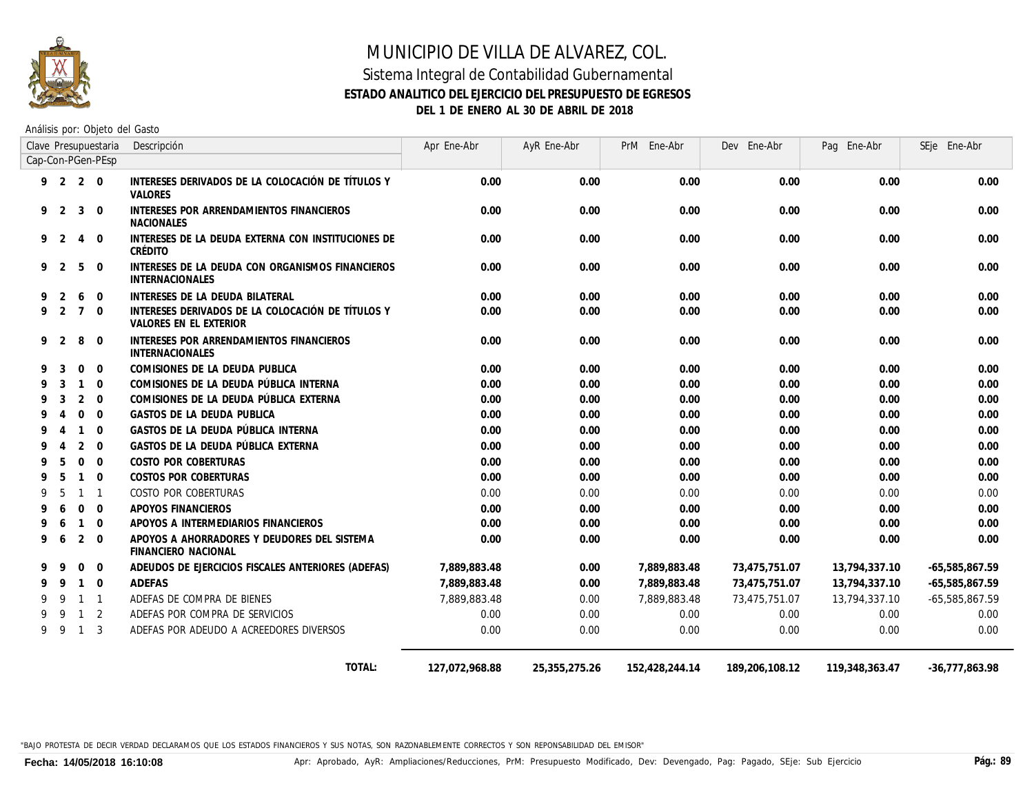# MUNICIPIO DE VILLA DE ALVAREZ, COL.

## Sistema Integral de Contabilidad Gubernamental

### ESTADO ANALITICO DEL EJERCICIO DEL PRESUPUESTO DE EGRESOS

### DEL 1 DE ENERO AL 30 DE ABRIL DE 2018

Análisis por: Objeto del Gasto

| Clave Presupuestaria Cap-Con-PGen-PEsp | Descripción | Apr Ene-Abr | AyR Ene-Abr | PrM Ene-Abr | Dev Ene-Abr | Pag Ene-Abr | SEje Ene-Abr |
|---|---|---|---|---|---|---|---|
| **9 2 2 0** | **INTERESES DERIVADOS DE LA COLOCACIÓN DE TÍTULOS Y VALORES** | **0.00** | **0.00** | **0.00** | **0.00** | **0.00** | **0.00** |
| **9 2 3 0** | **INTERESES POR ARRENDAMIENTOS FINANCIEROS NACIONALES** | **0.00** | **0.00** | **0.00** | **0.00** | **0.00** | **0.00** |
| **9 2 4 0** | **INTERESES DE LA DEUDA EXTERNA CON INSTITUCIONES DE CRÉDITO** | **0.00** | **0.00** | **0.00** | **0.00** | **0.00** | **0.00** |
| **9 2 5 0** | **INTERESES DE LA DEUDA CON ORGANISMOS FINANCIEROS INTERNACIONALES** | **0.00** | **0.00** | **0.00** | **0.00** | **0.00** | **0.00** |
| **9 2 6 0** | **INTERESES DE LA DEUDA BILATERAL** | **0.00** | **0.00** | **0.00** | **0.00** | **0.00** | **0.00** |
| **9 2 7 0** | **INTERESES DERIVADOS DE LA COLOCACIÓN DE TÍTULOS Y VALORES EN EL EXTERIOR** | **0.00** | **0.00** | **0.00** | **0.00** | **0.00** | **0.00** |
| **9 2 8 0** | **INTERESES POR ARRENDAMIENTOS FINANCIEROS INTERNACIONALES** | **0.00** | **0.00** | **0.00** | **0.00** | **0.00** | **0.00** |
| **9 3 0 0** | **COMISIONES DE LA DEUDA PUBLICA** | **0.00** | **0.00** | **0.00** | **0.00** | **0.00** | **0.00** |
| **9 3 1 0** | **COMISIONES DE LA DEUDA PÚBLICA INTERNA** | **0.00** | **0.00** | **0.00** | **0.00** | **0.00** | **0.00** |
| **9 3 2 0** | **COMISIONES DE LA DEUDA PÚBLICA EXTERNA** | **0.00** | **0.00** | **0.00** | **0.00** | **0.00** | **0.00** |
| **9 4 0 0** | **GASTOS DE LA DEUDA PUBLICA** | **0.00** | **0.00** | **0.00** | **0.00** | **0.00** | **0.00** |
| **9 4 1 0** | **GASTOS DE LA DEUDA PÚBLICA INTERNA** | **0.00** | **0.00** | **0.00** | **0.00** | **0.00** | **0.00** |
| **9 4 2 0** | **GASTOS DE LA DEUDA PÚBLICA EXTERNA** | **0.00** | **0.00** | **0.00** | **0.00** | **0.00** | **0.00** |
| **9 5 0 0** | **COSTO POR COBERTURAS** | **0.00** | **0.00** | **0.00** | **0.00** | **0.00** | **0.00** |
| **9 5 1 0** | **COSTOS POR COBERTURAS** | **0.00** | **0.00** | **0.00** | **0.00** | **0.00** | **0.00** |
| 9 5 1 1 | COSTO POR COBERTURAS | 0.00 | 0.00 | 0.00 | 0.00 | 0.00 | 0.00 |
| **9 6 0 0** | **APOYOS FINANCIEROS** | **0.00** | **0.00** | **0.00** | **0.00** | **0.00** | **0.00** |
| **9 6 1 0** | **APOYOS A INTERMEDIARIOS FINANCIEROS** | **0.00** | **0.00** | **0.00** | **0.00** | **0.00** | **0.00** |
| **9 6 2 0** | **APOYOS A AHORRADORES Y DEUDORES DEL SISTEMA FINANCIERO NACIONAL** | **0.00** | **0.00** | **0.00** | **0.00** | **0.00** | **0.00** |
| **9 9 0 0** | **ADEUDOS DE EJERCICIOS FISCALES ANTERIORES (ADEFAS)** | **7,889,883.48** | **0.00** | **7,889,883.48** | **73,475,751.07** | **13,794,337.10** | **-65,585,867.59** |
| **9 9 1 0** | **ADEFAS** | **7,889,883.48** | **0.00** | **7,889,883.48** | **73,475,751.07** | **13,794,337.10** | **-65,585,867.59** |
| 9 9 1 1 | ADEFAS DE COMPRA DE BIENES | 7,889,883.48 | 0.00 | 7,889,883.48 | 73,475,751.07 | 13,794,337.10 | -65,585,867.59 |
| 9 9 1 2 | ADEFAS POR COMPRA DE SERVICIOS | 0.00 | 0.00 | 0.00 | 0.00 | 0.00 | 0.00 |
| 9 9 1 3 | ADEFAS POR ADEUDO A ACREEDORES DIVERSOS | 0.00 | 0.00 | 0.00 | 0.00 | 0.00 | 0.00 |
| | **TOTAL:** | **127,072,968.88** | **25,355,275.26** | **152,428,244.14** | **189,206,108.12** | **119,348,363.47** | **-36,777,863.98** |

"BAJO PROTESTA DE DECIR VERDAD DECLARAMOS QUE LOS ESTADOS FINANCIEROS Y SUS NOTAS, SON RAZONABLEMENTE CORRECTOS Y SON REPONSABILIDAD DEL EMISOR"

Fecha: 14/05/2018 16:10:08

Apr: Aprobado, AyR: Ampliaciones/Reducciones, PrM: Presupuesto Modificado, Dev: Devengado, Pag: Pagado, SEje: Sub Ejercicio